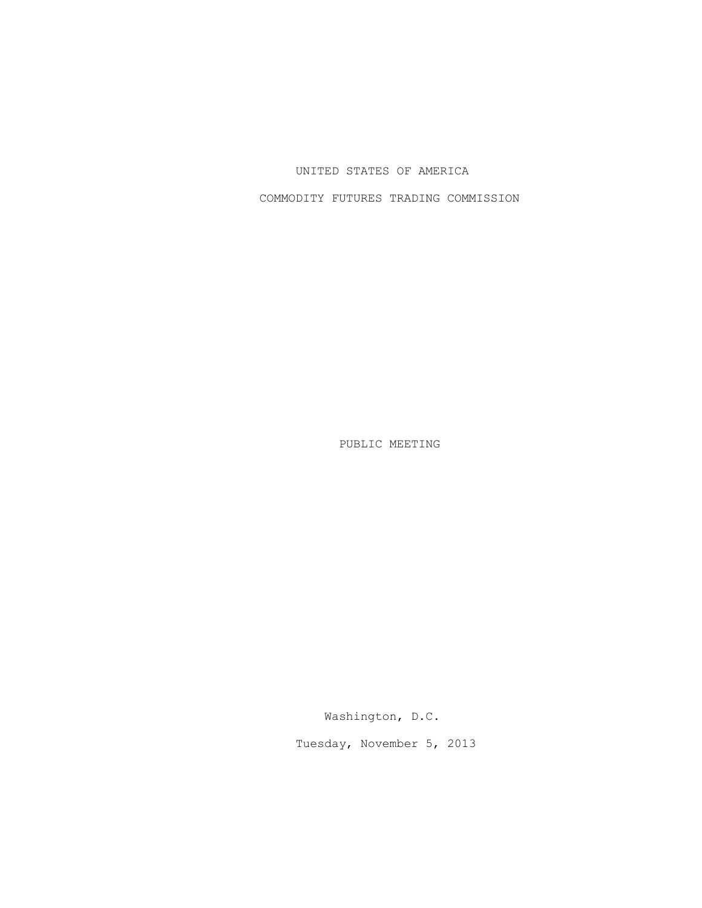UNITED STATES OF AMERICA

COMMODITY FUTURES TRADING COMMISSION

PUBLIC MEETING

Washington, D.C.

Tuesday, November 5, 2013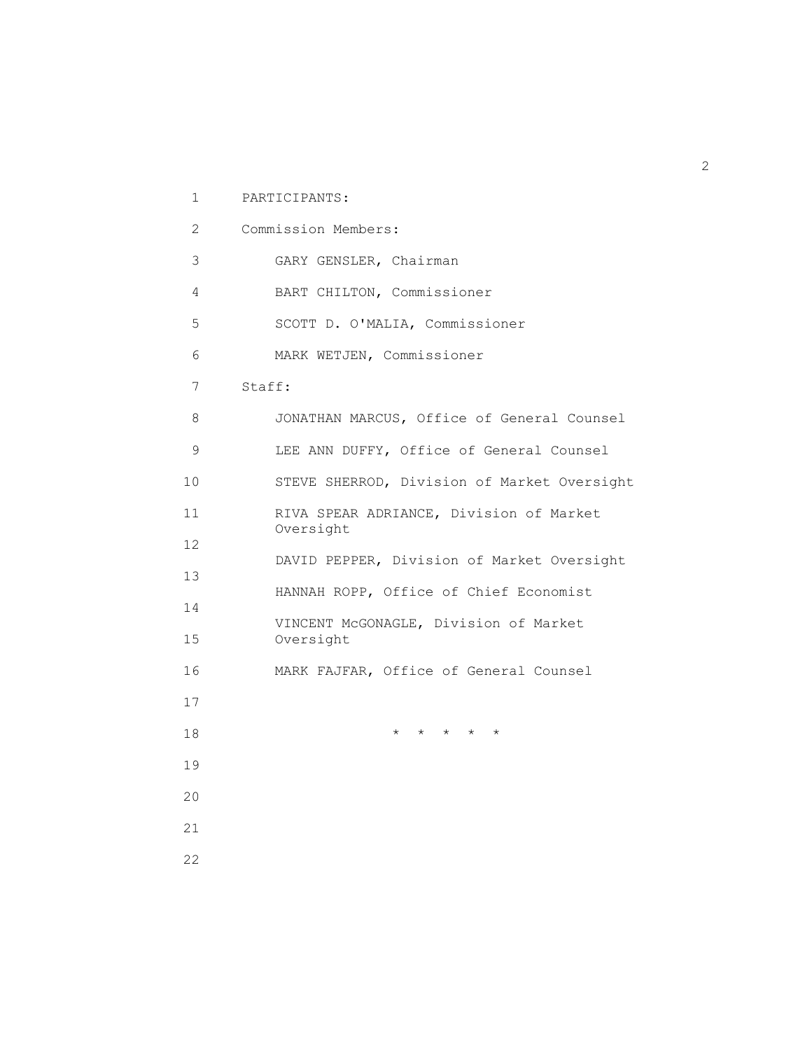PARTICIPANTS:

Commission Members:

GARY GENSLER, Chairman

BART CHILTON, Commissioner

SCOTT D. O'MALIA, Commissioner

MARK WETJEN, Commissioner

Staff:

JONATHAN MARCUS, Office of General Counsel

LEE ANN DUFFY, Office of General Counsel

STEVE SHERROD, Division of Market Oversight

RIVA SPEAR ADRIANCE, Division of Market Oversight

DAVID PEPPER, Division of Market Oversight

HANNAH ROPP, Office of Chief Economist

VINCENT McGONAGLE, Division of Market Oversight

MARK FAJFAR, Office of General Counsel

\* \* \* \* \*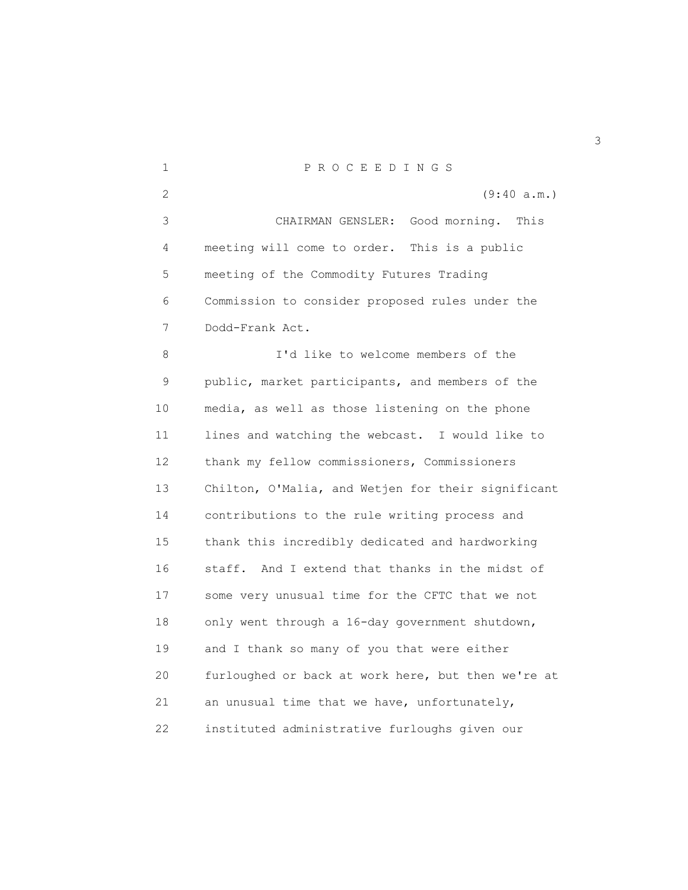P R O C E E D I N G S

(9:40 a.m.)

CHAIRMAN GENSLER: Good morning. This meeting will come to order. This is a public meeting of the Commodity Futures Trading Commission to consider proposed rules under the Dodd-Frank Act.

I'd like to welcome members of the public, market participants, and members of the media, as well as those listening on the phone lines and watching the webcast. I would like to thank my fellow commissioners, Commissioners Chilton, O'Malia, and Wetjen for their significant contributions to the rule writing process and thank this incredibly dedicated and hardworking staff. And I extend that thanks in the midst of some very unusual time for the CFTC that we not only went through a 16-day government shutdown, and I thank so many of you that were either furloughed or back at work here, but then we're at an unusual time that we have, unfortunately, instituted administrative furloughs given our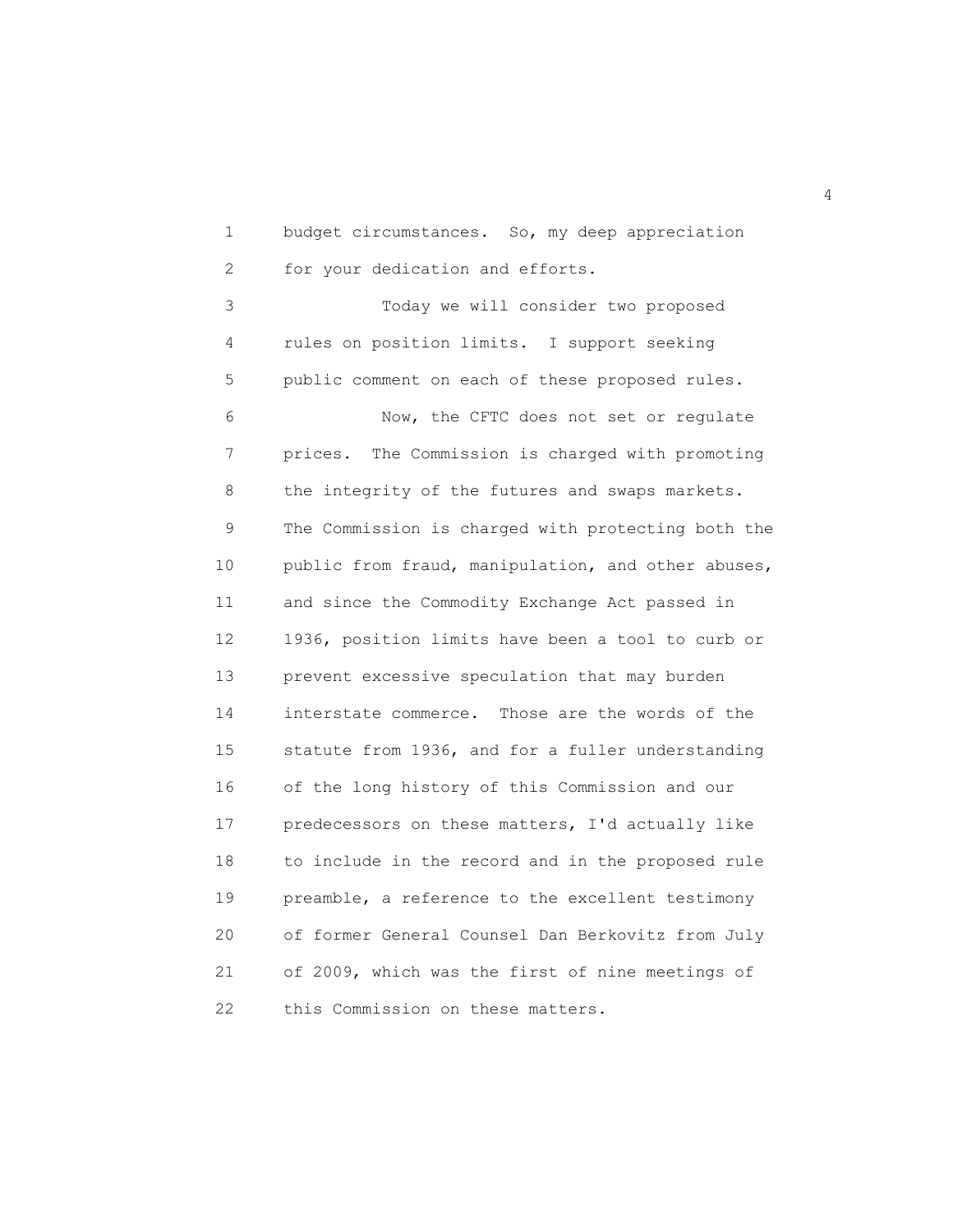budget circumstances. So, my deep appreciation for your dedication and efforts.

Today we will consider two proposed rules on position limits. I support seeking public comment on each of these proposed rules.

Now, the CFTC does not set or regulate prices. The Commission is charged with promoting the integrity of the futures and swaps markets. The Commission is charged with protecting both the public from fraud, manipulation, and other abuses, and since the Commodity Exchange Act passed in 1936, position limits have been a tool to curb or prevent excessive speculation that may burden interstate commerce. Those are the words of the statute from 1936, and for a fuller understanding of the long history of this Commission and our predecessors on these matters, I'd actually like to include in the record and in the proposed rule preamble, a reference to the excellent testimony of former General Counsel Dan Berkovitz from July of 2009, which was the first of nine meetings of this Commission on these matters.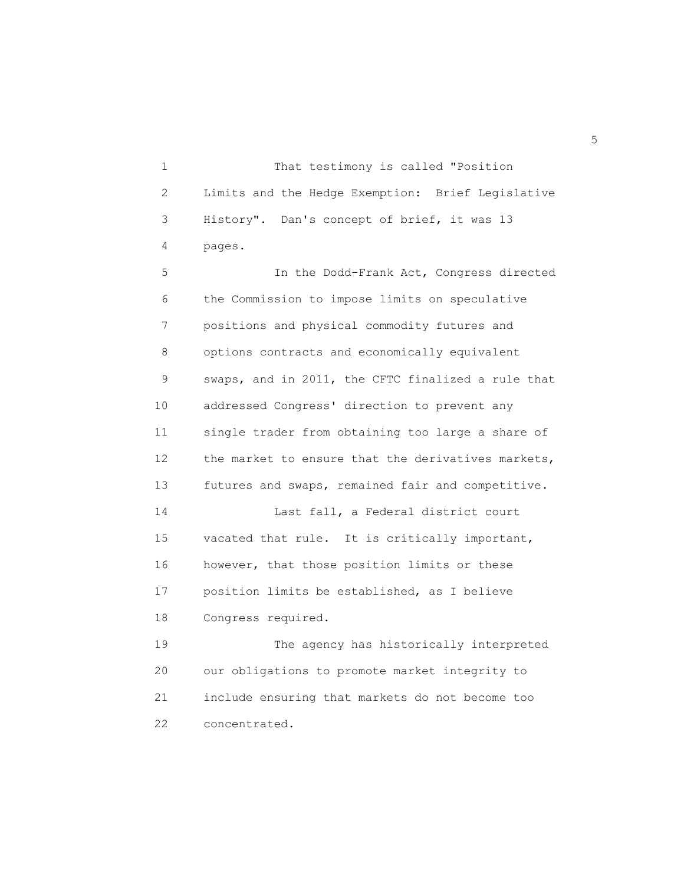That testimony is called "Position Limits and the Hedge Exemption: Brief Legislative History". Dan's concept of brief, it was 13 pages.

In the Dodd-Frank Act, Congress directed the Commission to impose limits on speculative positions and physical commodity futures and options contracts and economically equivalent swaps, and in 2011, the CFTC finalized a rule that addressed Congress' direction to prevent any single trader from obtaining too large a share of the market to ensure that the derivatives markets, futures and swaps, remained fair and competitive.

Last fall, a Federal district court vacated that rule. It is critically important, however, that those position limits or these position limits be established, as I believe Congress required.

The agency has historically interpreted our obligations to promote market integrity to include ensuring that markets do not become too concentrated.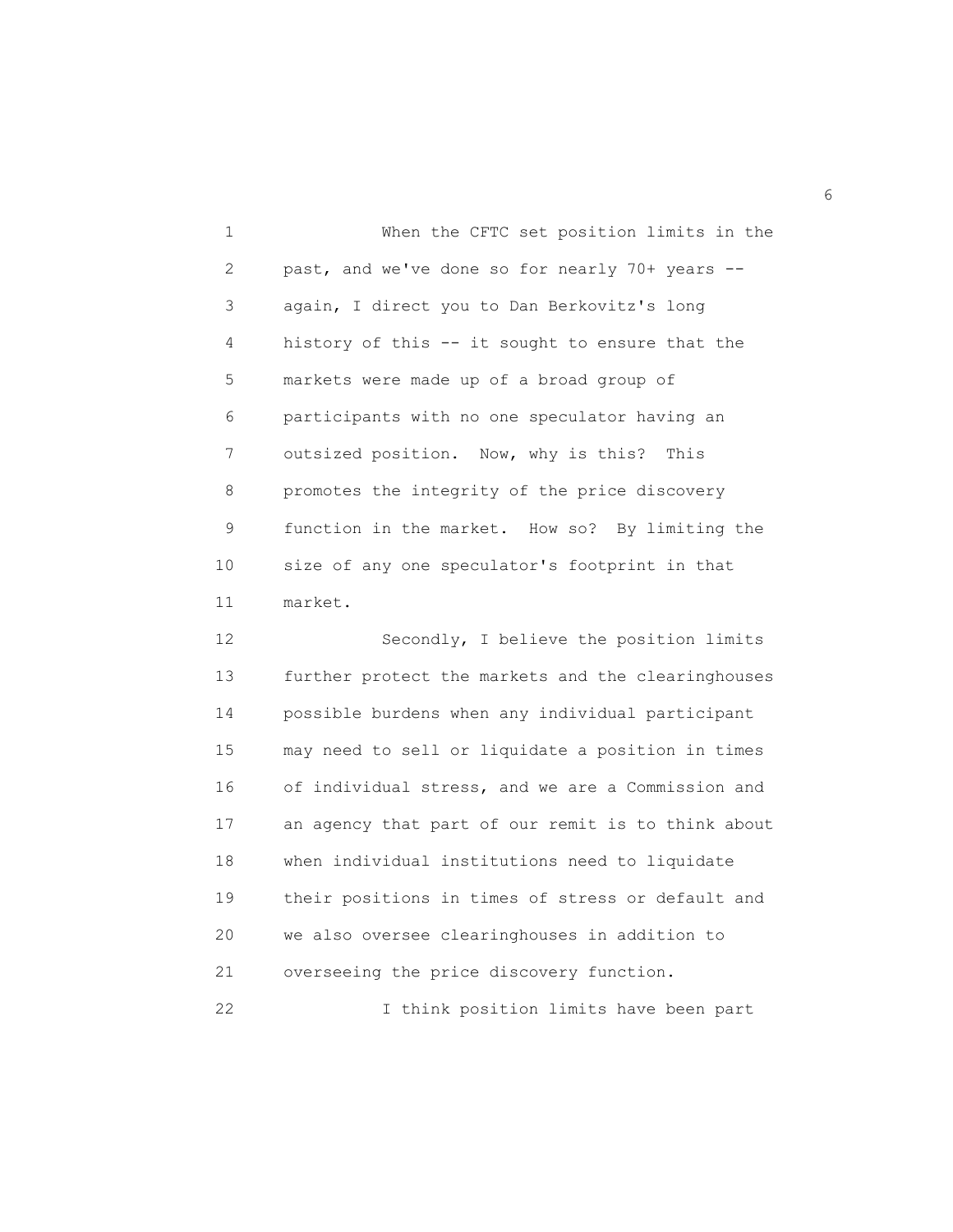When the CFTC set position limits in the past, and we've done so for nearly 70+ years -- again, I direct you to Dan Berkovitz's long history of this -- it sought to ensure that the markets were made up of a broad group of participants with no one speculator having an outsized position. Now, why is this? This promotes the integrity of the price discovery function in the market. How so? By limiting the size of any one speculator's footprint in that market.

Secondly, I believe the position limits further protect the markets and the clearinghouses possible burdens when any individual participant may need to sell or liquidate a position in times of individual stress, and we are a Commission and an agency that part of our remit is to think about when individual institutions need to liquidate their positions in times of stress or default and we also oversee clearinghouses in addition to overseeing the price discovery function.

I think position limits have been part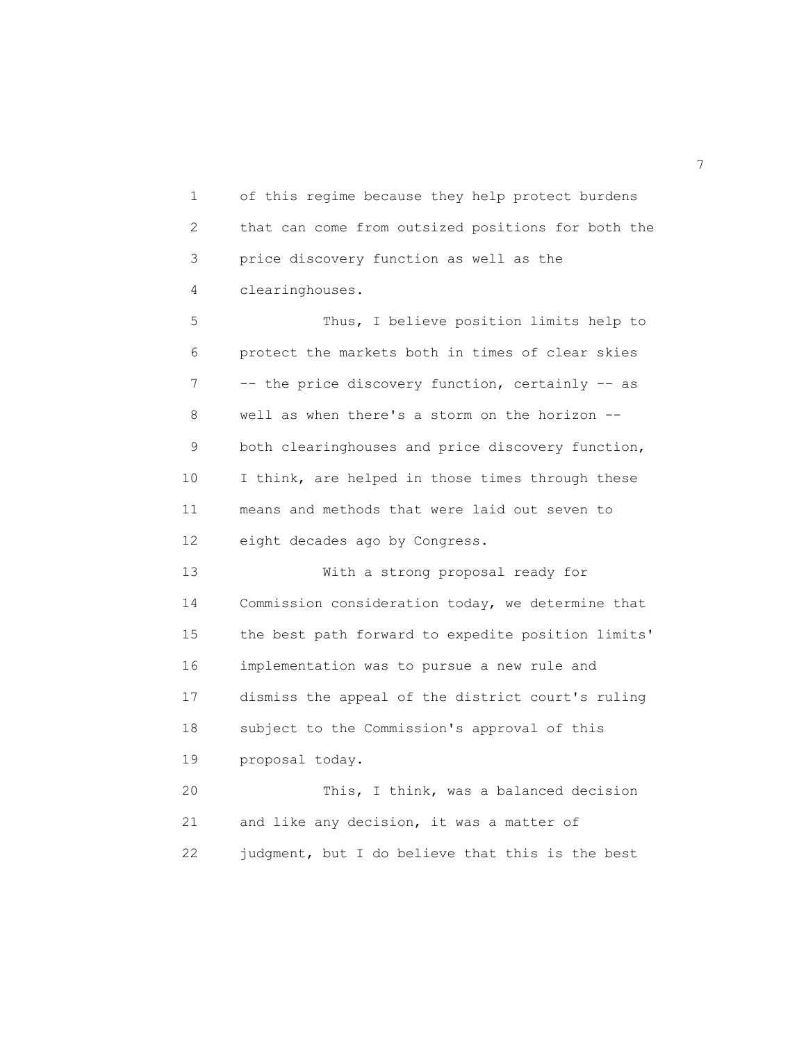of this regime because they help protect burdens that can come from outsized positions for both the price discovery function as well as the clearinghouses.

Thus, I believe position limits help to protect the markets both in times of clear skies -- the price discovery function, certainly -- as well as when there's a storm on the horizon -- both clearinghouses and price discovery function, I think, are helped in those times through these means and methods that were laid out seven to eight decades ago by Congress.

With a strong proposal ready for Commission consideration today, we determine that the best path forward to expedite position limits' implementation was to pursue a new rule and dismiss the appeal of the district court's ruling subject to the Commission's approval of this proposal today.

This, I think, was a balanced decision and like any decision, it was a matter of judgment, but I do believe that this is the best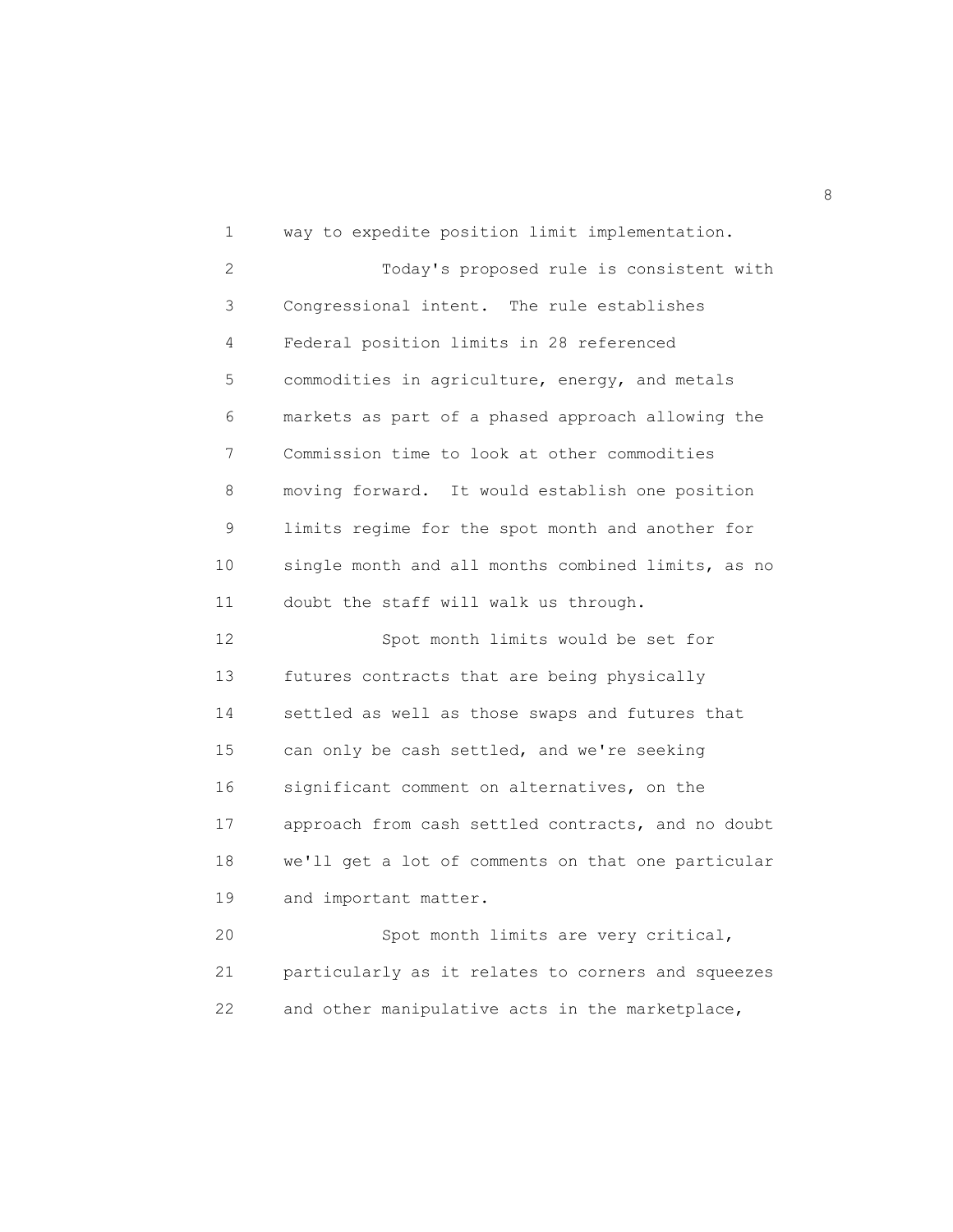way to expedite position limit implementation.

Today's proposed rule is consistent with Congressional intent. The rule establishes Federal position limits in 28 referenced commodities in agriculture, energy, and metals markets as part of a phased approach allowing the Commission time to look at other commodities moving forward. It would establish one position limits regime for the spot month and another for single month and all months combined limits, as no doubt the staff will walk us through.

Spot month limits would be set for futures contracts that are being physically settled as well as those swaps and futures that can only be cash settled, and we're seeking significant comment on alternatives, on the approach from cash settled contracts, and no doubt we'll get a lot of comments on that one particular and important matter.

Spot month limits are very critical, particularly as it relates to corners and squeezes and other manipulative acts in the marketplace,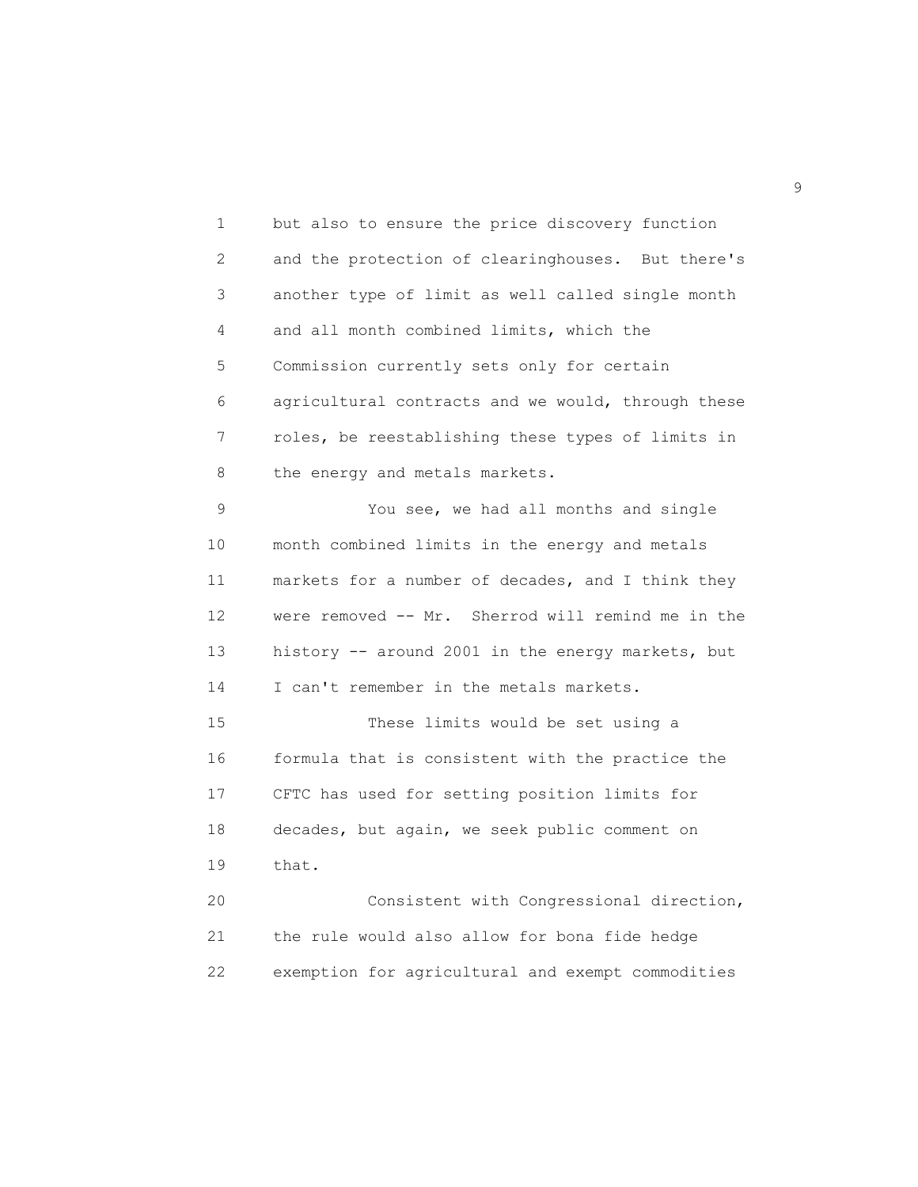but also to ensure the price discovery function and the protection of clearinghouses. But there's another type of limit as well called single month and all month combined limits, which the Commission currently sets only for certain agricultural contracts and we would, through these roles, be reestablishing these types of limits in the energy and metals markets.

You see, we had all months and single month combined limits in the energy and metals markets for a number of decades, and I think they were removed -- Mr. Sherrod will remind me in the history -- around 2001 in the energy markets, but I can't remember in the metals markets.

These limits would be set using a formula that is consistent with the practice the CFTC has used for setting position limits for decades, but again, we seek public comment on that.

Consistent with Congressional direction, the rule would also allow for bona fide hedge exemption for agricultural and exempt commodities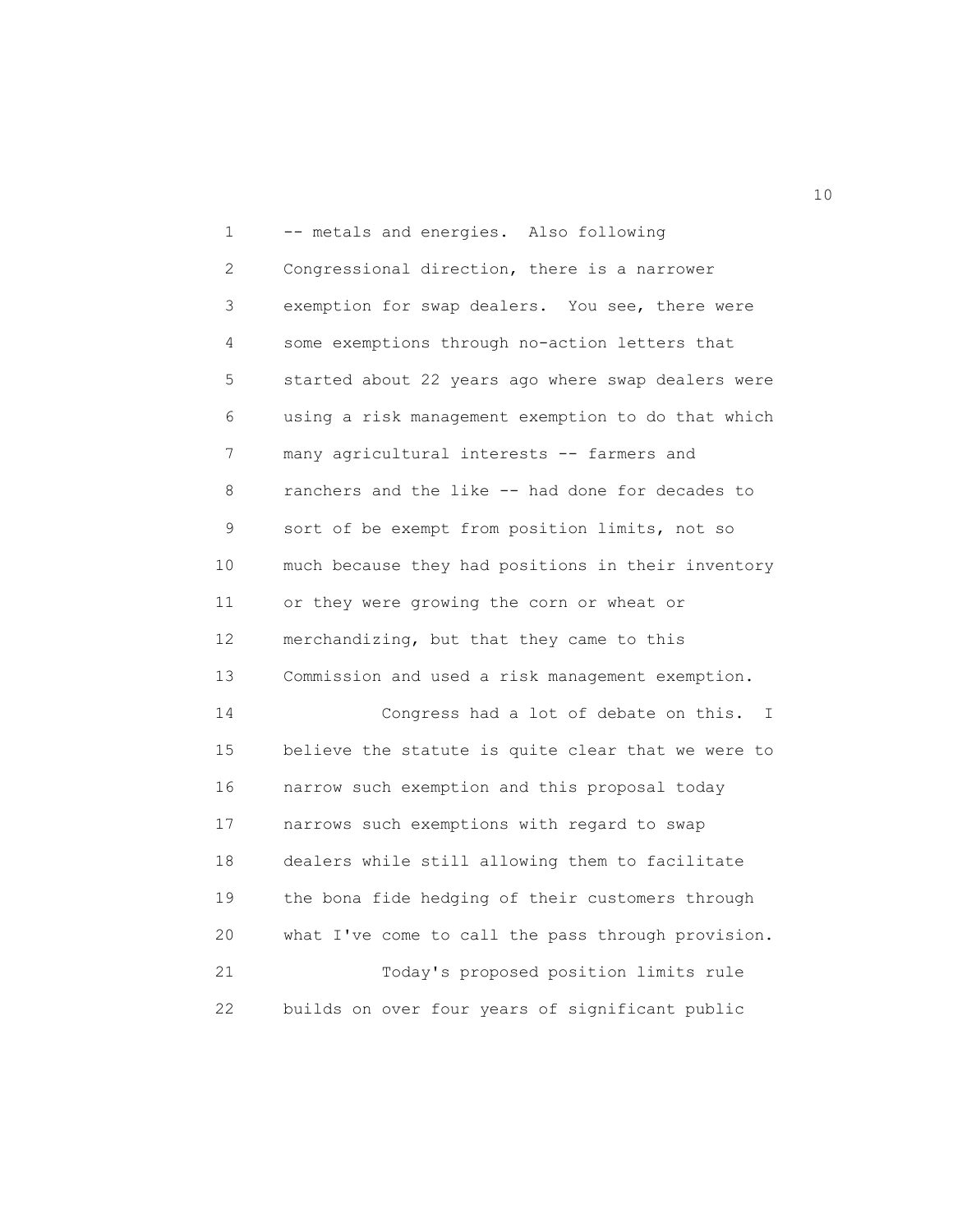-- metals and energies. Also following Congressional direction, there is a narrower exemption for swap dealers. You see, there were some exemptions through no-action letters that started about 22 years ago where swap dealers were using a risk management exemption to do that which many agricultural interests -- farmers and ranchers and the like -- had done for decades to sort of be exempt from position limits, not so much because they had positions in their inventory or they were growing the corn or wheat or merchandizing, but that they came to this Commission and used a risk management exemption.

Congress had a lot of debate on this. I believe the statute is quite clear that we were to narrow such exemption and this proposal today narrows such exemptions with regard to swap dealers while still allowing them to facilitate the bona fide hedging of their customers through what I've come to call the pass through provision.

Today's proposed position limits rule builds on over four years of significant public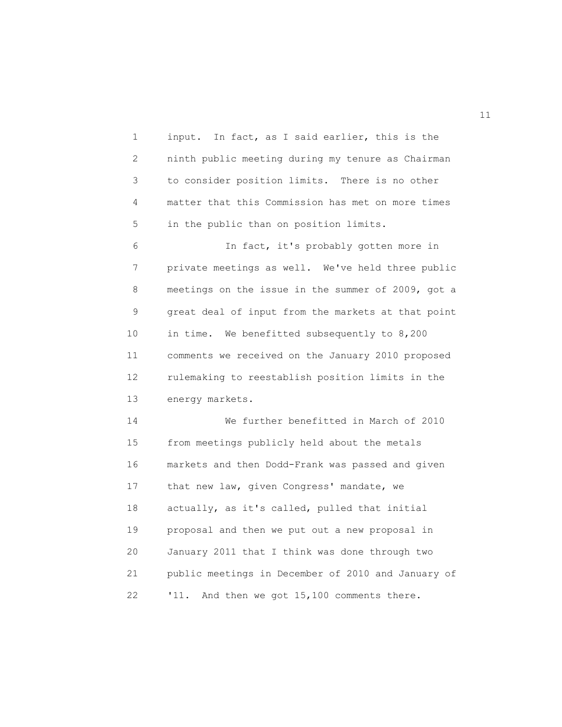input. In fact, as I said earlier, this is the ninth public meeting during my tenure as Chairman to consider position limits. There is no other matter that this Commission has met on more times in the public than on position limits.

In fact, it's probably gotten more in private meetings as well. We've held three public meetings on the issue in the summer of 2009, got a great deal of input from the markets at that point in time. We benefitted subsequently to 8,200 comments we received on the January 2010 proposed rulemaking to reestablish position limits in the energy markets.

We further benefitted in March of 2010 from meetings publicly held about the metals markets and then Dodd-Frank was passed and given that new law, given Congress' mandate, we actually, as it's called, pulled that initial proposal and then we put out a new proposal in January 2011 that I think was done through two public meetings in December of 2010 and January of '11. And then we got 15,100 comments there.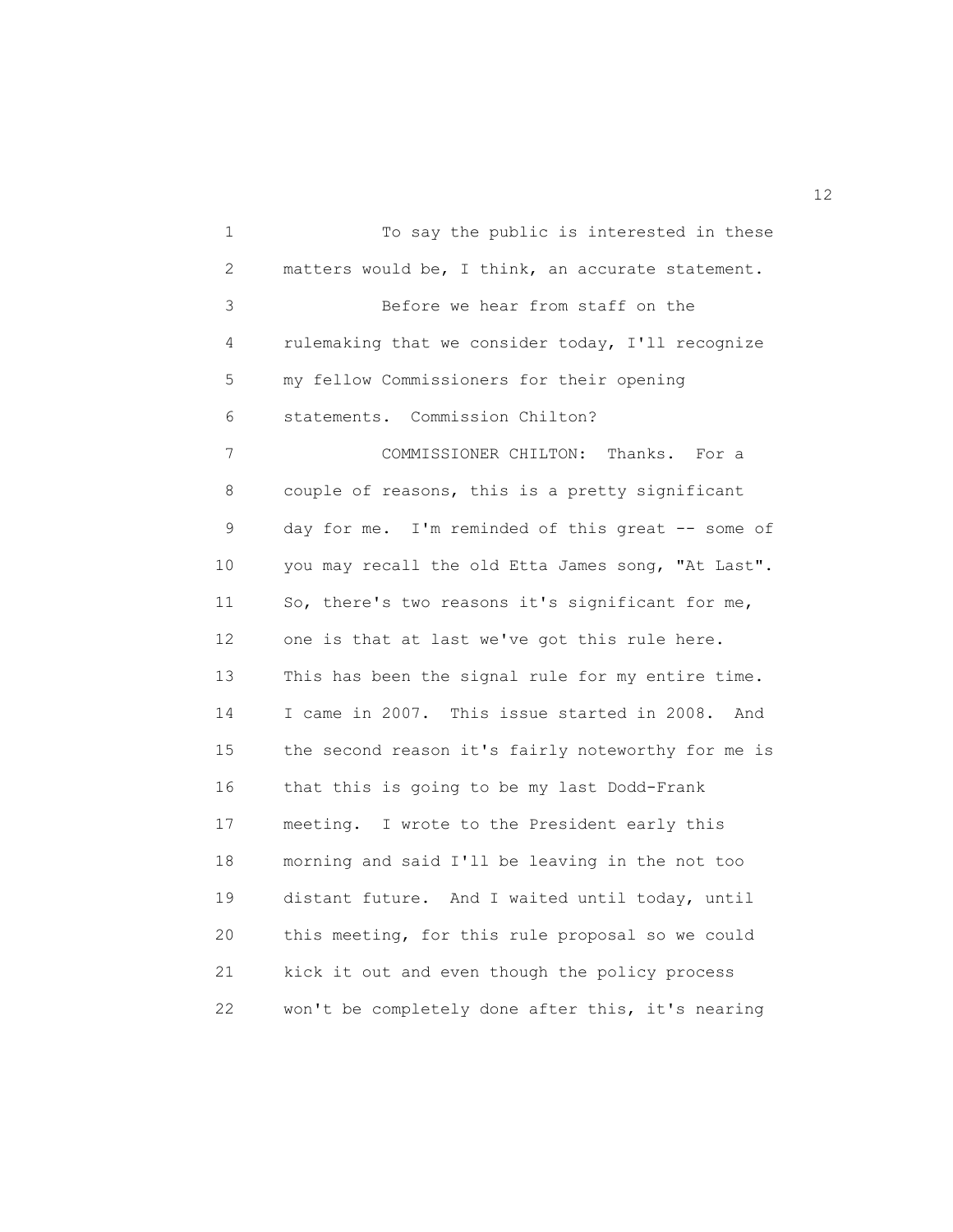To say the public is interested in these matters would be, I think, an accurate statement.

Before we hear from staff on the rulemaking that we consider today, I'll recognize my fellow Commissioners for their opening statements. Commission Chilton?

COMMISSIONER CHILTON: Thanks. For a couple of reasons, this is a pretty significant day for me. I'm reminded of this great -- some of you may recall the old Etta James song, "At Last". So, there's two reasons it's significant for me, one is that at last we've got this rule here. This has been the signal rule for my entire time. I came in 2007. This issue started in 2008. And the second reason it's fairly noteworthy for me is that this is going to be my last Dodd-Frank meeting. I wrote to the President early this morning and said I'll be leaving in the not too distant future. And I waited until today, until this meeting, for this rule proposal so we could kick it out and even though the policy process won't be completely done after this, it's nearing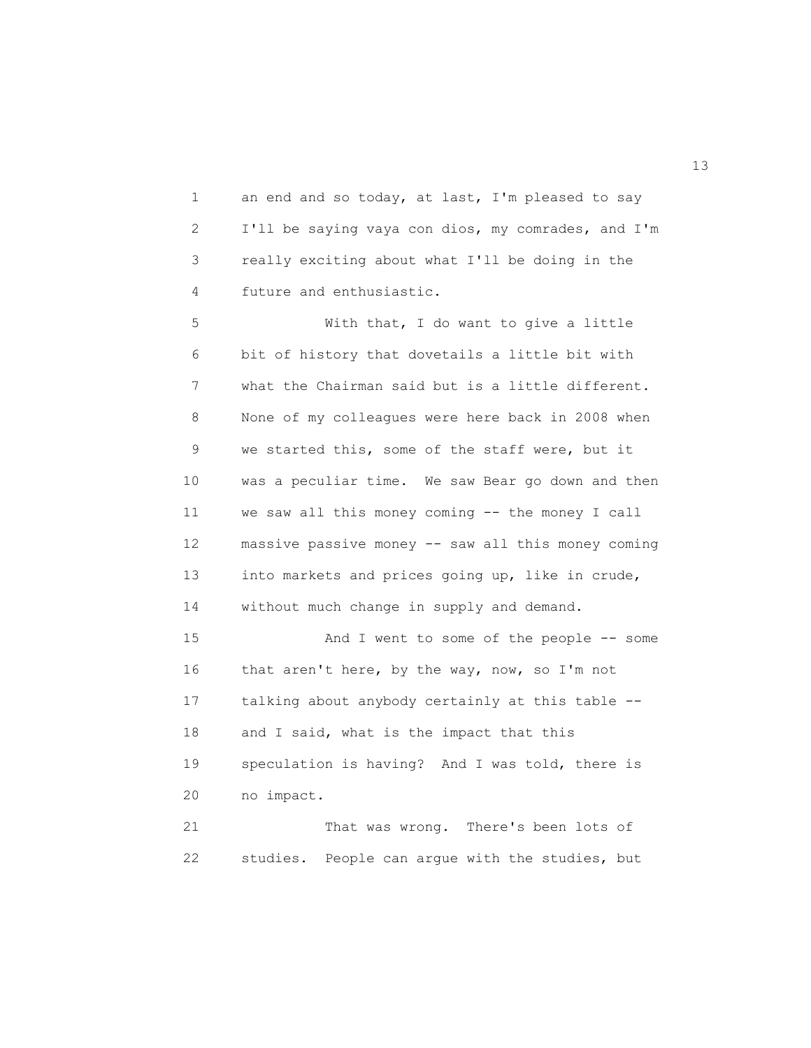an end and so today, at last, I'm pleased to say I'll be saying vaya con dios, my comrades, and I'm really exciting about what I'll be doing in the future and enthusiastic.

With that, I do want to give a little bit of history that dovetails a little bit with what the Chairman said but is a little different. None of my colleagues were here back in 2008 when we started this, some of the staff were, but it was a peculiar time. We saw Bear go down and then we saw all this money coming -- the money I call massive passive money -- saw all this money coming into markets and prices going up, like in crude, without much change in supply and demand.

And I went to some of the people -- some that aren't here, by the way, now, so I'm not talking about anybody certainly at this table -- and I said, what is the impact that this speculation is having? And I was told, there is no impact.

That was wrong. There's been lots of studies. People can argue with the studies, but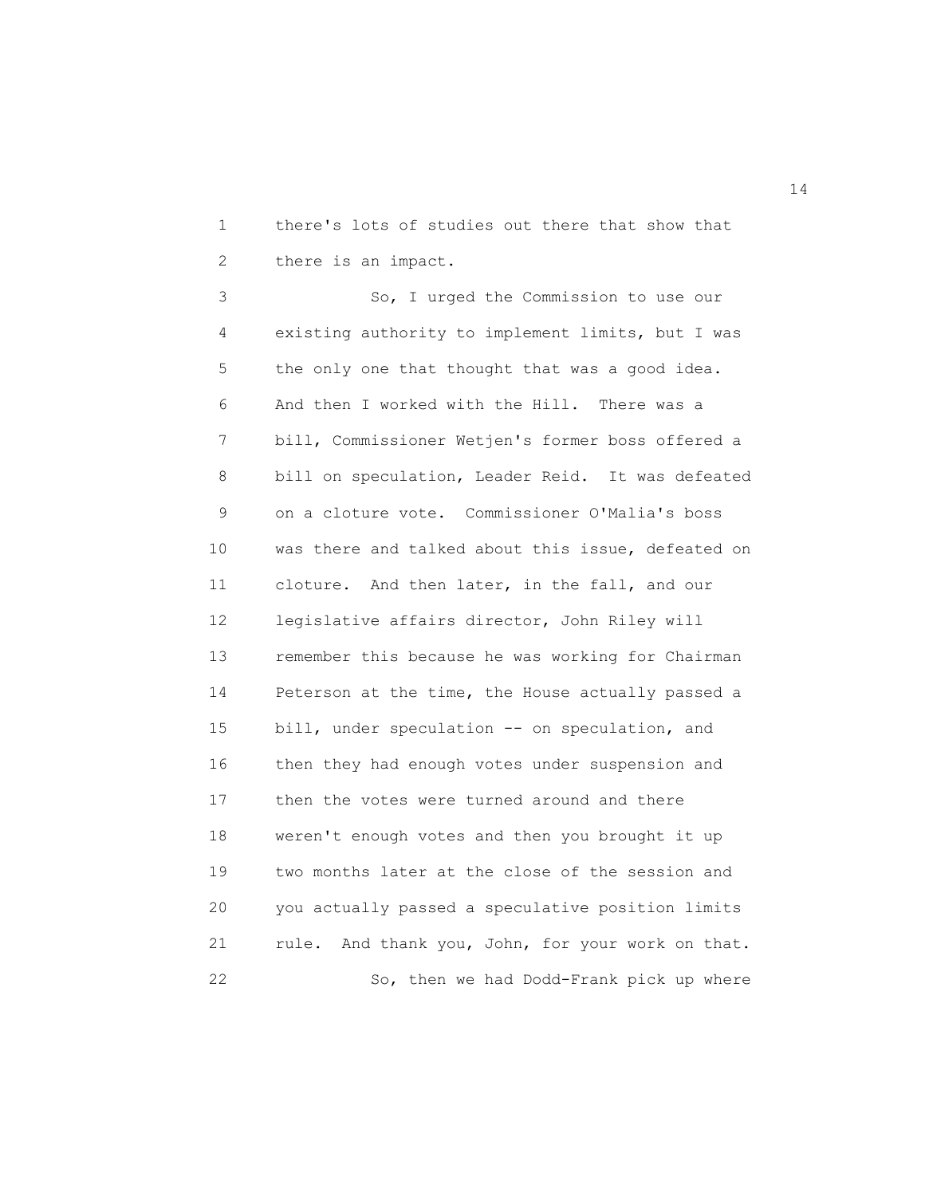there's lots of studies out there that show that there is an impact.

So, I urged the Commission to use our existing authority to implement limits, but I was the only one that thought that was a good idea. And then I worked with the Hill. There was a bill, Commissioner Wetjen's former boss offered a bill on speculation, Leader Reid. It was defeated on a cloture vote. Commissioner O'Malia's boss was there and talked about this issue, defeated on cloture. And then later, in the fall, and our legislative affairs director, John Riley will remember this because he was working for Chairman Peterson at the time, the House actually passed a bill, under speculation -- on speculation, and then they had enough votes under suspension and then the votes were turned around and there weren't enough votes and then you brought it up two months later at the close of the session and you actually passed a speculative position limits rule. And thank you, John, for your work on that.

So, then we had Dodd-Frank pick up where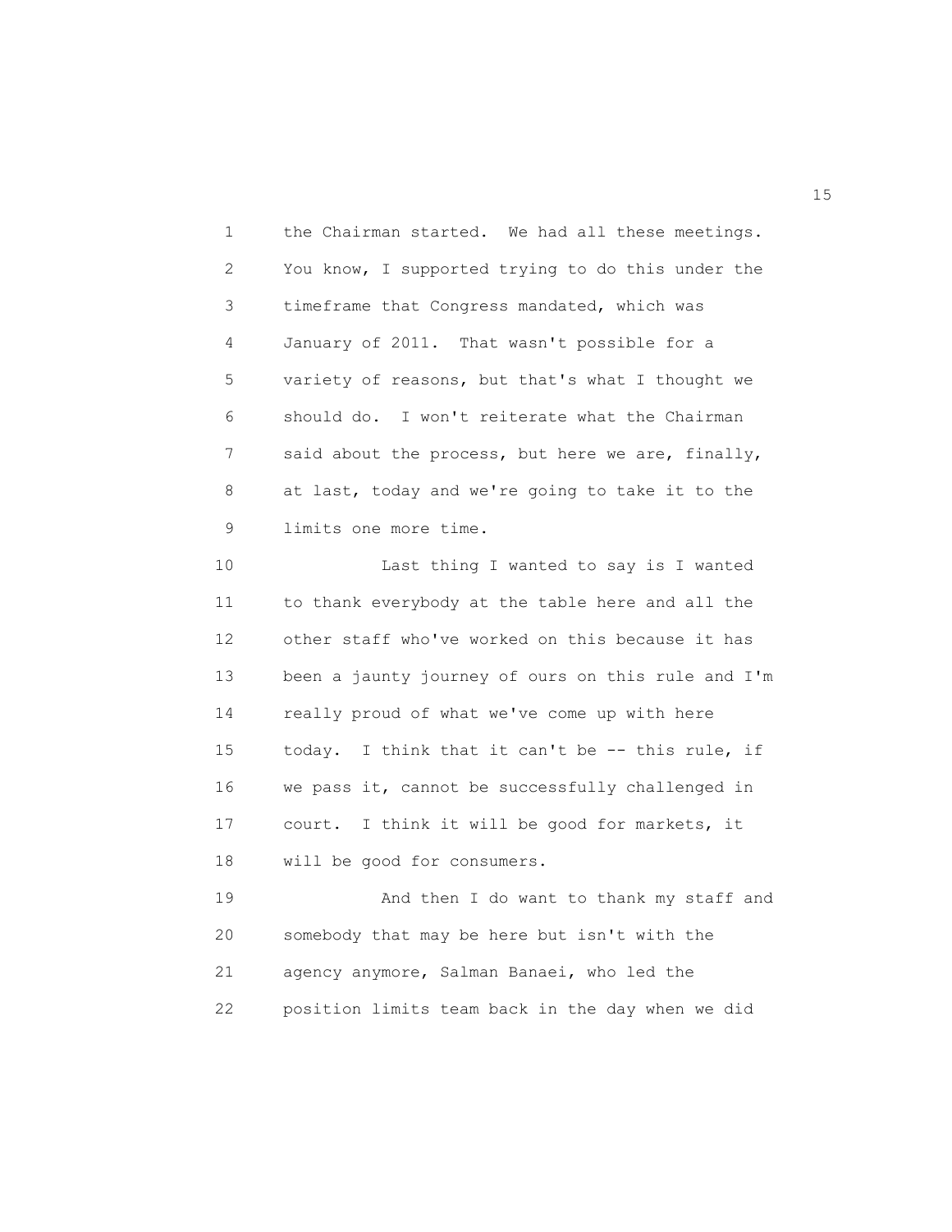the Chairman started. We had all these meetings. You know, I supported trying to do this under the timeframe that Congress mandated, which was January of 2011. That wasn't possible for a variety of reasons, but that's what I thought we should do. I won't reiterate what the Chairman said about the process, but here we are, finally, at last, today and we're going to take it to the limits one more time.

Last thing I wanted to say is I wanted to thank everybody at the table here and all the other staff who've worked on this because it has been a jaunty journey of ours on this rule and I'm really proud of what we've come up with here today. I think that it can't be -- this rule, if we pass it, cannot be successfully challenged in court. I think it will be good for markets, it will be good for consumers.

And then I do want to thank my staff and somebody that may be here but isn't with the agency anymore, Salman Banaei, who led the position limits team back in the day when we did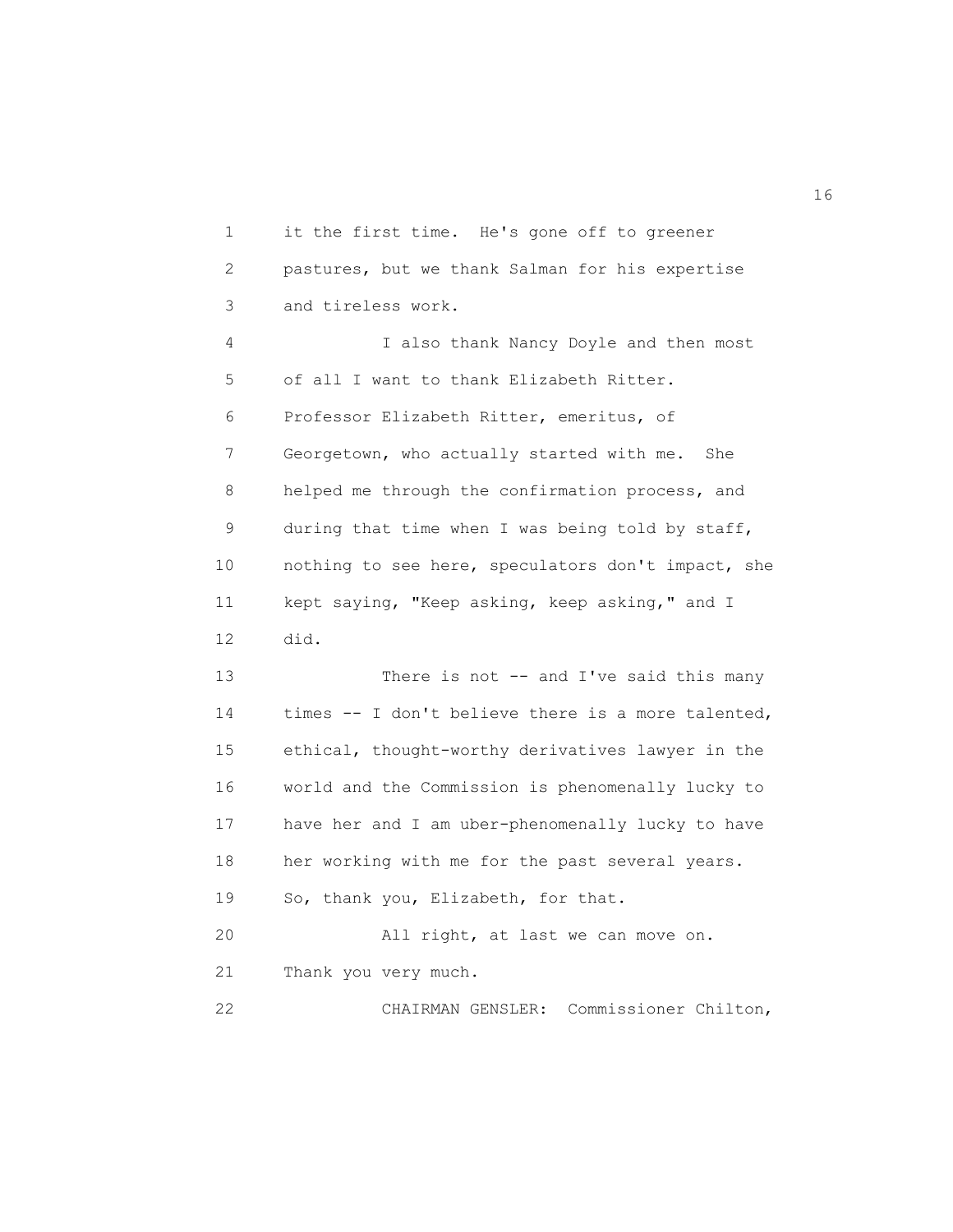it the first time. He's gone off to greener pastures, but we thank Salman for his expertise and tireless work.

I also thank Nancy Doyle and then most of all I want to thank Elizabeth Ritter. Professor Elizabeth Ritter, emeritus, of Georgetown, who actually started with me. She helped me through the confirmation process, and during that time when I was being told by staff, nothing to see here, speculators don't impact, she kept saying, "Keep asking, keep asking," and I did.

There is not -- and I've said this many times -- I don't believe there is a more talented, ethical, thought-worthy derivatives lawyer in the world and the Commission is phenomenally lucky to have her and I am uber-phenomenally lucky to have her working with me for the past several years. So, thank you, Elizabeth, for that.

All right, at last we can move on. Thank you very much.

CHAIRMAN GENSLER: Commissioner Chilton,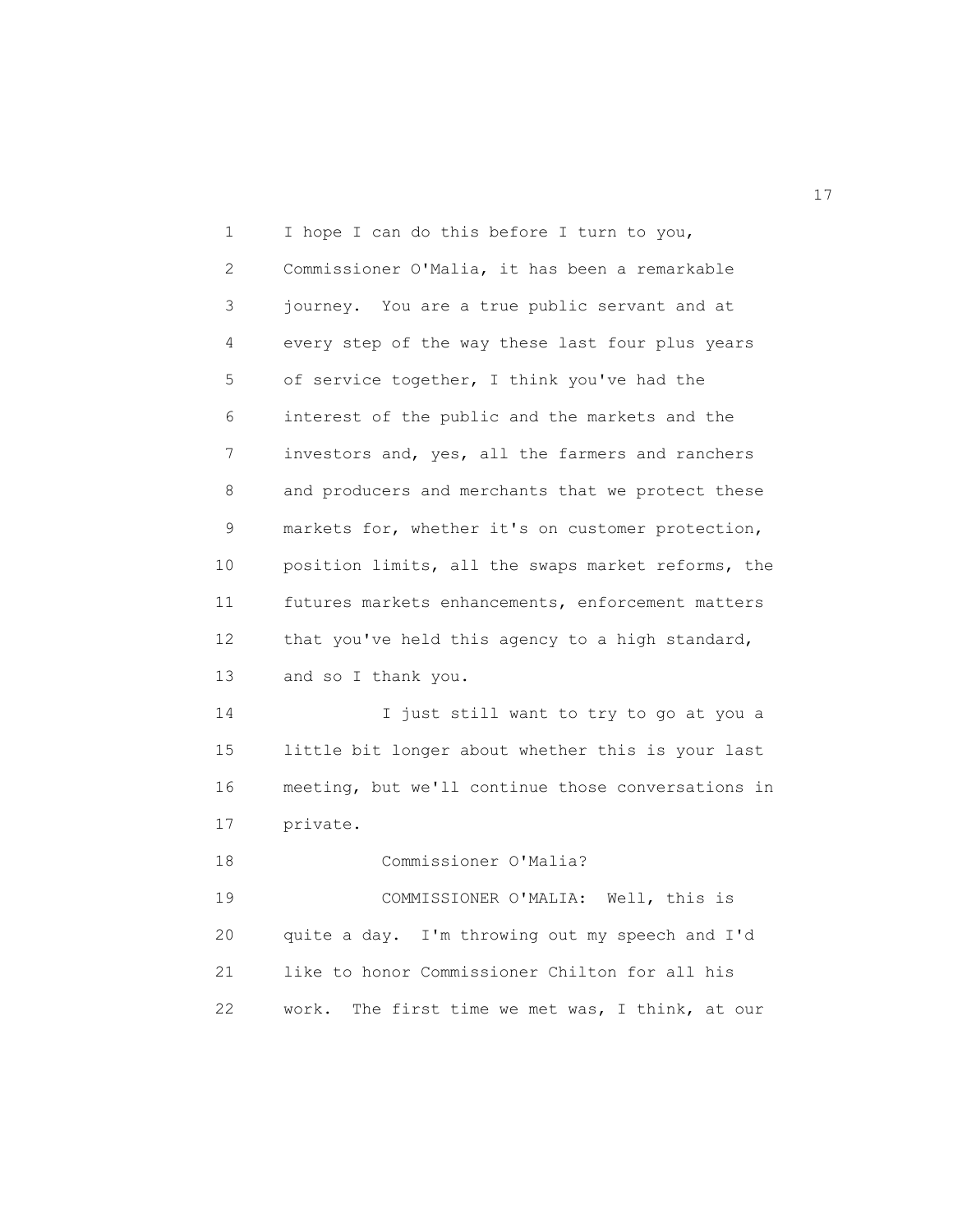I hope I can do this before I turn to you, Commissioner O'Malia, it has been a remarkable journey. You are a true public servant and at every step of the way these last four plus years of service together, I think you've had the interest of the public and the markets and the investors and, yes, all the farmers and ranchers and producers and merchants that we protect these markets for, whether it's on customer protection, position limits, all the swaps market reforms, the futures markets enhancements, enforcement matters that you've held this agency to a high standard, and so I thank you.

I just still want to try to go at you a little bit longer about whether this is your last meeting, but we'll continue those conversations in private.

Commissioner O'Malia?

COMMISSIONER O'MALIA: Well, this is quite a day. I'm throwing out my speech and I'd like to honor Commissioner Chilton for all his work. The first time we met was, I think, at our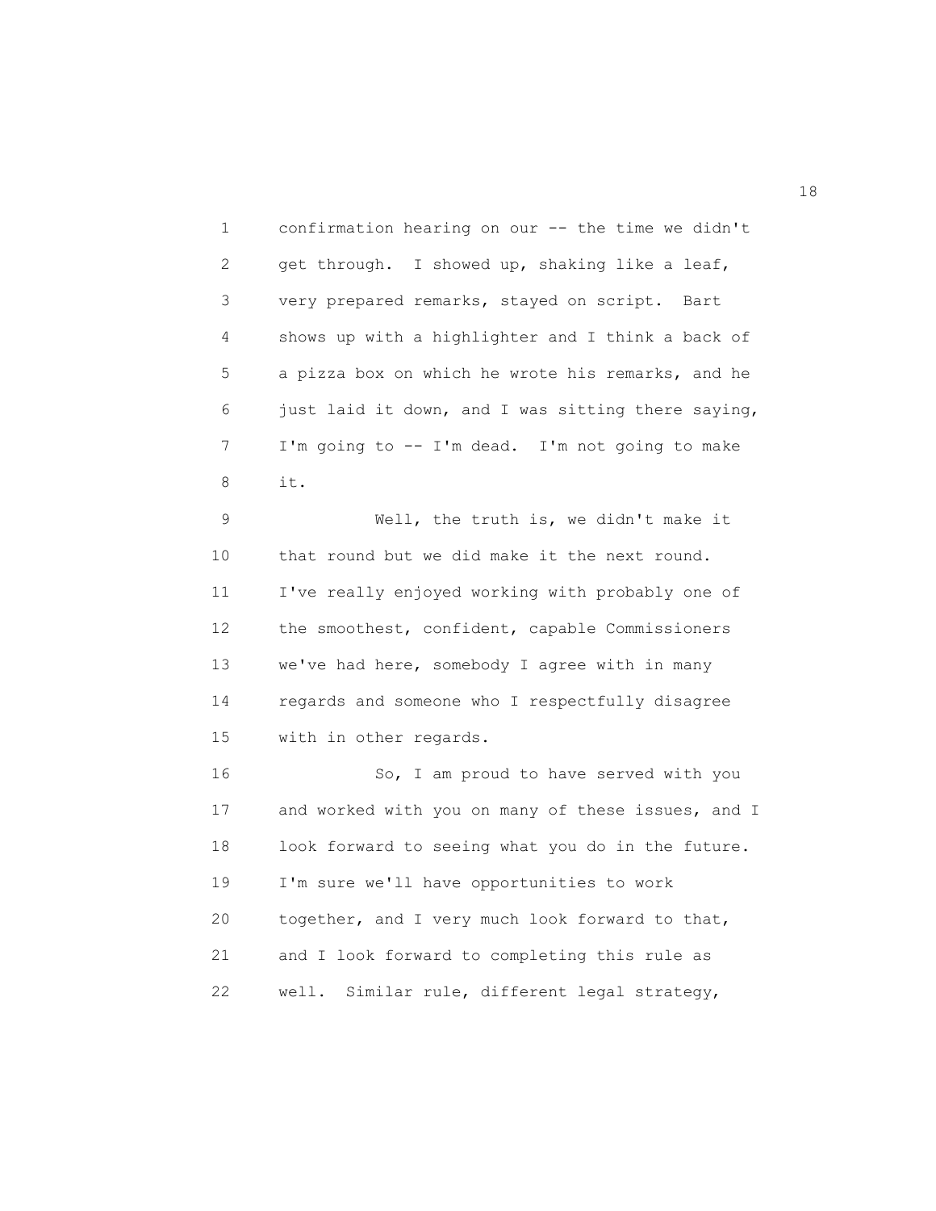confirmation hearing on our -- the time we didn't get through. I showed up, shaking like a leaf, very prepared remarks, stayed on script. Bart shows up with a highlighter and I think a back of a pizza box on which he wrote his remarks, and he just laid it down, and I was sitting there saying, I'm going to -- I'm dead. I'm not going to make it.

Well, the truth is, we didn't make it that round but we did make it the next round. I've really enjoyed working with probably one of the smoothest, confident, capable Commissioners we've had here, somebody I agree with in many regards and someone who I respectfully disagree with in other regards.

So, I am proud to have served with you and worked with you on many of these issues, and I look forward to seeing what you do in the future. I'm sure we'll have opportunities to work together, and I very much look forward to that, and I look forward to completing this rule as well. Similar rule, different legal strategy,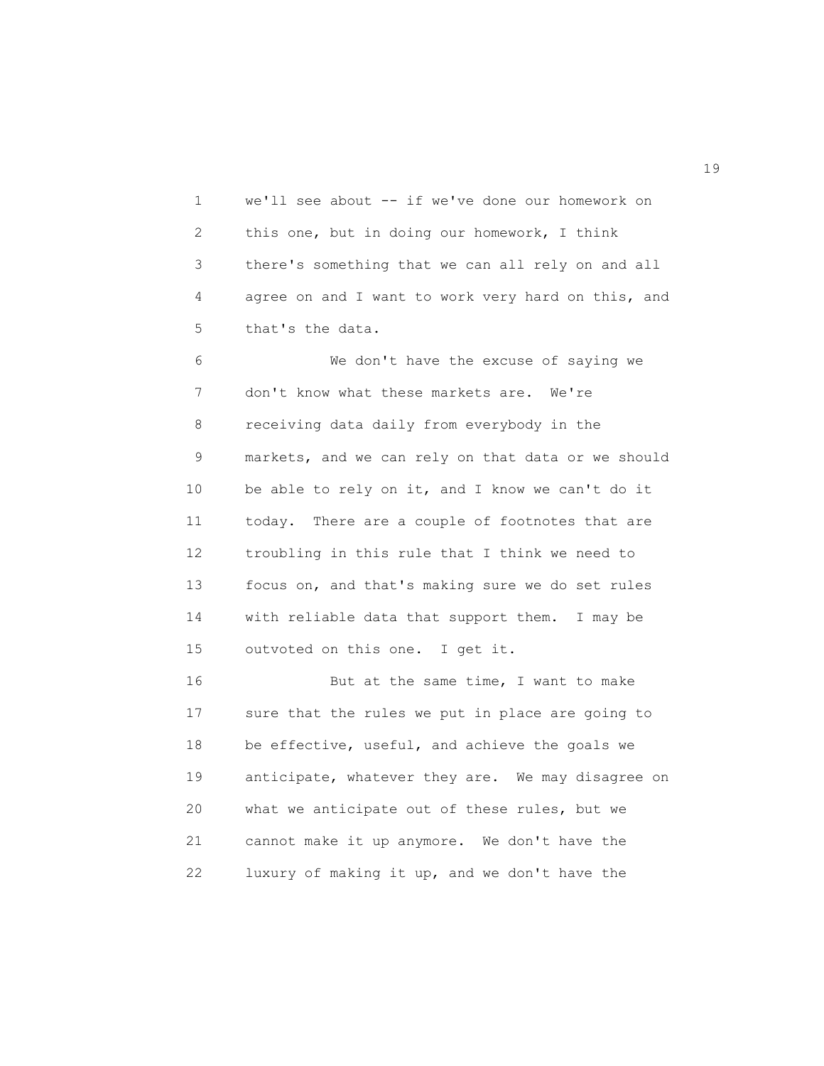we'll see about -- if we've done our homework on this one, but in doing our homework, I think there's something that we can all rely on and all agree on and I want to work very hard on this, and that's the data.

We don't have the excuse of saying we don't know what these markets are. We're receiving data daily from everybody in the markets, and we can rely on that data or we should be able to rely on it, and I know we can't do it today. There are a couple of footnotes that are troubling in this rule that I think we need to focus on, and that's making sure we do set rules with reliable data that support them. I may be outvoted on this one. I get it.

But at the same time, I want to make sure that the rules we put in place are going to be effective, useful, and achieve the goals we anticipate, whatever they are. We may disagree on what we anticipate out of these rules, but we cannot make it up anymore. We don't have the luxury of making it up, and we don't have the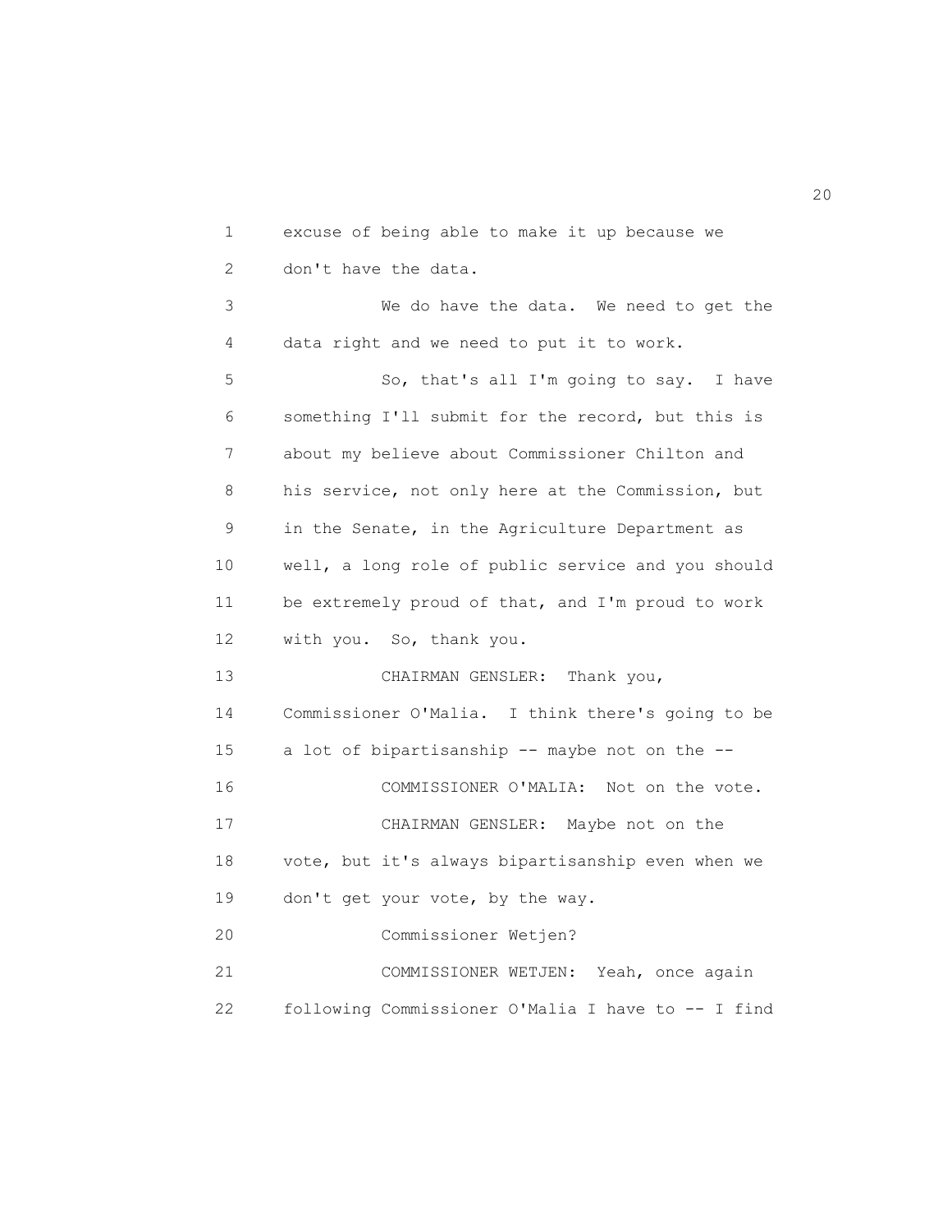excuse of being able to make it up because we don't have the data.

We do have the data. We need to get the data right and we need to put it to work.

So, that's all I'm going to say. I have something I'll submit for the record, but this is about my believe about Commissioner Chilton and his service, not only here at the Commission, but in the Senate, in the Agriculture Department as well, a long role of public service and you should be extremely proud of that, and I'm proud to work with you. So, thank you.

CHAIRMAN GENSLER: Thank you, Commissioner O'Malia. I think there's going to be a lot of bipartisanship -- maybe not on the --

COMMISSIONER O'MALIA: Not on the vote.

CHAIRMAN GENSLER: Maybe not on the vote, but it's always bipartisanship even when we don't get your vote, by the way.

Commissioner Wetjen?

COMMISSIONER WETJEN: Yeah, once again following Commissioner O'Malia I have to -- I find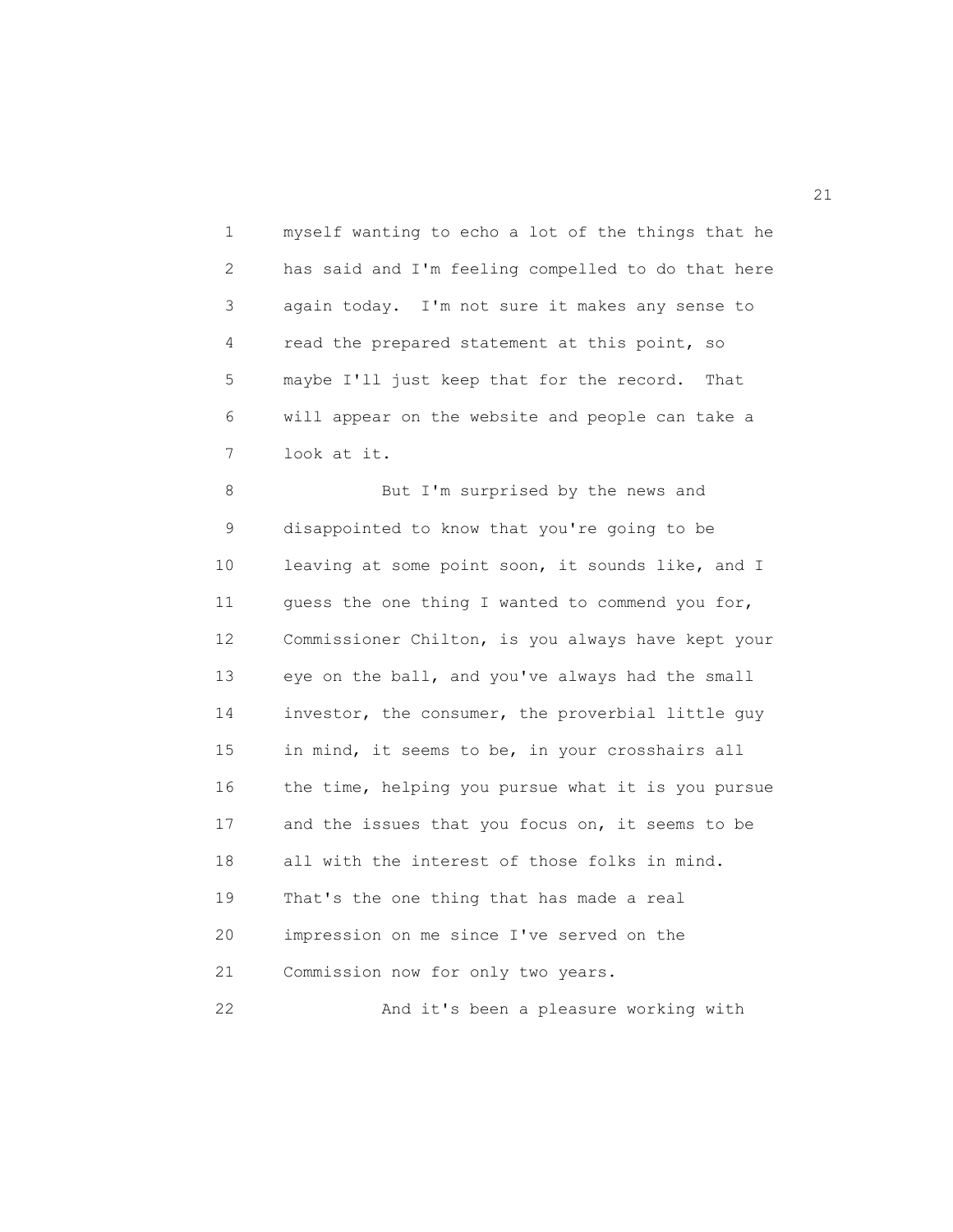myself wanting to echo a lot of the things that he has said and I'm feeling compelled to do that here again today. I'm not sure it makes any sense to read the prepared statement at this point, so maybe I'll just keep that for the record. That will appear on the website and people can take a look at it.

But I'm surprised by the news and disappointed to know that you're going to be leaving at some point soon, it sounds like, and I guess the one thing I wanted to commend you for, Commissioner Chilton, is you always have kept your eye on the ball, and you've always had the small investor, the consumer, the proverbial little guy in mind, it seems to be, in your crosshairs all the time, helping you pursue what it is you pursue and the issues that you focus on, it seems to be all with the interest of those folks in mind. That's the one thing that has made a real impression on me since I've served on the Commission now for only two years.

And it's been a pleasure working with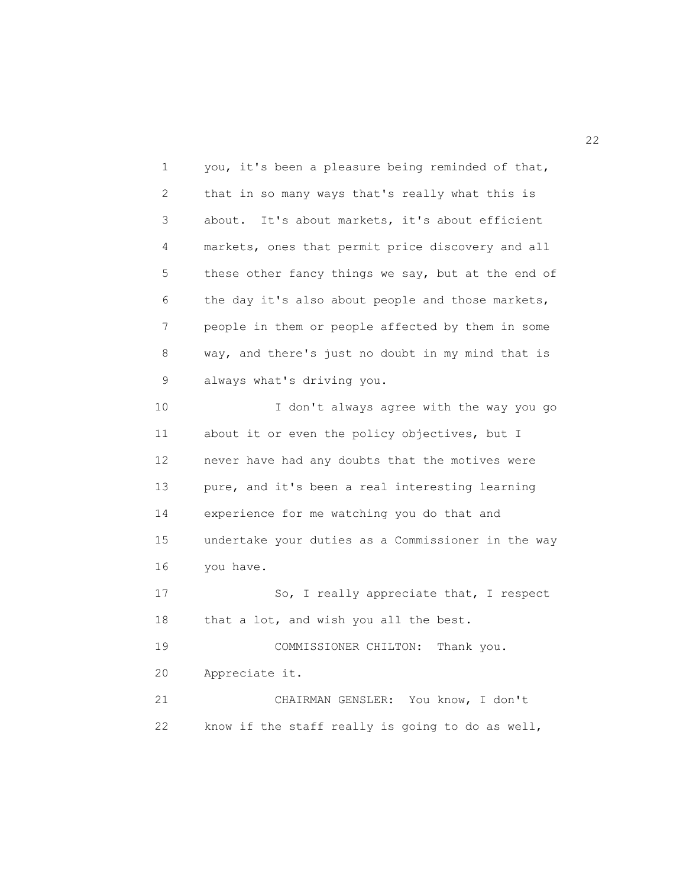you, it's been a pleasure being reminded of that, that in so many ways that's really what this is about. It's about markets, it's about efficient markets, ones that permit price discovery and all these other fancy things we say, but at the end of the day it's also about people and those markets, people in them or people affected by them in some way, and there's just no doubt in my mind that is always what's driving you.

I don't always agree with the way you go about it or even the policy objectives, but I never have had any doubts that the motives were pure, and it's been a real interesting learning experience for me watching you do that and undertake your duties as a Commissioner in the way you have.

So, I really appreciate that, I respect that a lot, and wish you all the best.

COMMISSIONER CHILTON: Thank you. Appreciate it.

CHAIRMAN GENSLER: You know, I don't know if the staff really is going to do as well,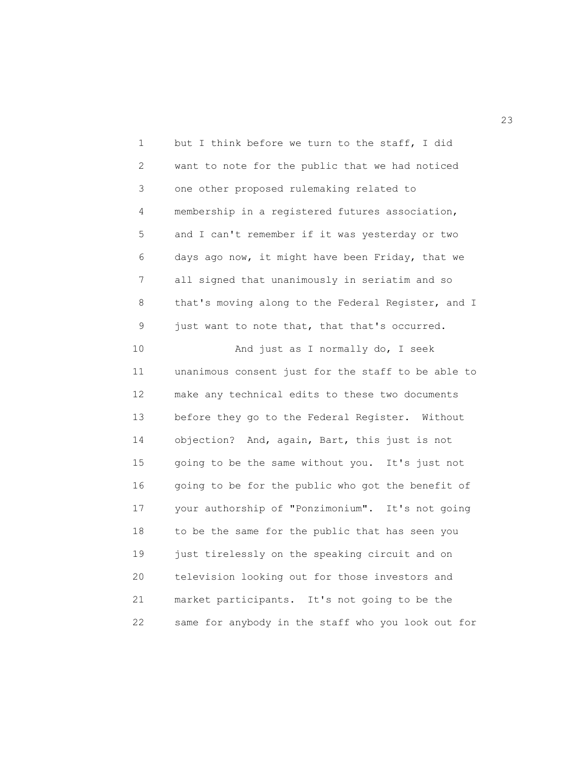but I think before we turn to the staff, I did want to note for the public that we had noticed one other proposed rulemaking related to membership in a registered futures association, and I can't remember if it was yesterday or two days ago now, it might have been Friday, that we all signed that unanimously in seriatim and so that's moving along to the Federal Register, and I just want to note that, that that's occurred.

And just as I normally do, I seek unanimous consent just for the staff to be able to make any technical edits to these two documents before they go to the Federal Register. Without objection? And, again, Bart, this just is not going to be the same without you. It's just not going to be for the public who got the benefit of your authorship of "Ponzimonium". It's not going to be the same for the public that has seen you just tirelessly on the speaking circuit and on television looking out for those investors and market participants. It's not going to be the same for anybody in the staff who you look out for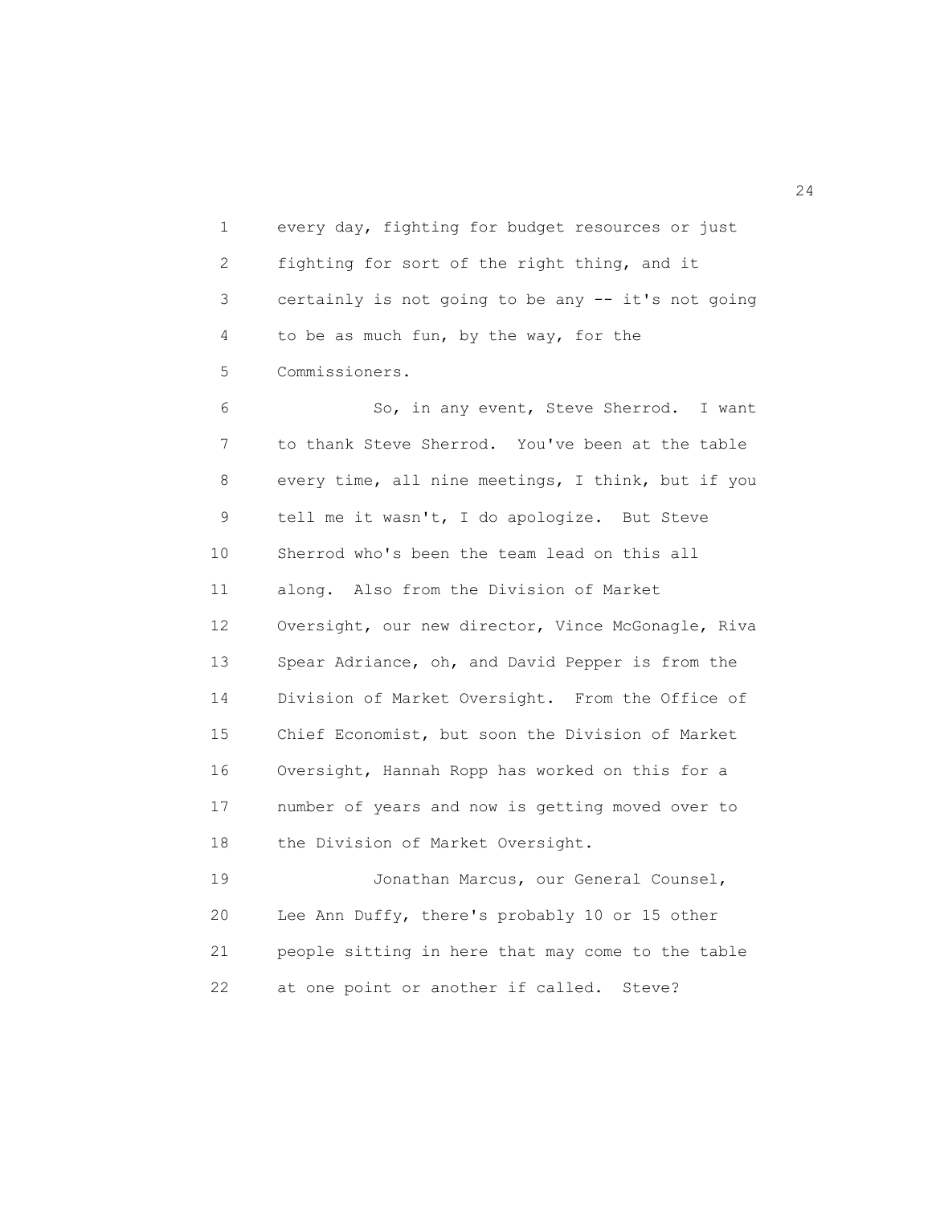every day, fighting for budget resources or just fighting for sort of the right thing, and it certainly is not going to be any -- it's not going to be as much fun, by the way, for the Commissioners.

So, in any event, Steve Sherrod. I want to thank Steve Sherrod. You've been at the table every time, all nine meetings, I think, but if you tell me it wasn't, I do apologize. But Steve Sherrod who's been the team lead on this all along. Also from the Division of Market Oversight, our new director, Vince McGonagle, Riva Spear Adriance, oh, and David Pepper is from the Division of Market Oversight. From the Office of Chief Economist, but soon the Division of Market Oversight, Hannah Ropp has worked on this for a number of years and now is getting moved over to the Division of Market Oversight.

Jonathan Marcus, our General Counsel, Lee Ann Duffy, there's probably 10 or 15 other people sitting in here that may come to the table at one point or another if called. Steve?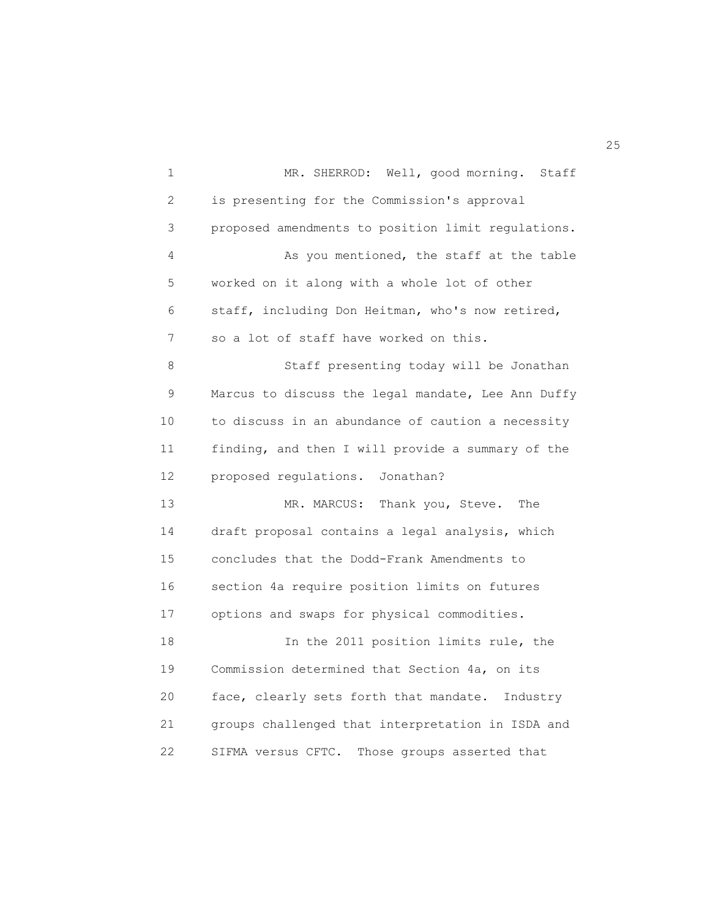MR. SHERROD: Well, good morning. Staff is presenting for the Commission's approval proposed amendments to position limit regulations.

As you mentioned, the staff at the table worked on it along with a whole lot of other staff, including Don Heitman, who's now retired, so a lot of staff have worked on this.

Staff presenting today will be Jonathan Marcus to discuss the legal mandate, Lee Ann Duffy to discuss in an abundance of caution a necessity finding, and then I will provide a summary of the proposed regulations. Jonathan?

MR. MARCUS: Thank you, Steve. The draft proposal contains a legal analysis, which concludes that the Dodd-Frank Amendments to section 4a require position limits on futures options and swaps for physical commodities.

In the 2011 position limits rule, the Commission determined that Section 4a, on its face, clearly sets forth that mandate. Industry groups challenged that interpretation in ISDA and SIFMA versus CFTC. Those groups asserted that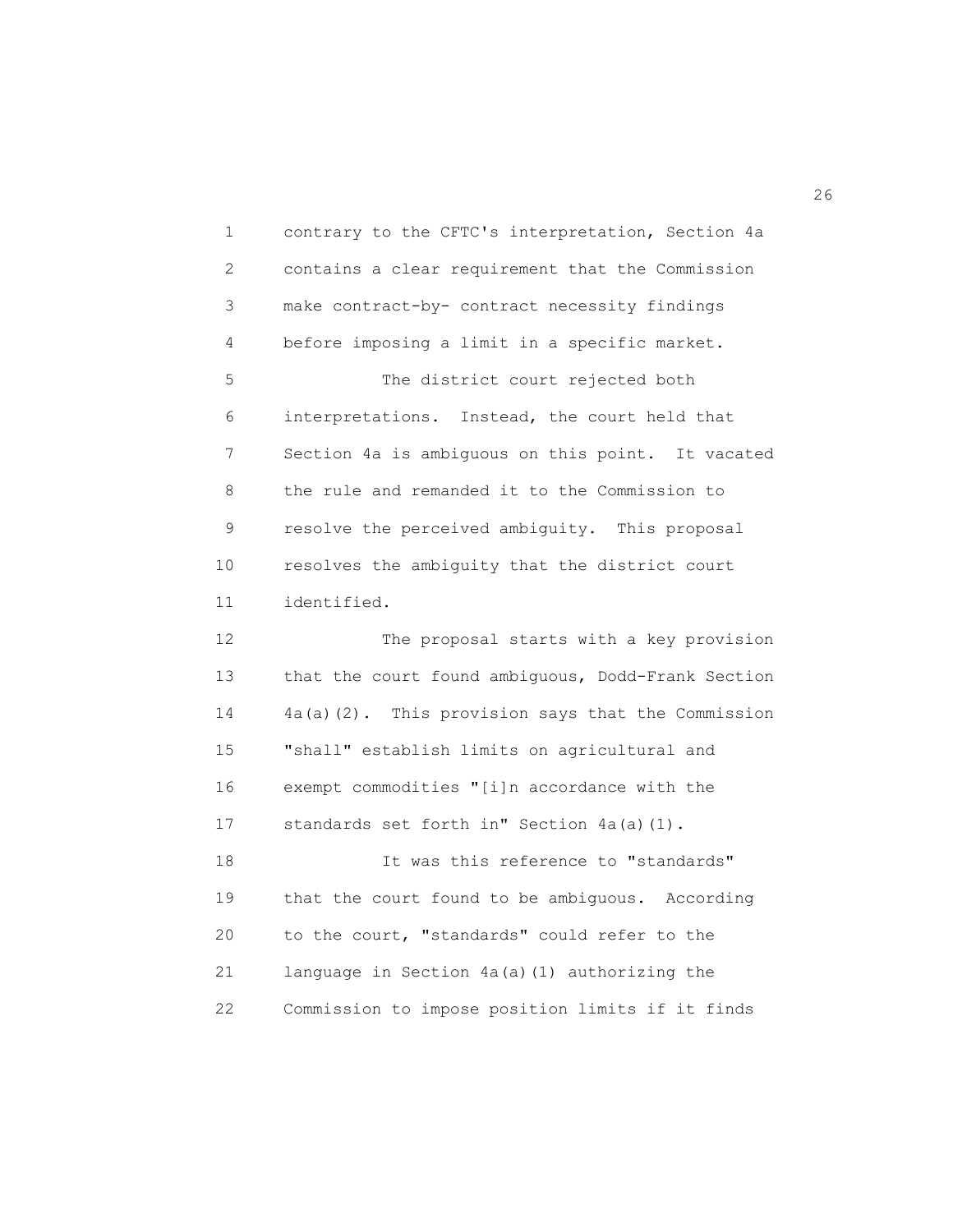contrary to the CFTC's interpretation, Section 4a contains a clear requirement that the Commission make contract-by- contract necessity findings before imposing a limit in a specific market.

The district court rejected both interpretations. Instead, the court held that Section 4a is ambiguous on this point. It vacated the rule and remanded it to the Commission to resolve the perceived ambiguity. This proposal resolves the ambiguity that the district court identified.

The proposal starts with a key provision that the court found ambiguous, Dodd-Frank Section 4a(a)(2). This provision says that the Commission "shall" establish limits on agricultural and exempt commodities "[i]n accordance with the standards set forth in" Section 4a(a)(1).

It was this reference to "standards" that the court found to be ambiguous. According to the court, "standards" could refer to the language in Section 4a(a)(1) authorizing the Commission to impose position limits if it finds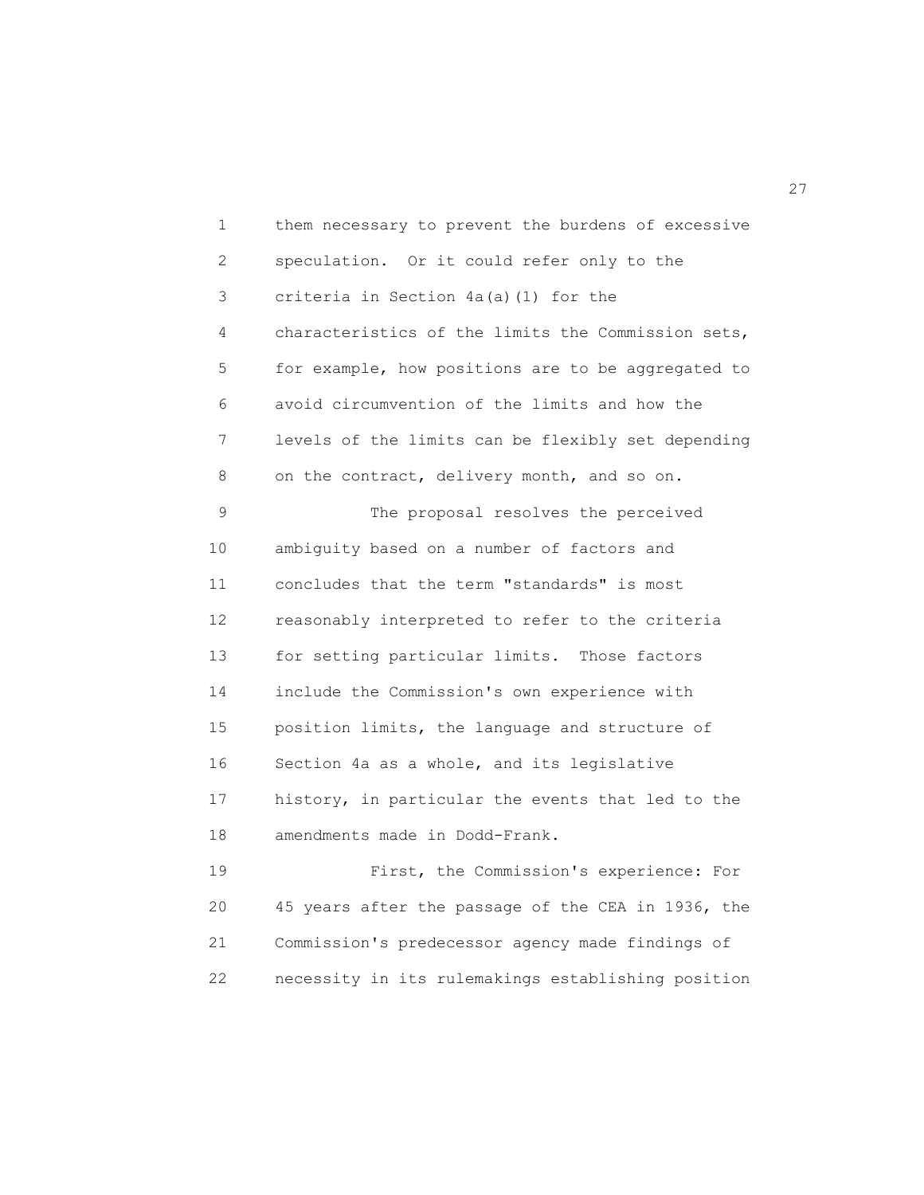them necessary to prevent the burdens of excessive speculation. Or it could refer only to the criteria in Section 4a(a)(1) for the characteristics of the limits the Commission sets, for example, how positions are to be aggregated to avoid circumvention of the limits and how the levels of the limits can be flexibly set depending on the contract, delivery month, and so on.

The proposal resolves the perceived ambiguity based on a number of factors and concludes that the term "standards" is most reasonably interpreted to refer to the criteria for setting particular limits. Those factors include the Commission's own experience with position limits, the language and structure of Section 4a as a whole, and its legislative history, in particular the events that led to the amendments made in Dodd-Frank.

First, the Commission's experience: For 45 years after the passage of the CEA in 1936, the Commission's predecessor agency made findings of necessity in its rulemakings establishing position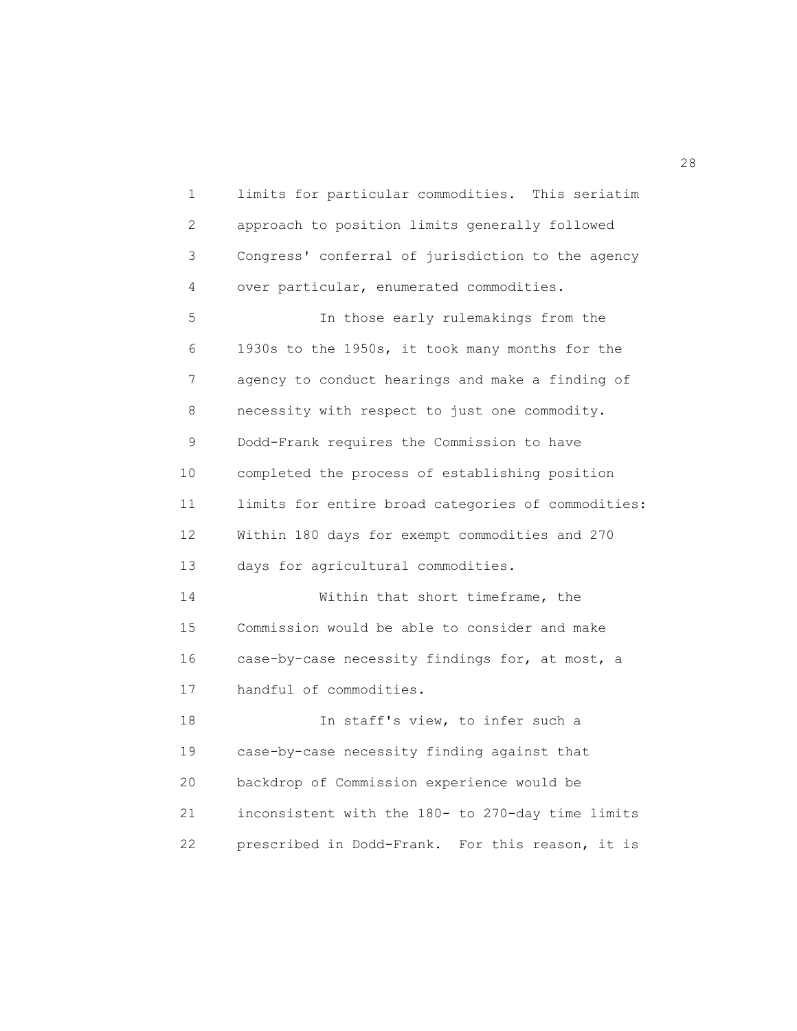limits for particular commodities. This seriatim approach to position limits generally followed Congress' conferral of jurisdiction to the agency over particular, enumerated commodities.

In those early rulemakings from the 1930s to the 1950s, it took many months for the agency to conduct hearings and make a finding of necessity with respect to just one commodity. Dodd-Frank requires the Commission to have completed the process of establishing position limits for entire broad categories of commodities: Within 180 days for exempt commodities and 270 days for agricultural commodities.

Within that short timeframe, the Commission would be able to consider and make case-by-case necessity findings for, at most, a handful of commodities.

In staff's view, to infer such a case-by-case necessity finding against that backdrop of Commission experience would be inconsistent with the 180- to 270-day time limits prescribed in Dodd-Frank. For this reason, it is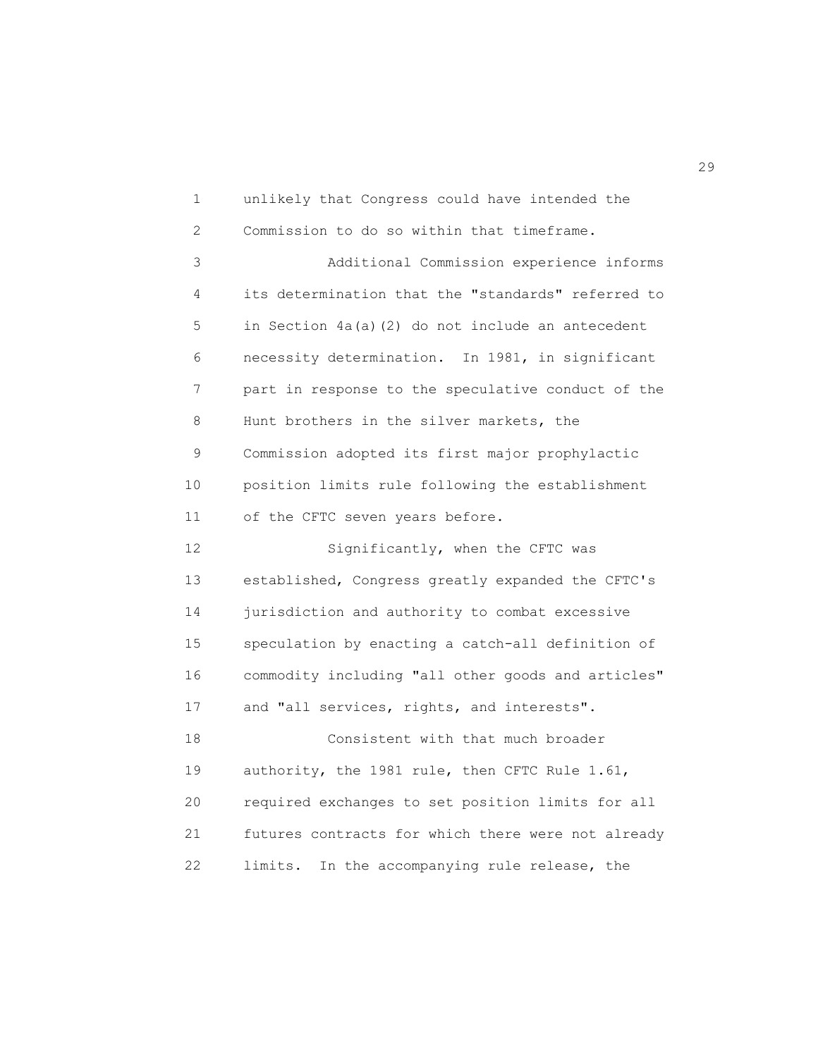unlikely that Congress could have intended the Commission to do so within that timeframe.

Additional Commission experience informs its determination that the "standards" referred to in Section 4a(a)(2) do not include an antecedent necessity determination. In 1981, in significant part in response to the speculative conduct of the Hunt brothers in the silver markets, the Commission adopted its first major prophylactic position limits rule following the establishment of the CFTC seven years before.

Significantly, when the CFTC was established, Congress greatly expanded the CFTC's jurisdiction and authority to combat excessive speculation by enacting a catch-all definition of commodity including "all other goods and articles" and "all services, rights, and interests".

Consistent with that much broader authority, the 1981 rule, then CFTC Rule 1.61, required exchanges to set position limits for all futures contracts for which there were not already limits. In the accompanying rule release, the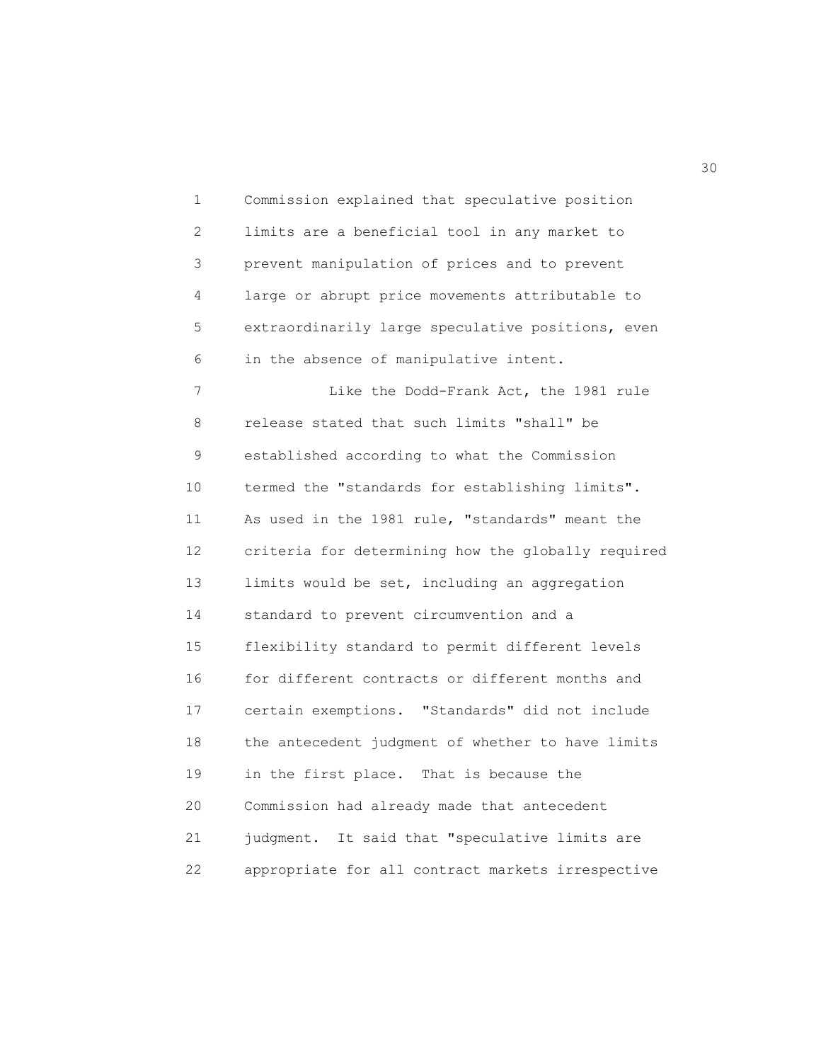Commission explained that speculative position limits are a beneficial tool in any market to prevent manipulation of prices and to prevent large or abrupt price movements attributable to extraordinarily large speculative positions, even in the absence of manipulative intent.

Like the Dodd-Frank Act, the 1981 rule release stated that such limits "shall" be established according to what the Commission termed the "standards for establishing limits". As used in the 1981 rule, "standards" meant the criteria for determining how the globally required limits would be set, including an aggregation standard to prevent circumvention and a flexibility standard to permit different levels for different contracts or different months and certain exemptions. "Standards" did not include the antecedent judgment of whether to have limits in the first place. That is because the Commission had already made that antecedent judgment. It said that "speculative limits are appropriate for all contract markets irrespective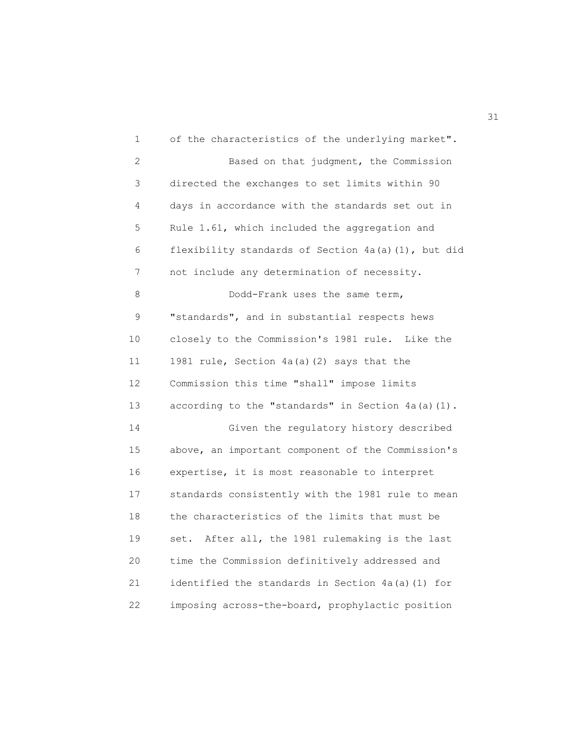of the characteristics of the underlying market".

Based on that judgment, the Commission directed the exchanges to set limits within 90 days in accordance with the standards set out in Rule 1.61, which included the aggregation and flexibility standards of Section 4a(a)(1), but did not include any determination of necessity.

Dodd-Frank uses the same term, "standards", and in substantial respects hews closely to the Commission's 1981 rule. Like the 1981 rule, Section 4a(a)(2) says that the Commission this time "shall" impose limits according to the "standards" in Section 4a(a)(1).

Given the regulatory history described above, an important component of the Commission's expertise, it is most reasonable to interpret standards consistently with the 1981 rule to mean the characteristics of the limits that must be set. After all, the 1981 rulemaking is the last time the Commission definitively addressed and identified the standards in Section 4a(a)(1) for imposing across-the-board, prophylactic position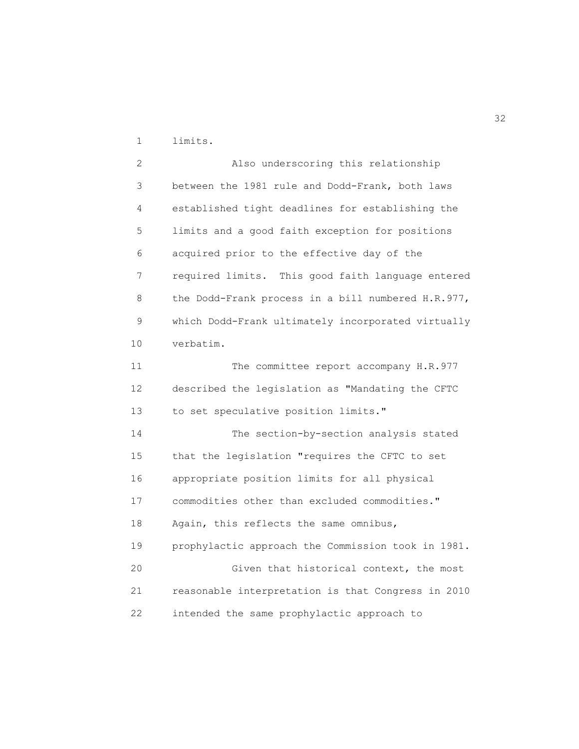limits.

Also underscoring this relationship between the 1981 rule and Dodd-Frank, both laws established tight deadlines for establishing the limits and a good faith exception for positions acquired prior to the effective day of the required limits. This good faith language entered the Dodd-Frank process in a bill numbered H.R.977, which Dodd-Frank ultimately incorporated virtually verbatim.

The committee report accompany H.R.977 described the legislation as "Mandating the CFTC to set speculative position limits."

The section-by-section analysis stated that the legislation "requires the CFTC to set appropriate position limits for all physical commodities other than excluded commodities." Again, this reflects the same omnibus, prophylactic approach the Commission took in 1981.

Given that historical context, the most reasonable interpretation is that Congress in 2010 intended the same prophylactic approach to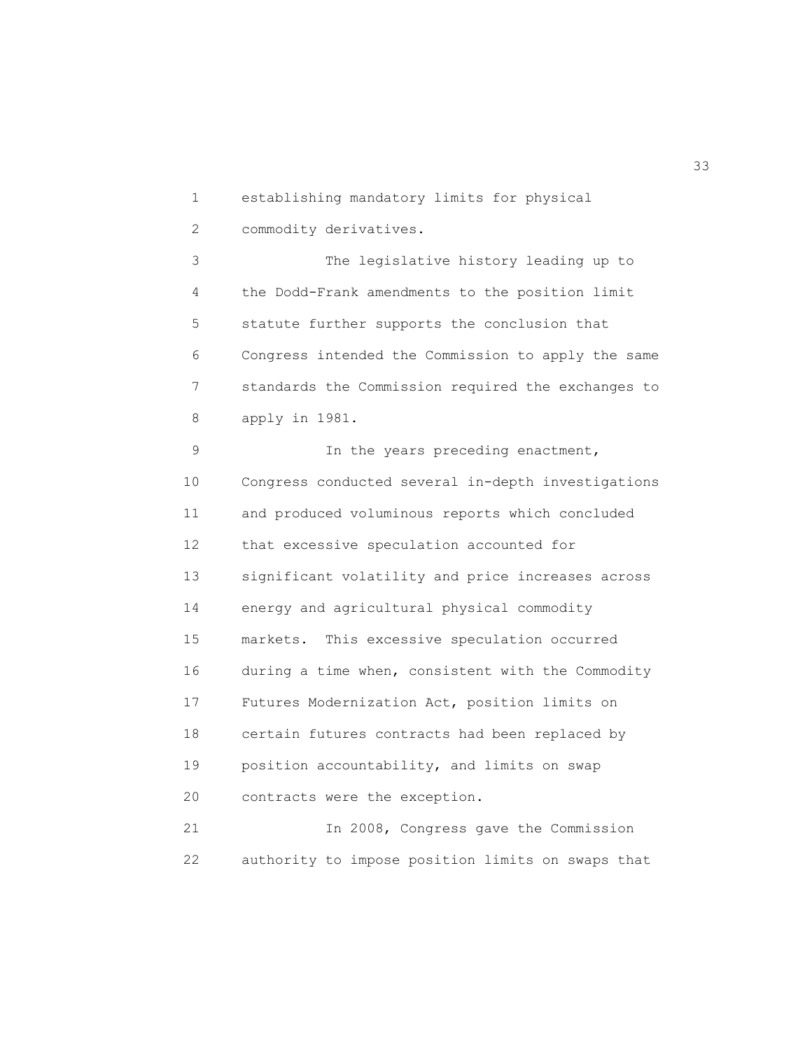establishing mandatory limits for physical commodity derivatives.

The legislative history leading up to the Dodd-Frank amendments to the position limit statute further supports the conclusion that Congress intended the Commission to apply the same standards the Commission required the exchanges to apply in 1981.

In the years preceding enactment, Congress conducted several in-depth investigations and produced voluminous reports which concluded that excessive speculation accounted for significant volatility and price increases across energy and agricultural physical commodity markets. This excessive speculation occurred during a time when, consistent with the Commodity Futures Modernization Act, position limits on certain futures contracts had been replaced by position accountability, and limits on swap contracts were the exception.

In 2008, Congress gave the Commission authority to impose position limits on swaps that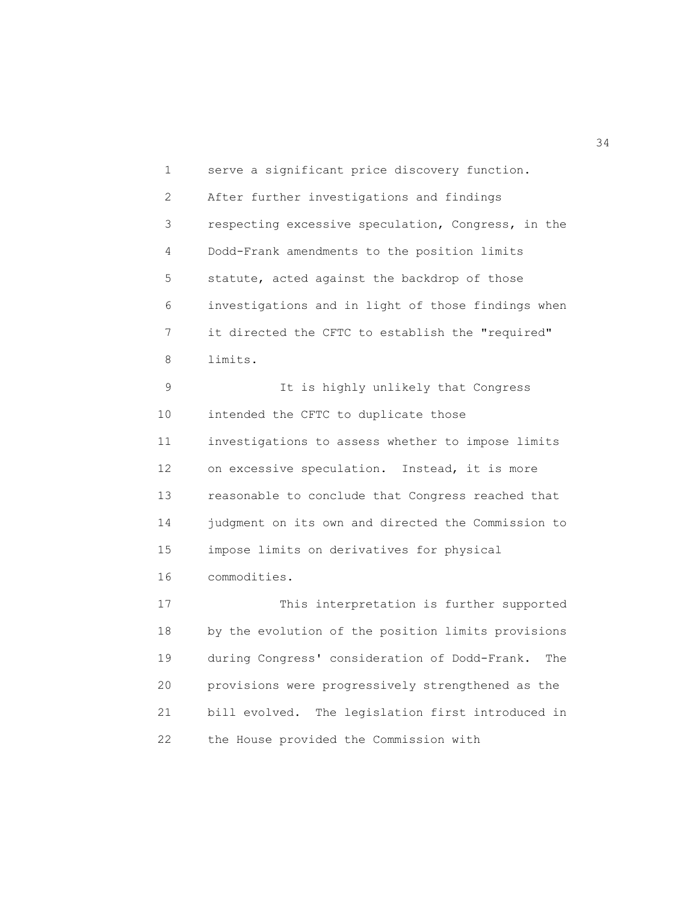serve a significant price discovery function. After further investigations and findings respecting excessive speculation, Congress, in the Dodd-Frank amendments to the position limits statute, acted against the backdrop of those investigations and in light of those findings when it directed the CFTC to establish the "required" limits.

It is highly unlikely that Congress intended the CFTC to duplicate those investigations to assess whether to impose limits on excessive speculation. Instead, it is more reasonable to conclude that Congress reached that judgment on its own and directed the Commission to impose limits on derivatives for physical commodities.

This interpretation is further supported by the evolution of the position limits provisions during Congress' consideration of Dodd-Frank. The provisions were progressively strengthened as the bill evolved. The legislation first introduced in the House provided the Commission with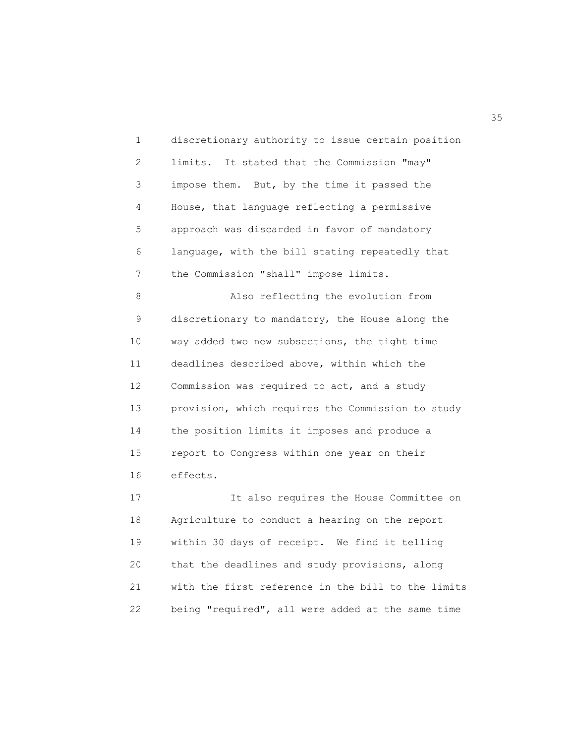discretionary authority to issue certain position limits. It stated that the Commission "may" impose them. But, by the time it passed the House, that language reflecting a permissive approach was discarded in favor of mandatory language, with the bill stating repeatedly that the Commission "shall" impose limits.

Also reflecting the evolution from discretionary to mandatory, the House along the way added two new subsections, the tight time deadlines described above, within which the Commission was required to act, and a study provision, which requires the Commission to study the position limits it imposes and produce a report to Congress within one year on their effects.

It also requires the House Committee on Agriculture to conduct a hearing on the report within 30 days of receipt. We find it telling that the deadlines and study provisions, along with the first reference in the bill to the limits being "required", all were added at the same time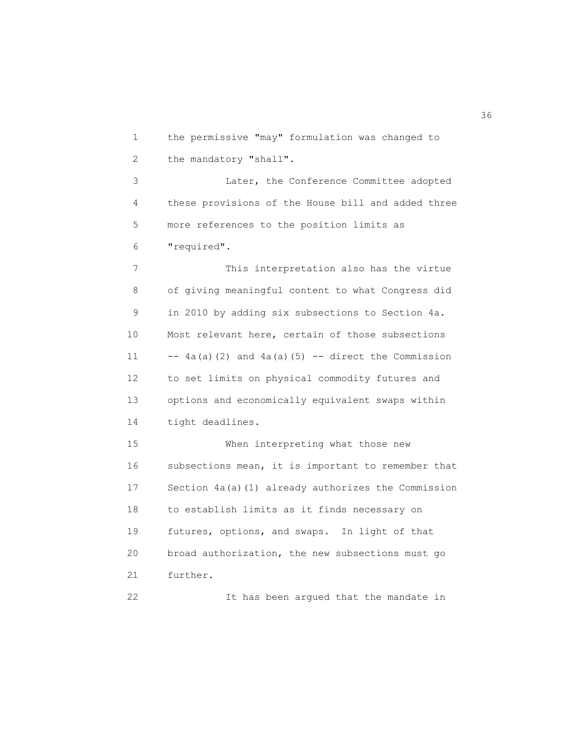the permissive "may" formulation was changed to the mandatory "shall".

Later, the Conference Committee adopted these provisions of the House bill and added three more references to the position limits as "required".

This interpretation also has the virtue of giving meaningful content to what Congress did in 2010 by adding six subsections to Section 4a. Most relevant here, certain of those subsections -- 4a(a)(2) and 4a(a)(5) -- direct the Commission to set limits on physical commodity futures and options and economically equivalent swaps within tight deadlines.

When interpreting what those new subsections mean, it is important to remember that Section 4a(a)(1) already authorizes the Commission to establish limits as it finds necessary on futures, options, and swaps. In light of that broad authorization, the new subsections must go further.

It has been argued that the mandate in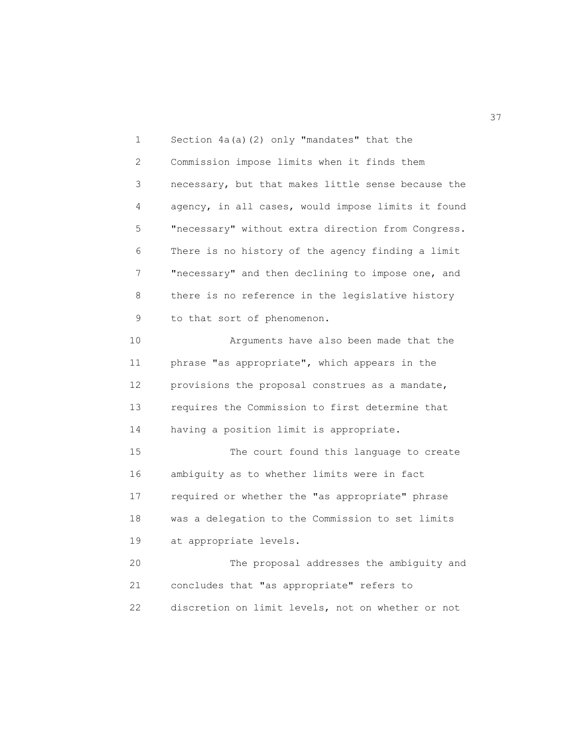Section 4a(a)(2) only "mandates" that the Commission impose limits when it finds them necessary, but that makes little sense because the agency, in all cases, would impose limits it found "necessary" without extra direction from Congress. There is no history of the agency finding a limit "necessary" and then declining to impose one, and there is no reference in the legislative history to that sort of phenomenon.

Arguments have also been made that the phrase "as appropriate", which appears in the provisions the proposal construes as a mandate, requires the Commission to first determine that having a position limit is appropriate.

The court found this language to create ambiguity as to whether limits were in fact required or whether the "as appropriate" phrase was a delegation to the Commission to set limits at appropriate levels.

The proposal addresses the ambiguity and concludes that "as appropriate" refers to discretion on limit levels, not on whether or not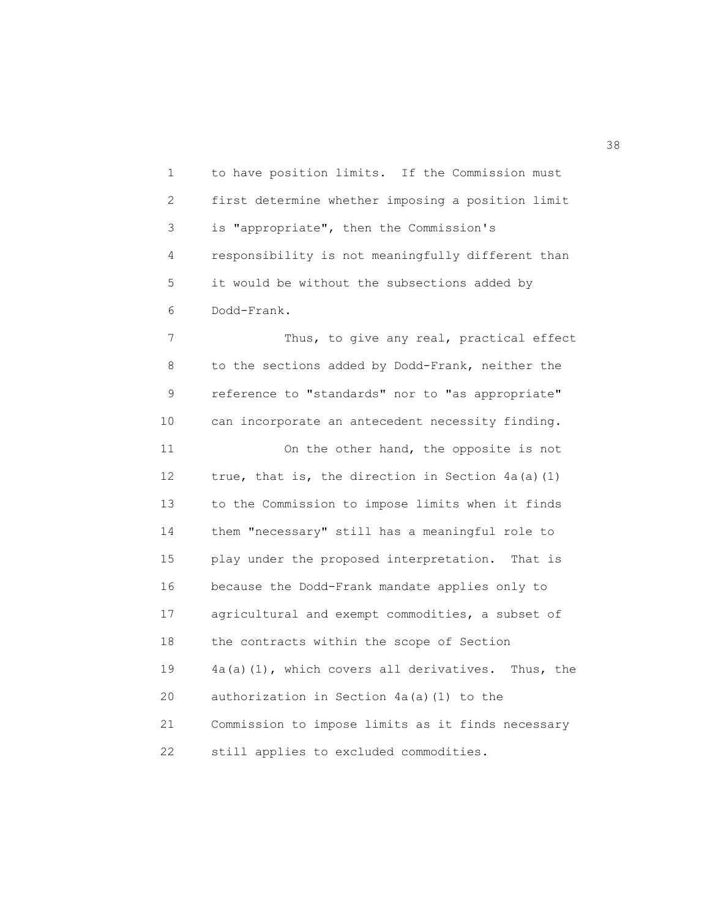to have position limits. If the Commission must first determine whether imposing a position limit is "appropriate", then the Commission's responsibility is not meaningfully different than it would be without the subsections added by Dodd-Frank.

Thus, to give any real, practical effect to the sections added by Dodd-Frank, neither the reference to "standards" nor to "as appropriate" can incorporate an antecedent necessity finding.

On the other hand, the opposite is not true, that is, the direction in Section 4a(a)(1) to the Commission to impose limits when it finds them "necessary" still has a meaningful role to play under the proposed interpretation. That is because the Dodd-Frank mandate applies only to agricultural and exempt commodities, a subset of the contracts within the scope of Section 4a(a)(1), which covers all derivatives. Thus, the authorization in Section 4a(a)(1) to the Commission to impose limits as it finds necessary still applies to excluded commodities.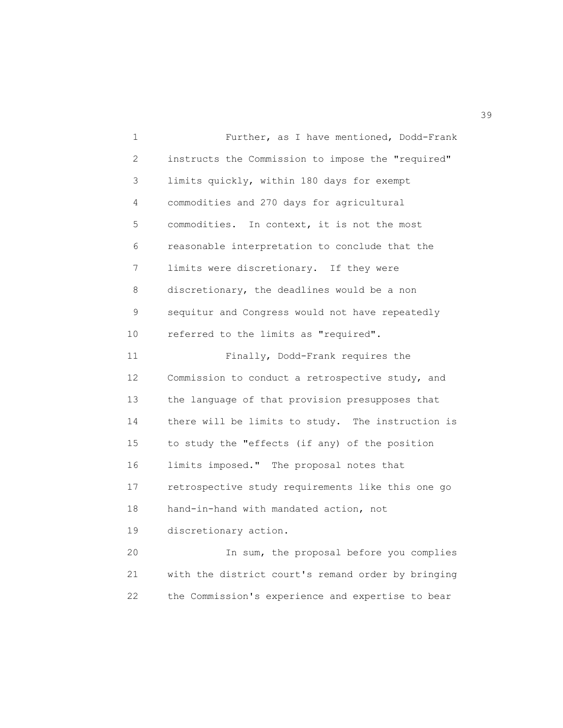Further, as I have mentioned, Dodd-Frank instructs the Commission to impose the "required" limits quickly, within 180 days for exempt commodities and 270 days for agricultural commodities. In context, it is not the most reasonable interpretation to conclude that the limits were discretionary. If they were discretionary, the deadlines would be a non sequitur and Congress would not have repeatedly referred to the limits as "required".

Finally, Dodd-Frank requires the Commission to conduct a retrospective study, and the language of that provision presupposes that there will be limits to study. The instruction is to study the "effects (if any) of the position limits imposed." The proposal notes that retrospective study requirements like this one go hand-in-hand with mandated action, not discretionary action.

In sum, the proposal before you complies with the district court's remand order by bringing the Commission's experience and expertise to bear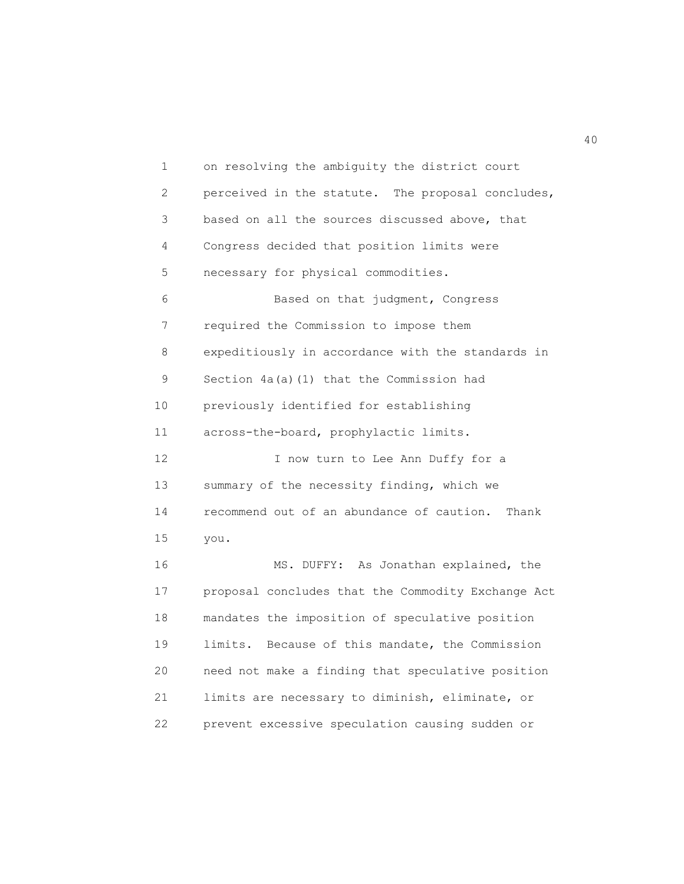on resolving the ambiguity the district court perceived in the statute. The proposal concludes, based on all the sources discussed above, that Congress decided that position limits were necessary for physical commodities.

Based on that judgment, Congress required the Commission to impose them expeditiously in accordance with the standards in Section 4a(a)(1) that the Commission had previously identified for establishing across-the-board, prophylactic limits.

I now turn to Lee Ann Duffy for a summary of the necessity finding, which we recommend out of an abundance of caution. Thank you.

MS. DUFFY: As Jonathan explained, the proposal concludes that the Commodity Exchange Act mandates the imposition of speculative position limits. Because of this mandate, the Commission need not make a finding that speculative position limits are necessary to diminish, eliminate, or prevent excessive speculation causing sudden or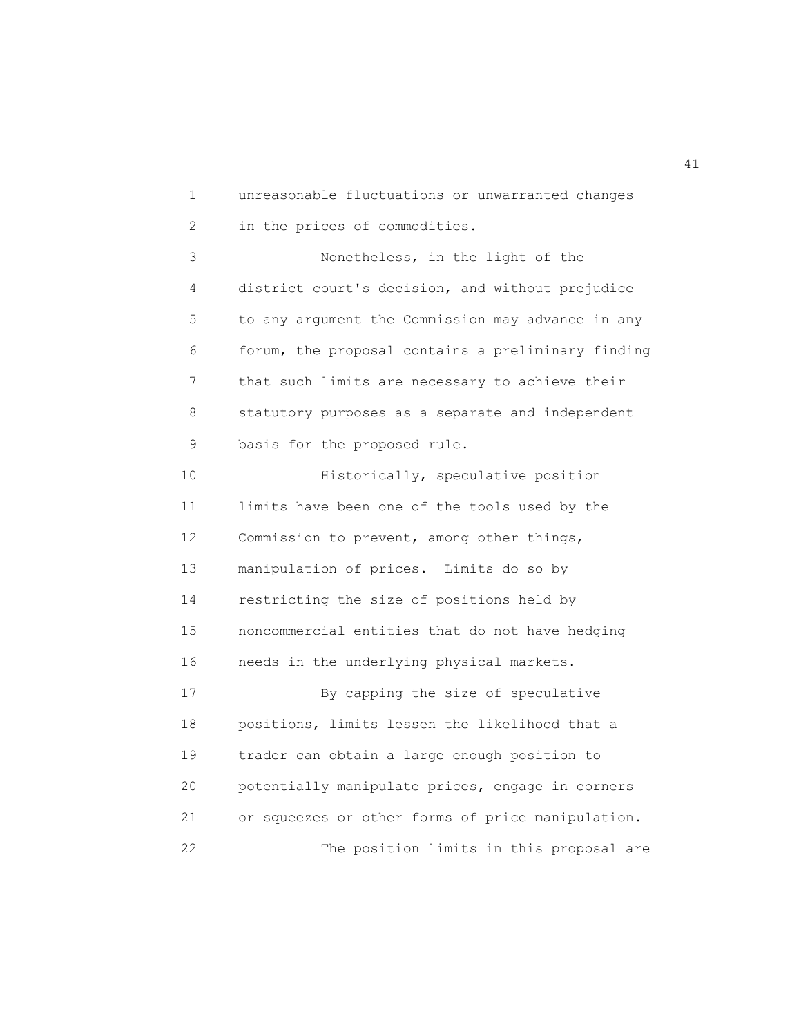unreasonable fluctuations or unwarranted changes in the prices of commodities.

Nonetheless, in the light of the district court's decision, and without prejudice to any argument the Commission may advance in any forum, the proposal contains a preliminary finding that such limits are necessary to achieve their statutory purposes as a separate and independent basis for the proposed rule.

Historically, speculative position limits have been one of the tools used by the Commission to prevent, among other things, manipulation of prices. Limits do so by restricting the size of positions held by noncommercial entities that do not have hedging needs in the underlying physical markets.

By capping the size of speculative positions, limits lessen the likelihood that a trader can obtain a large enough position to potentially manipulate prices, engage in corners or squeezes or other forms of price manipulation.

The position limits in this proposal are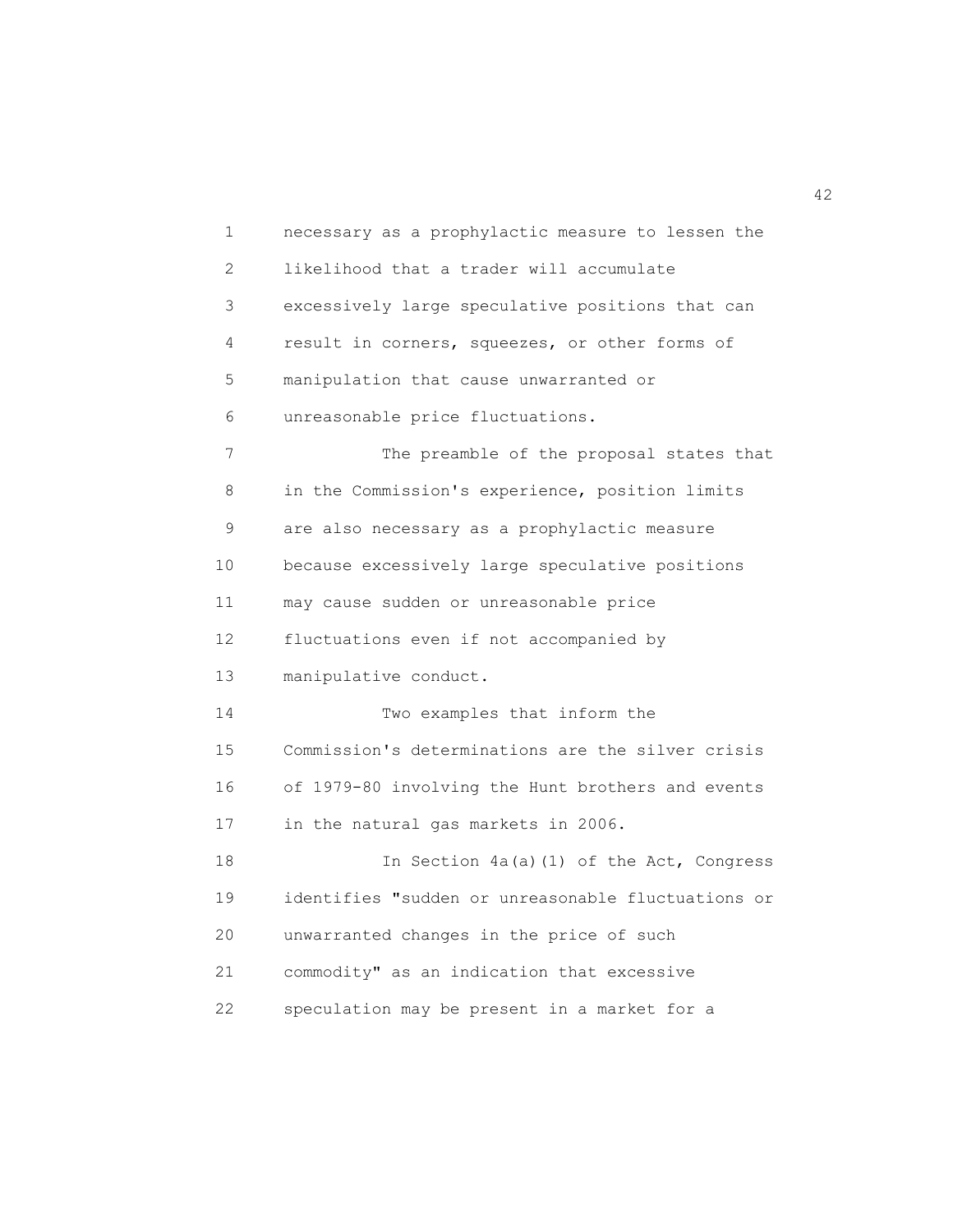necessary as a prophylactic measure to lessen the likelihood that a trader will accumulate excessively large speculative positions that can result in corners, squeezes, or other forms of manipulation that cause unwarranted or unreasonable price fluctuations.

The preamble of the proposal states that in the Commission's experience, position limits are also necessary as a prophylactic measure because excessively large speculative positions may cause sudden or unreasonable price fluctuations even if not accompanied by manipulative conduct.

Two examples that inform the Commission's determinations are the silver crisis of 1979-80 involving the Hunt brothers and events in the natural gas markets in 2006.

In Section 4a(a)(1) of the Act, Congress identifies "sudden or unreasonable fluctuations or unwarranted changes in the price of such commodity" as an indication that excessive speculation may be present in a market for a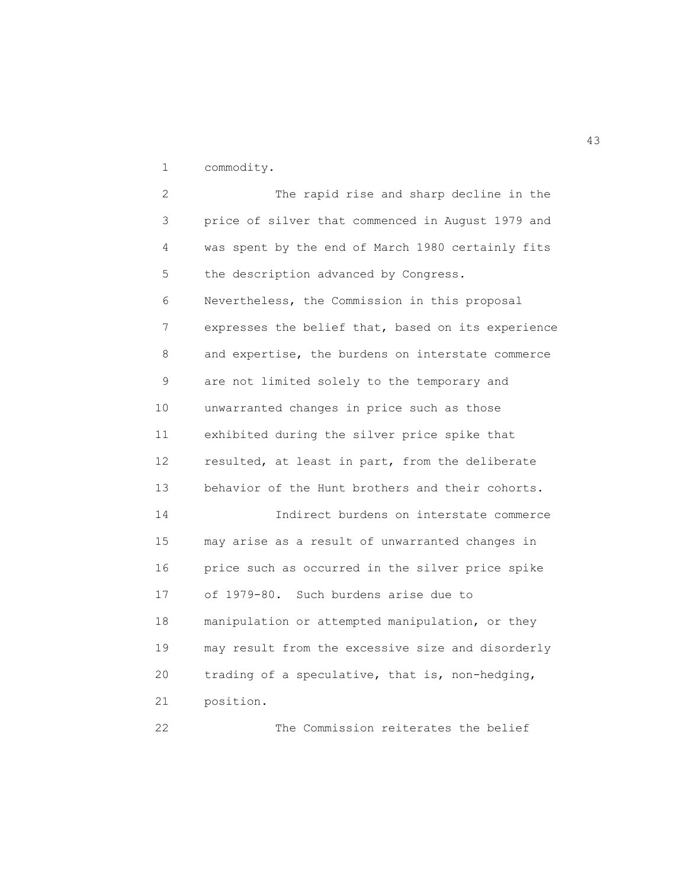commodity.

The rapid rise and sharp decline in the price of silver that commenced in August 1979 and was spent by the end of March 1980 certainly fits the description advanced by Congress. Nevertheless, the Commission in this proposal expresses the belief that, based on its experience and expertise, the burdens on interstate commerce are not limited solely to the temporary and unwarranted changes in price such as those exhibited during the silver price spike that resulted, at least in part, from the deliberate behavior of the Hunt brothers and their cohorts.

Indirect burdens on interstate commerce may arise as a result of unwarranted changes in price such as occurred in the silver price spike of 1979-80. Such burdens arise due to manipulation or attempted manipulation, or they may result from the excessive size and disorderly trading of a speculative, that is, non-hedging, position.

The Commission reiterates the belief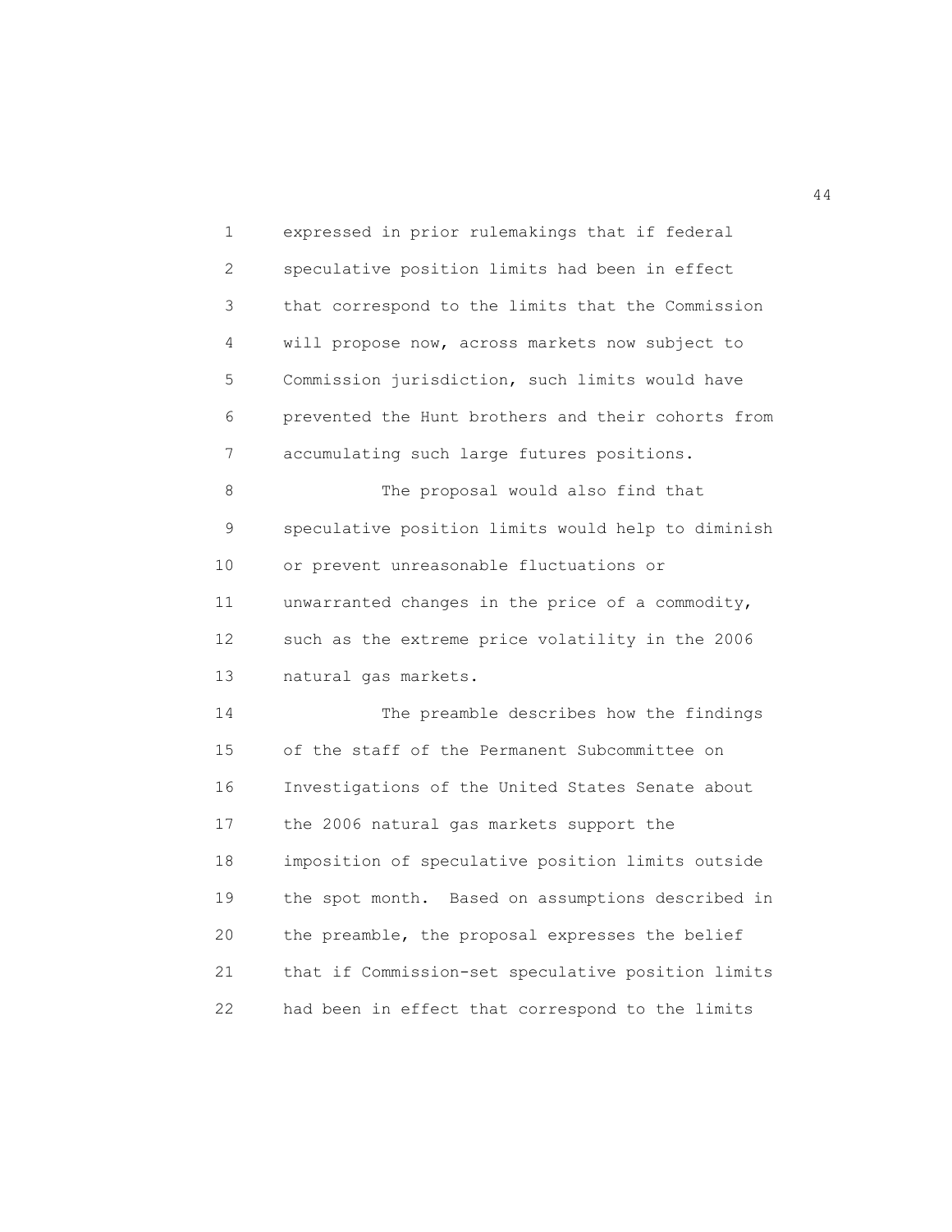expressed in prior rulemakings that if federal speculative position limits had been in effect that correspond to the limits that the Commission will propose now, across markets now subject to Commission jurisdiction, such limits would have prevented the Hunt brothers and their cohorts from accumulating such large futures positions.

The proposal would also find that speculative position limits would help to diminish or prevent unreasonable fluctuations or unwarranted changes in the price of a commodity, such as the extreme price volatility in the 2006 natural gas markets.

The preamble describes how the findings of the staff of the Permanent Subcommittee on Investigations of the United States Senate about the 2006 natural gas markets support the imposition of speculative position limits outside the spot month. Based on assumptions described in the preamble, the proposal expresses the belief that if Commission-set speculative position limits had been in effect that correspond to the limits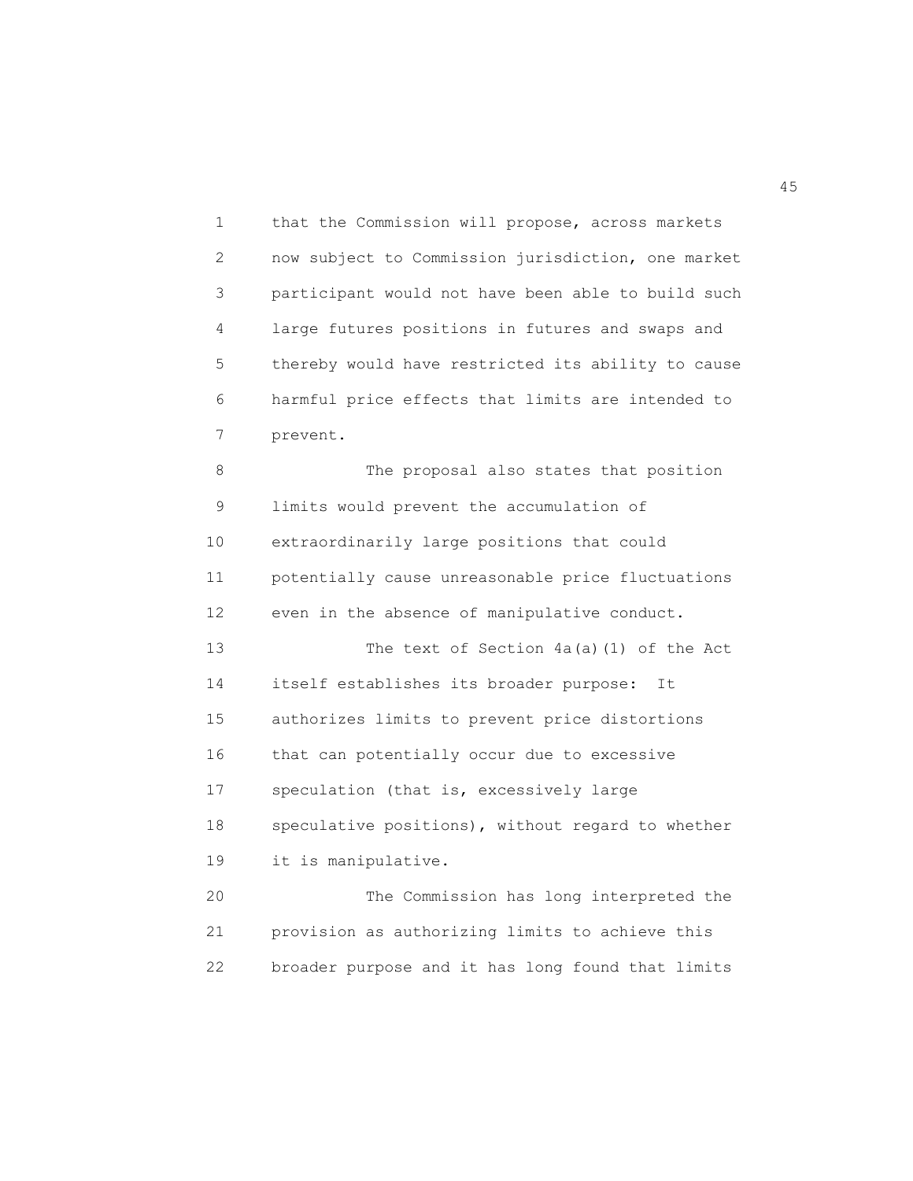that the Commission will propose, across markets now subject to Commission jurisdiction, one market participant would not have been able to build such large futures positions in futures and swaps and thereby would have restricted its ability to cause harmful price effects that limits are intended to prevent.

The proposal also states that position limits would prevent the accumulation of extraordinarily large positions that could potentially cause unreasonable price fluctuations even in the absence of manipulative conduct.

The text of Section 4a(a)(1) of the Act itself establishes its broader purpose: It authorizes limits to prevent price distortions that can potentially occur due to excessive speculation (that is, excessively large speculative positions), without regard to whether it is manipulative.

The Commission has long interpreted the provision as authorizing limits to achieve this broader purpose and it has long found that limits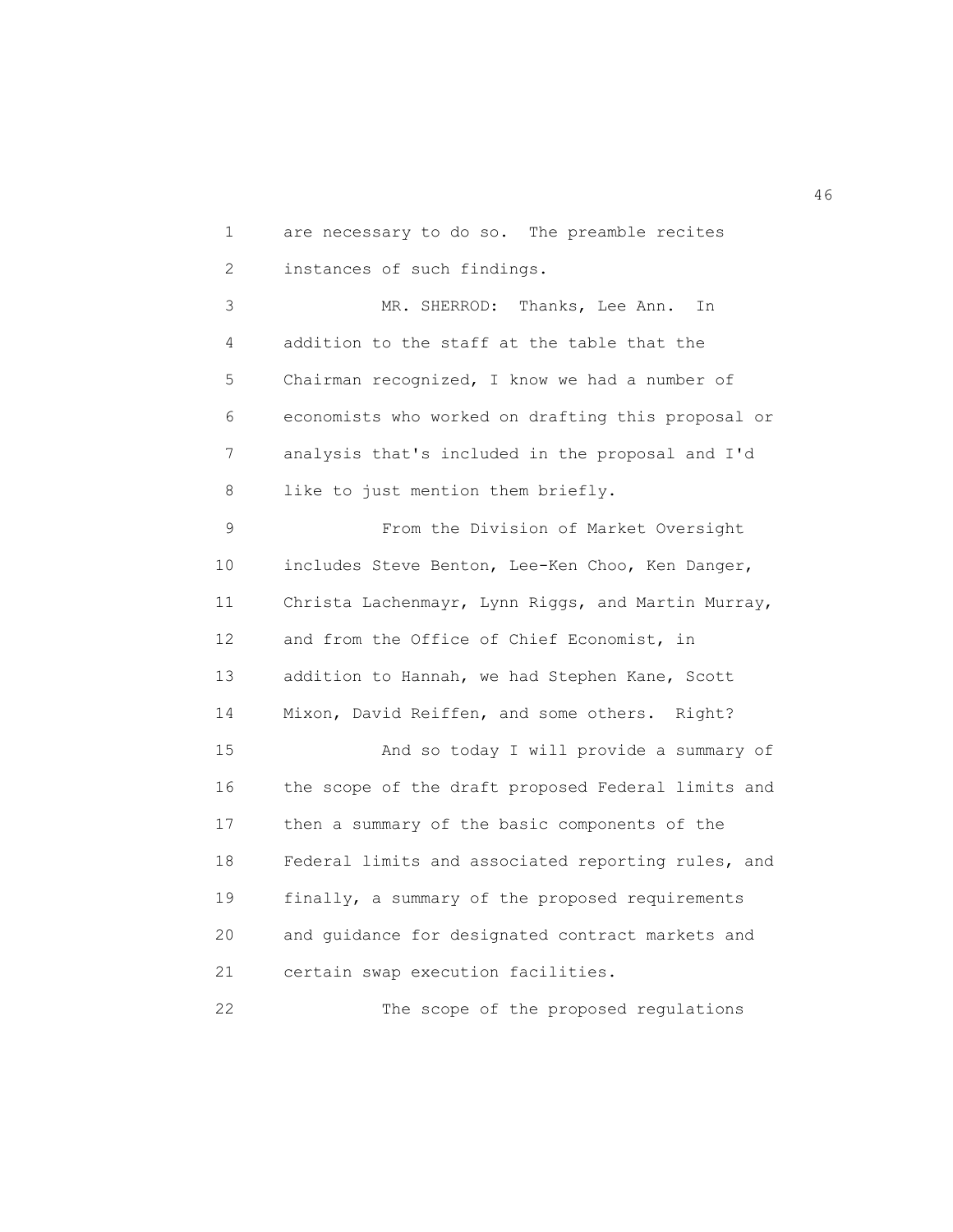are necessary to do so. The preamble recites instances of such findings.

MR. SHERROD: Thanks, Lee Ann. In addition to the staff at the table that the Chairman recognized, I know we had a number of economists who worked on drafting this proposal or analysis that's included in the proposal and I'd like to just mention them briefly.

From the Division of Market Oversight includes Steve Benton, Lee-Ken Choo, Ken Danger, Christa Lachenmayr, Lynn Riggs, and Martin Murray, and from the Office of Chief Economist, in addition to Hannah, we had Stephen Kane, Scott Mixon, David Reiffen, and some others. Right?

And so today I will provide a summary of the scope of the draft proposed Federal limits and then a summary of the basic components of the Federal limits and associated reporting rules, and finally, a summary of the proposed requirements and guidance for designated contract markets and certain swap execution facilities.

The scope of the proposed regulations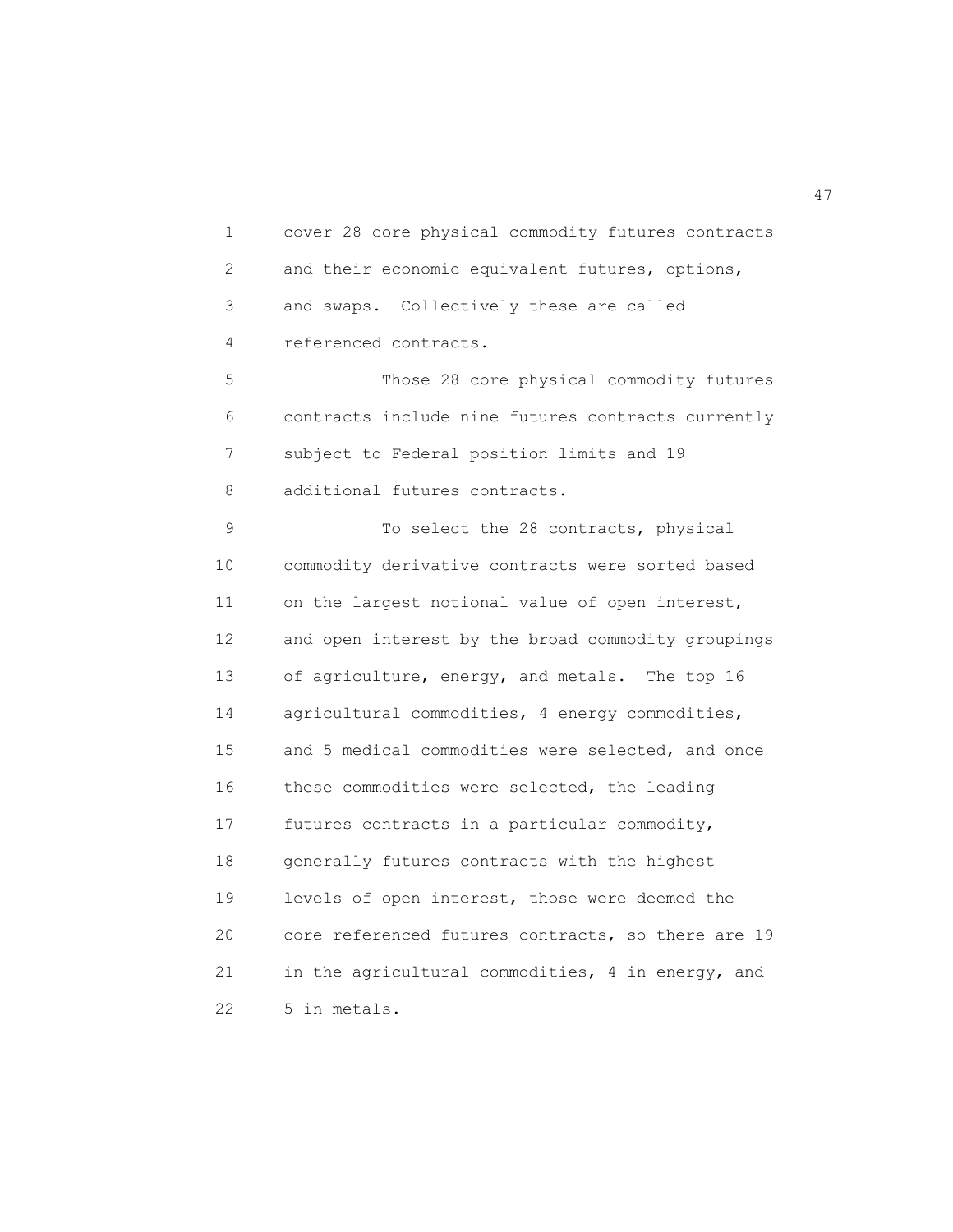cover 28 core physical commodity futures contracts and their economic equivalent futures, options, and swaps. Collectively these are called referenced contracts.

Those 28 core physical commodity futures contracts include nine futures contracts currently subject to Federal position limits and 19 additional futures contracts.

To select the 28 contracts, physical commodity derivative contracts were sorted based on the largest notional value of open interest, and open interest by the broad commodity groupings of agriculture, energy, and metals. The top 16 agricultural commodities, 4 energy commodities, and 5 medical commodities were selected, and once these commodities were selected, the leading futures contracts in a particular commodity, generally futures contracts with the highest levels of open interest, those were deemed the core referenced futures contracts, so there are 19 in the agricultural commodities, 4 in energy, and 5 in metals.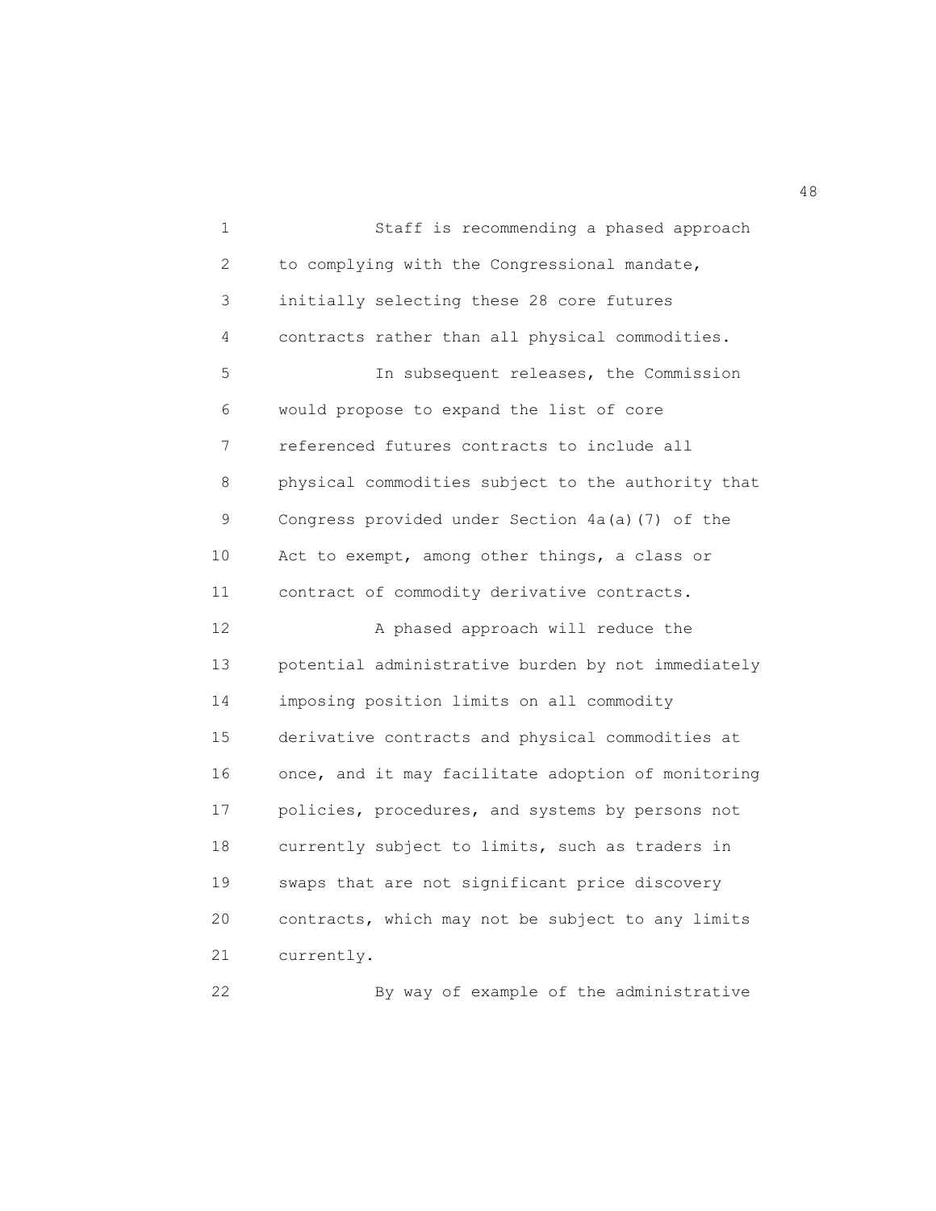Staff is recommending a phased approach to complying with the Congressional mandate, initially selecting these 28 core futures contracts rather than all physical commodities.

In subsequent releases, the Commission would propose to expand the list of core referenced futures contracts to include all physical commodities subject to the authority that Congress provided under Section 4a(a)(7) of the Act to exempt, among other things, a class or contract of commodity derivative contracts.

A phased approach will reduce the potential administrative burden by not immediately imposing position limits on all commodity derivative contracts and physical commodities at once, and it may facilitate adoption of monitoring policies, procedures, and systems by persons not currently subject to limits, such as traders in swaps that are not significant price discovery contracts, which may not be subject to any limits currently.

By way of example of the administrative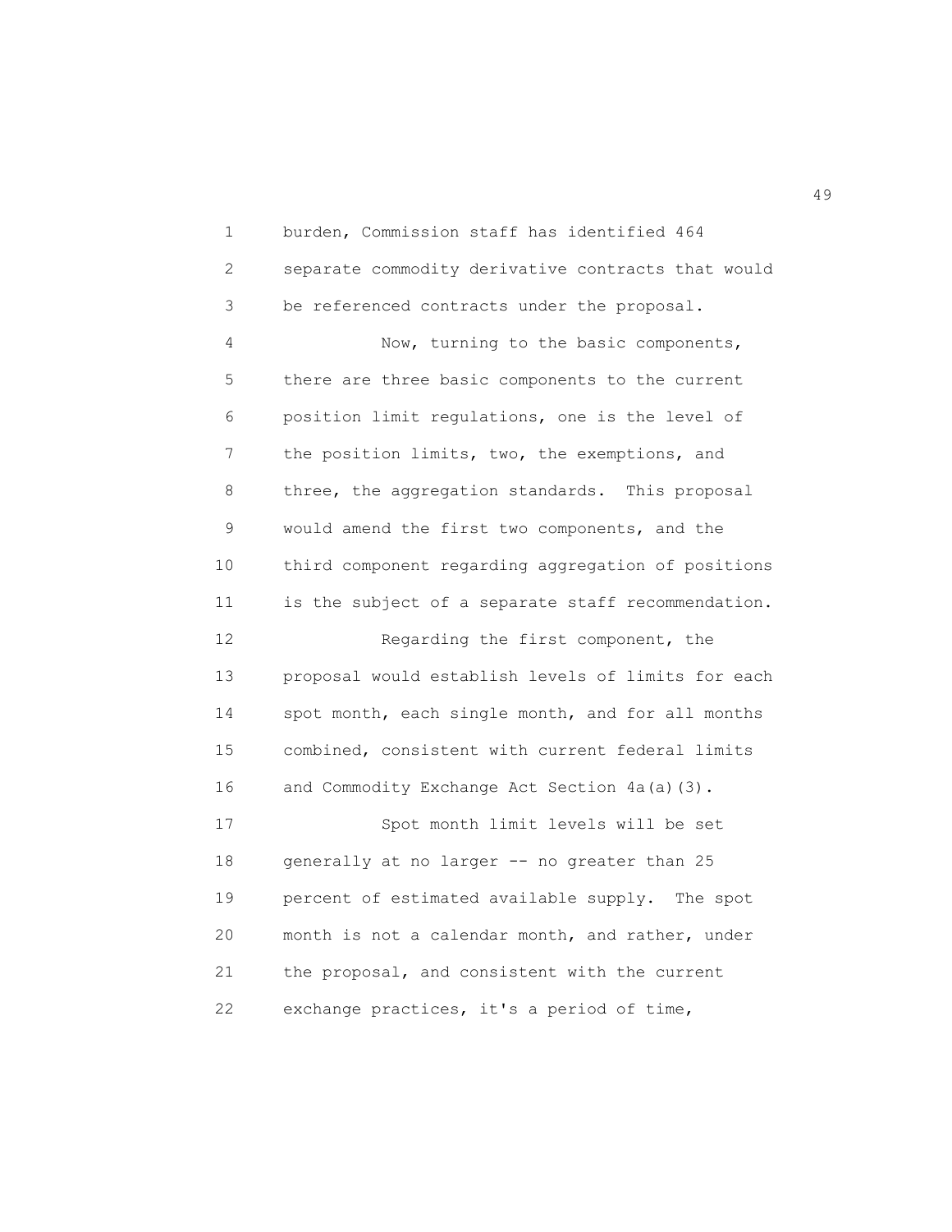burden, Commission staff has identified 464 separate commodity derivative contracts that would be referenced contracts under the proposal.

Now, turning to the basic components, there are three basic components to the current position limit regulations, one is the level of the position limits, two, the exemptions, and three, the aggregation standards. This proposal would amend the first two components, and the third component regarding aggregation of positions is the subject of a separate staff recommendation.

Regarding the first component, the proposal would establish levels of limits for each spot month, each single month, and for all months combined, consistent with current federal limits and Commodity Exchange Act Section 4a(a)(3).

Spot month limit levels will be set generally at no larger -- no greater than 25 percent of estimated available supply. The spot month is not a calendar month, and rather, under the proposal, and consistent with the current exchange practices, it's a period of time,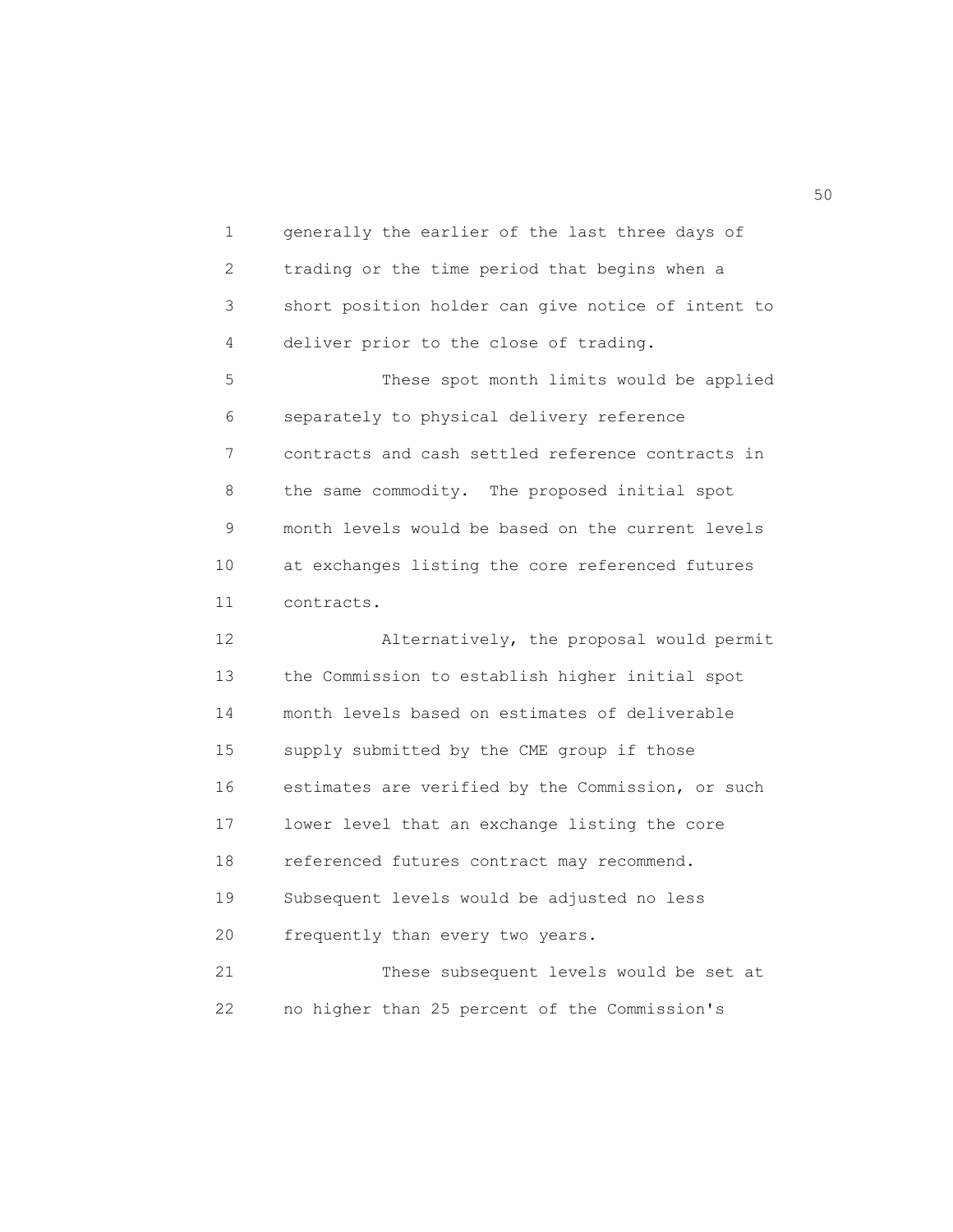generally the earlier of the last three days of trading or the time period that begins when a short position holder can give notice of intent to deliver prior to the close of trading.

These spot month limits would be applied separately to physical delivery reference contracts and cash settled reference contracts in the same commodity. The proposed initial spot month levels would be based on the current levels at exchanges listing the core referenced futures contracts.

Alternatively, the proposal would permit the Commission to establish higher initial spot month levels based on estimates of deliverable supply submitted by the CME group if those estimates are verified by the Commission, or such lower level that an exchange listing the core referenced futures contract may recommend. Subsequent levels would be adjusted no less frequently than every two years.

These subsequent levels would be set at no higher than 25 percent of the Commission's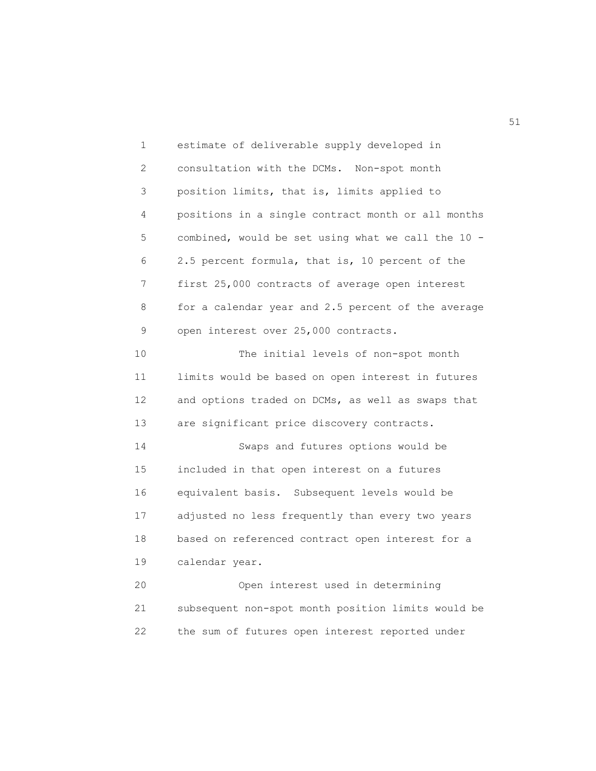estimate of deliverable supply developed in consultation with the DCMs. Non-spot month position limits, that is, limits applied to positions in a single contract month or all months combined, would be set using what we call the 10 - 2.5 percent formula, that is, 10 percent of the first 25,000 contracts of average open interest for a calendar year and 2.5 percent of the average open interest over 25,000 contracts.

The initial levels of non-spot month limits would be based on open interest in futures and options traded on DCMs, as well as swaps that are significant price discovery contracts.

Swaps and futures options would be included in that open interest on a futures equivalent basis. Subsequent levels would be adjusted no less frequently than every two years based on referenced contract open interest for a calendar year.

Open interest used in determining subsequent non-spot month position limits would be the sum of futures open interest reported under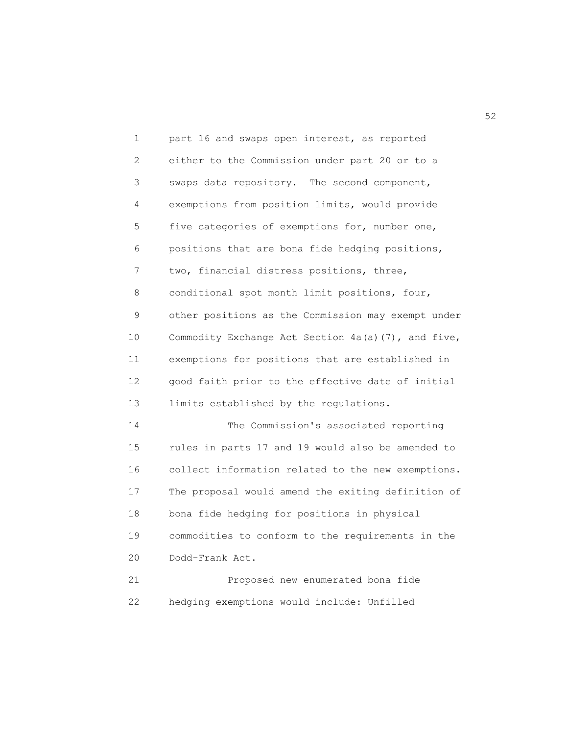part 16 and swaps open interest, as reported either to the Commission under part 20 or to a swaps data repository. The second component, exemptions from position limits, would provide five categories of exemptions for, number one, positions that are bona fide hedging positions, two, financial distress positions, three, conditional spot month limit positions, four, other positions as the Commission may exempt under Commodity Exchange Act Section 4a(a)(7), and five, exemptions for positions that are established in good faith prior to the effective date of initial limits established by the regulations.

The Commission's associated reporting rules in parts 17 and 19 would also be amended to collect information related to the new exemptions. The proposal would amend the exiting definition of bona fide hedging for positions in physical commodities to conform to the requirements in the Dodd-Frank Act.

Proposed new enumerated bona fide hedging exemptions would include: Unfilled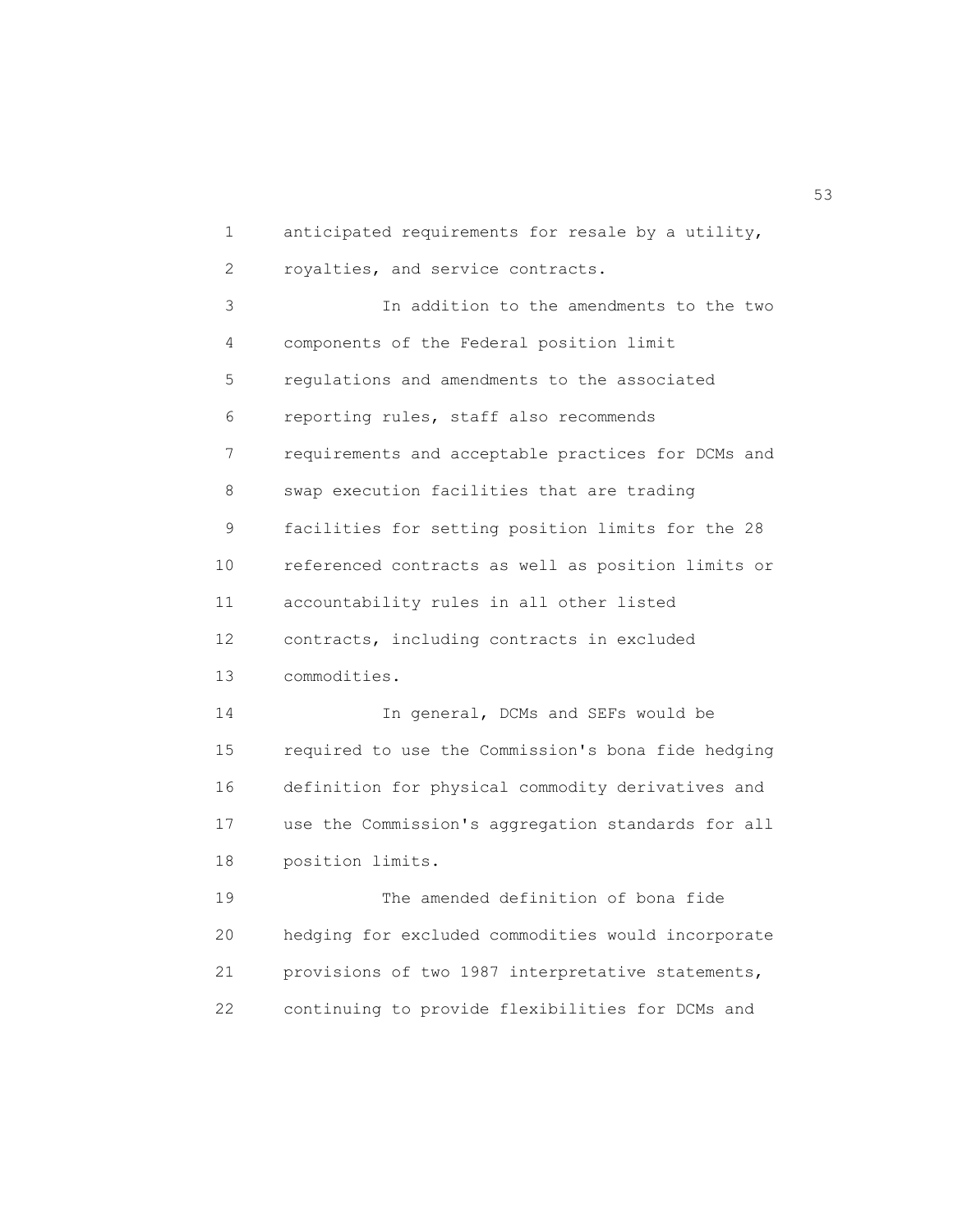anticipated requirements for resale by a utility, royalties, and service contracts.

In addition to the amendments to the two components of the Federal position limit regulations and amendments to the associated reporting rules, staff also recommends requirements and acceptable practices for DCMs and swap execution facilities that are trading facilities for setting position limits for the 28 referenced contracts as well as position limits or accountability rules in all other listed contracts, including contracts in excluded commodities.

In general, DCMs and SEFs would be required to use the Commission's bona fide hedging definition for physical commodity derivatives and use the Commission's aggregation standards for all position limits.

The amended definition of bona fide hedging for excluded commodities would incorporate provisions of two 1987 interpretative statements, continuing to provide flexibilities for DCMs and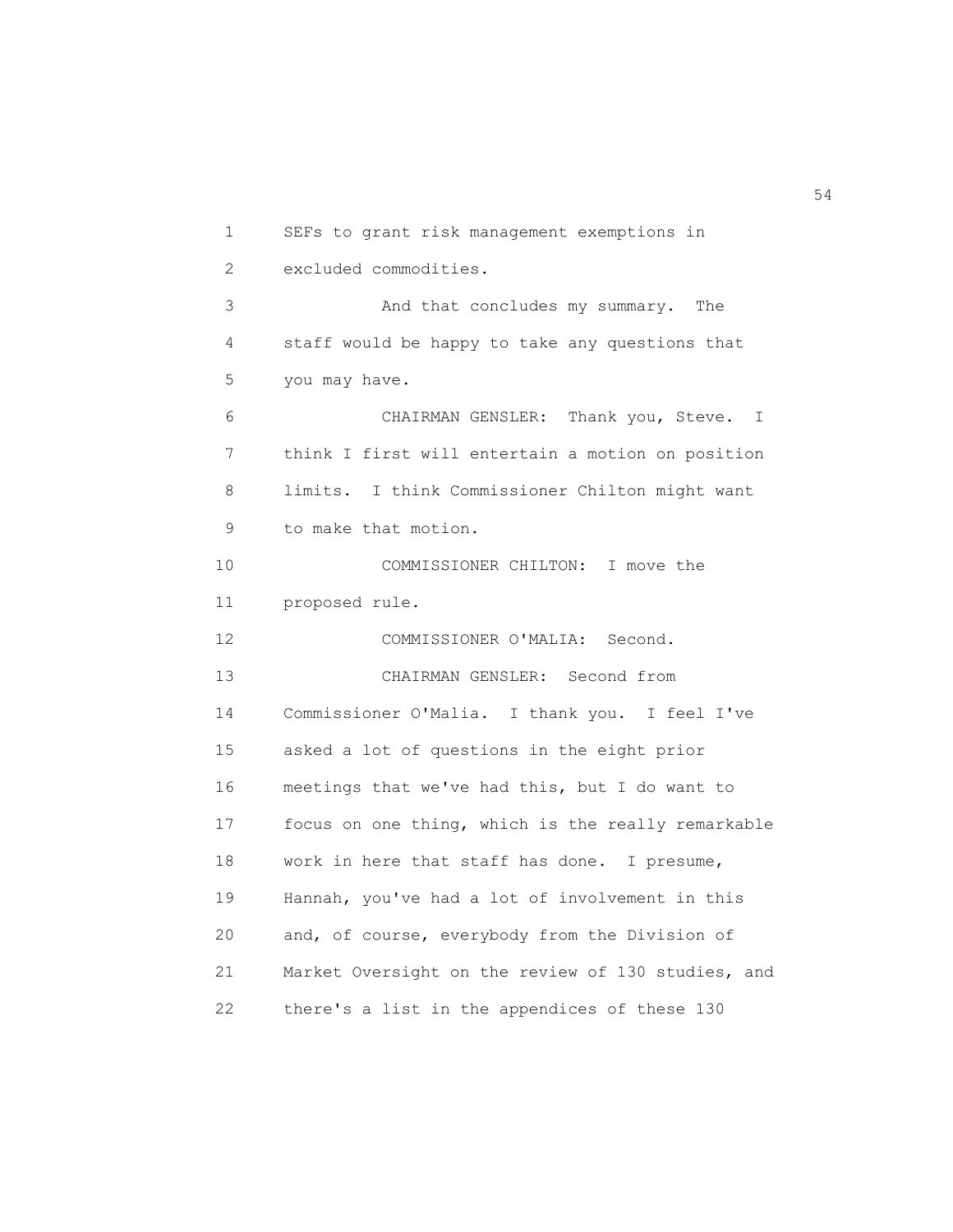SEFs to grant risk management exemptions in excluded commodities.

And that concludes my summary. The staff would be happy to take any questions that you may have.

CHAIRMAN GENSLER: Thank you, Steve. I think I first will entertain a motion on position limits. I think Commissioner Chilton might want to make that motion.

COMMISSIONER CHILTON: I move the proposed rule.

COMMISSIONER O'MALIA: Second.

CHAIRMAN GENSLER: Second from Commissioner O'Malia. I thank you. I feel I've asked a lot of questions in the eight prior meetings that we've had this, but I do want to focus on one thing, which is the really remarkable work in here that staff has done. I presume, Hannah, you've had a lot of involvement in this and, of course, everybody from the Division of Market Oversight on the review of 130 studies, and there's a list in the appendices of these 130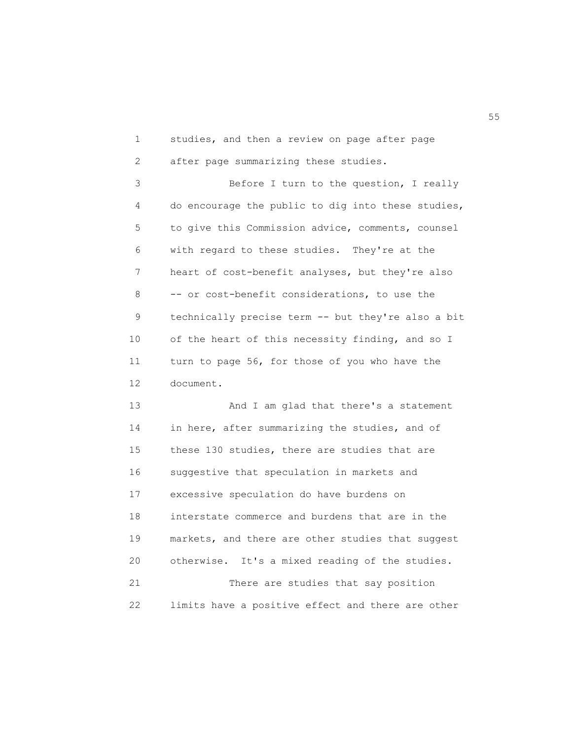studies, and then a review on page after page after page summarizing these studies.

Before I turn to the question, I really do encourage the public to dig into these studies, to give this Commission advice, comments, counsel with regard to these studies. They're at the heart of cost-benefit analyses, but they're also -- or cost-benefit considerations, to use the technically precise term -- but they're also a bit of the heart of this necessity finding, and so I turn to page 56, for those of you who have the document.

And I am glad that there's a statement in here, after summarizing the studies, and of these 130 studies, there are studies that are suggestive that speculation in markets and excessive speculation do have burdens on interstate commerce and burdens that are in the markets, and there are other studies that suggest otherwise. It's a mixed reading of the studies.

There are studies that say position limits have a positive effect and there are other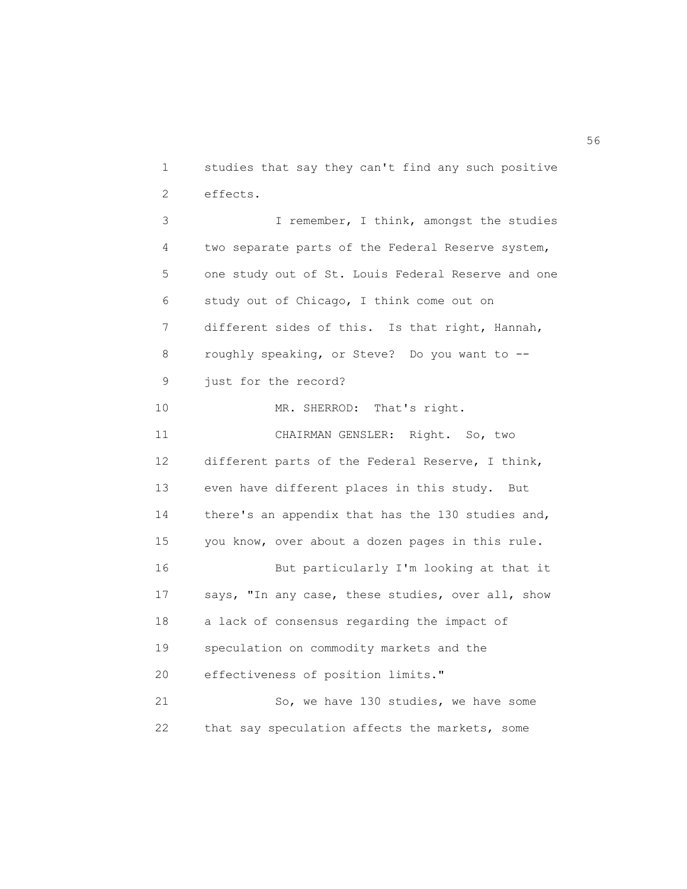studies that say they can't find any such positive effects.

I remember, I think, amongst the studies two separate parts of the Federal Reserve system, one study out of St. Louis Federal Reserve and one study out of Chicago, I think come out on different sides of this. Is that right, Hannah, roughly speaking, or Steve? Do you want to -- just for the record?

MR. SHERROD: That's right.

CHAIRMAN GENSLER: Right. So, two different parts of the Federal Reserve, I think, even have different places in this study. But there's an appendix that has the 130 studies and, you know, over about a dozen pages in this rule.

But particularly I'm looking at that it says, "In any case, these studies, over all, show a lack of consensus regarding the impact of speculation on commodity markets and the effectiveness of position limits."

So, we have 130 studies, we have some that say speculation affects the markets, some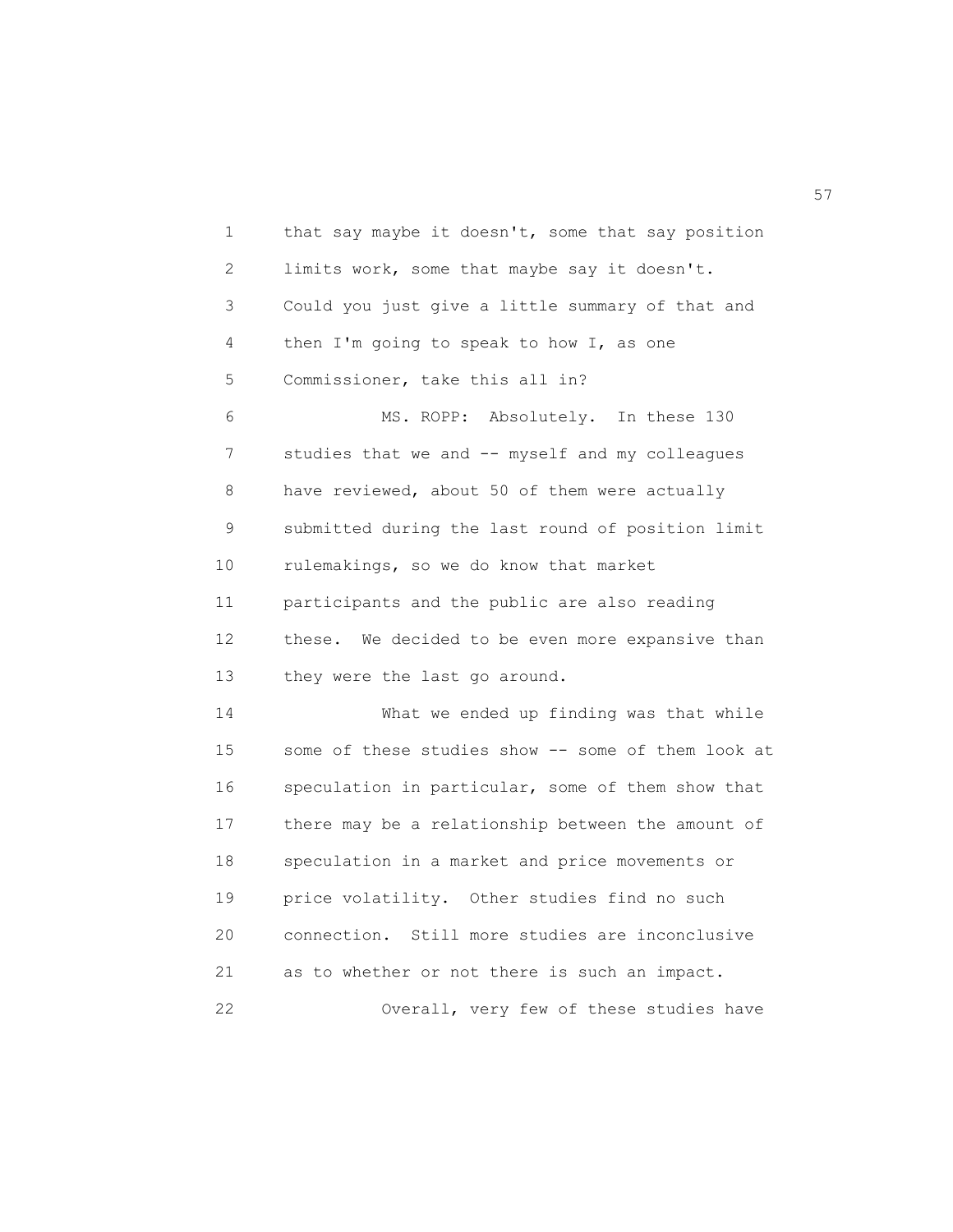that say maybe it doesn't, some that say position limits work, some that maybe say it doesn't. Could you just give a little summary of that and then I'm going to speak to how I, as one Commissioner, take this all in?

MS. ROPP: Absolutely. In these 130 studies that we and -- myself and my colleagues have reviewed, about 50 of them were actually submitted during the last round of position limit rulemakings, so we do know that market participants and the public are also reading these. We decided to be even more expansive than they were the last go around.

What we ended up finding was that while some of these studies show -- some of them look at speculation in particular, some of them show that there may be a relationship between the amount of speculation in a market and price movements or price volatility. Other studies find no such connection. Still more studies are inconclusive as to whether or not there is such an impact.

Overall, very few of these studies have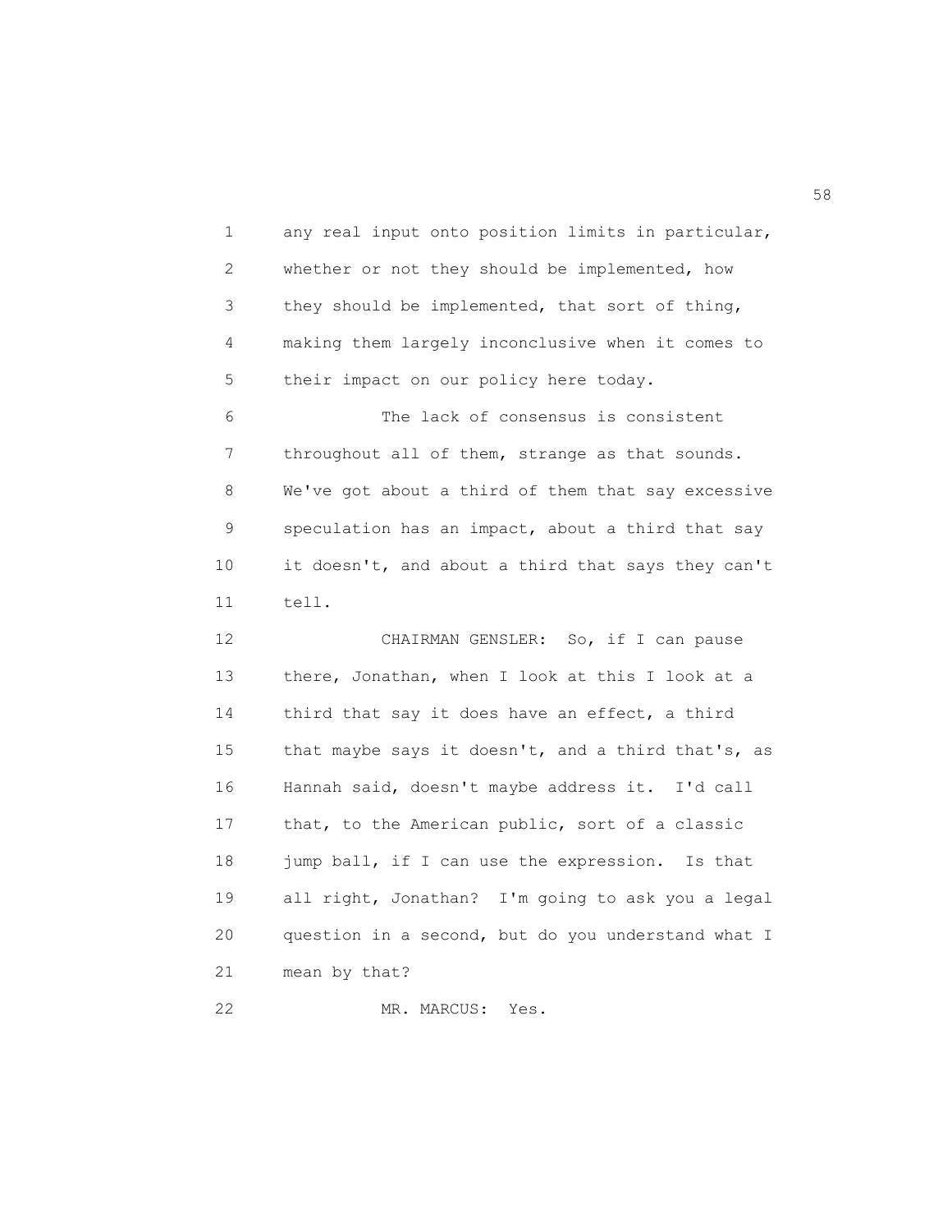any real input onto position limits in particular, whether or not they should be implemented, how they should be implemented, that sort of thing, making them largely inconclusive when it comes to their impact on our policy here today.

The lack of consensus is consistent throughout all of them, strange as that sounds. We've got about a third of them that say excessive speculation has an impact, about a third that say it doesn't, and about a third that says they can't tell.

CHAIRMAN GENSLER: So, if I can pause there, Jonathan, when I look at this I look at a third that say it does have an effect, a third that maybe says it doesn't, and a third that's, as Hannah said, doesn't maybe address it. I'd call that, to the American public, sort of a classic jump ball, if I can use the expression. Is that all right, Jonathan? I'm going to ask you a legal question in a second, but do you understand what I mean by that?

MR. MARCUS: Yes.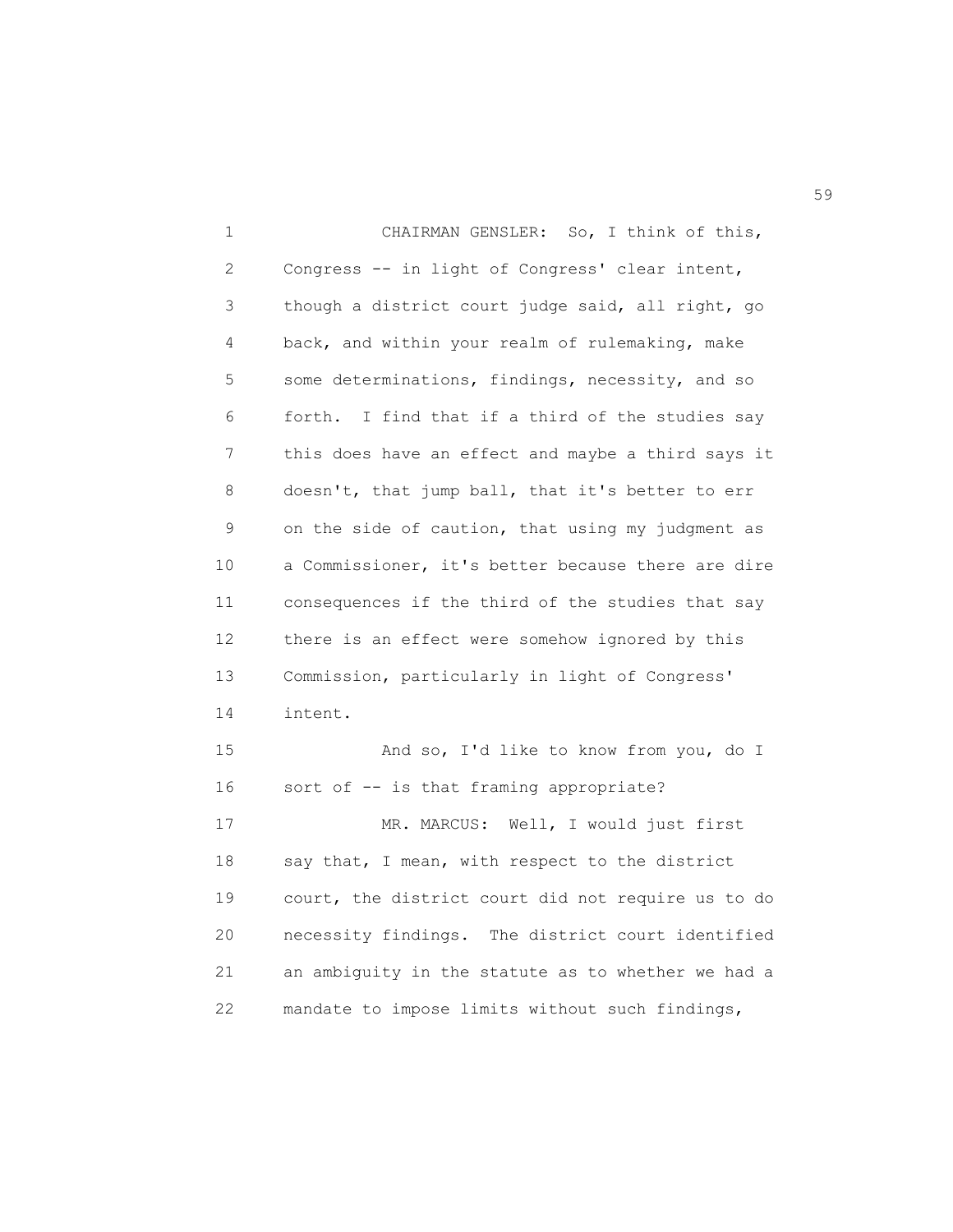CHAIRMAN GENSLER: So, I think of this, Congress -- in light of Congress' clear intent, though a district court judge said, all right, go back, and within your realm of rulemaking, make some determinations, findings, necessity, and so forth. I find that if a third of the studies say this does have an effect and maybe a third says it doesn't, that jump ball, that it's better to err on the side of caution, that using my judgment as a Commissioner, it's better because there are dire consequences if the third of the studies that say there is an effect were somehow ignored by this Commission, particularly in light of Congress' intent.

And so, I'd like to know from you, do I sort of -- is that framing appropriate?

MR. MARCUS: Well, I would just first say that, I mean, with respect to the district court, the district court did not require us to do necessity findings. The district court identified an ambiguity in the statute as to whether we had a mandate to impose limits without such findings,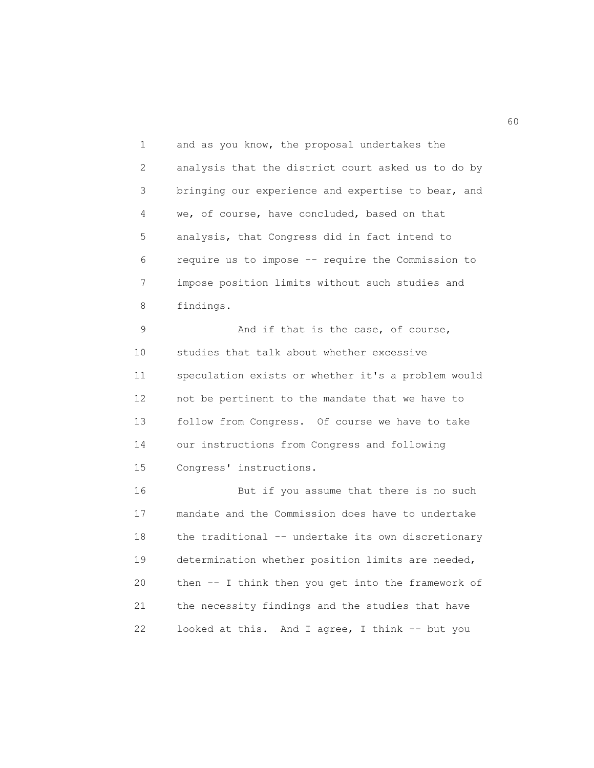and as you know, the proposal undertakes the analysis that the district court asked us to do by bringing our experience and expertise to bear, and we, of course, have concluded, based on that analysis, that Congress did in fact intend to require us to impose -- require the Commission to impose position limits without such studies and findings.

And if that is the case, of course, studies that talk about whether excessive speculation exists or whether it's a problem would not be pertinent to the mandate that we have to follow from Congress. Of course we have to take our instructions from Congress and following Congress' instructions.

But if you assume that there is no such mandate and the Commission does have to undertake the traditional -- undertake its own discretionary determination whether position limits are needed, then -- I think then you get into the framework of the necessity findings and the studies that have looked at this. And I agree, I think -- but you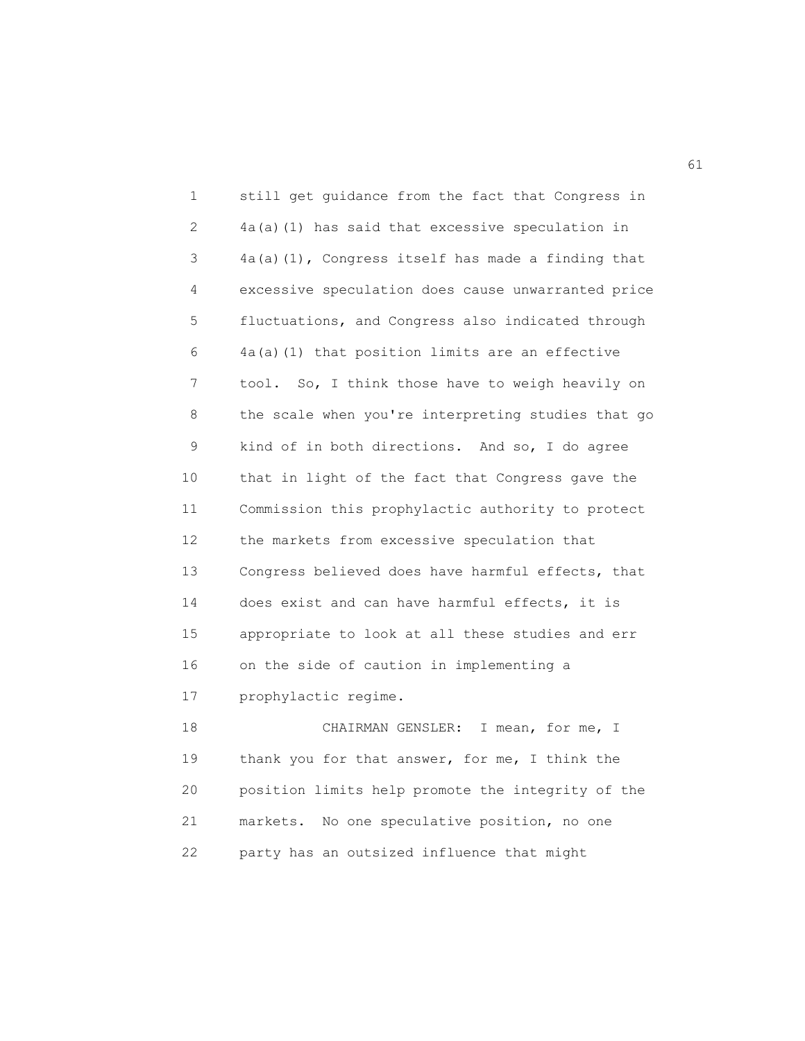still get guidance from the fact that Congress in 4a(a)(1) has said that excessive speculation in 4a(a)(1), Congress itself has made a finding that excessive speculation does cause unwarranted price fluctuations, and Congress also indicated through 4a(a)(1) that position limits are an effective tool. So, I think those have to weigh heavily on the scale when you're interpreting studies that go kind of in both directions. And so, I do agree that in light of the fact that Congress gave the Commission this prophylactic authority to protect the markets from excessive speculation that Congress believed does have harmful effects, that does exist and can have harmful effects, it is appropriate to look at all these studies and err on the side of caution in implementing a prophylactic regime.

CHAIRMAN GENSLER: I mean, for me, I thank you for that answer, for me, I think the position limits help promote the integrity of the markets. No one speculative position, no one party has an outsized influence that might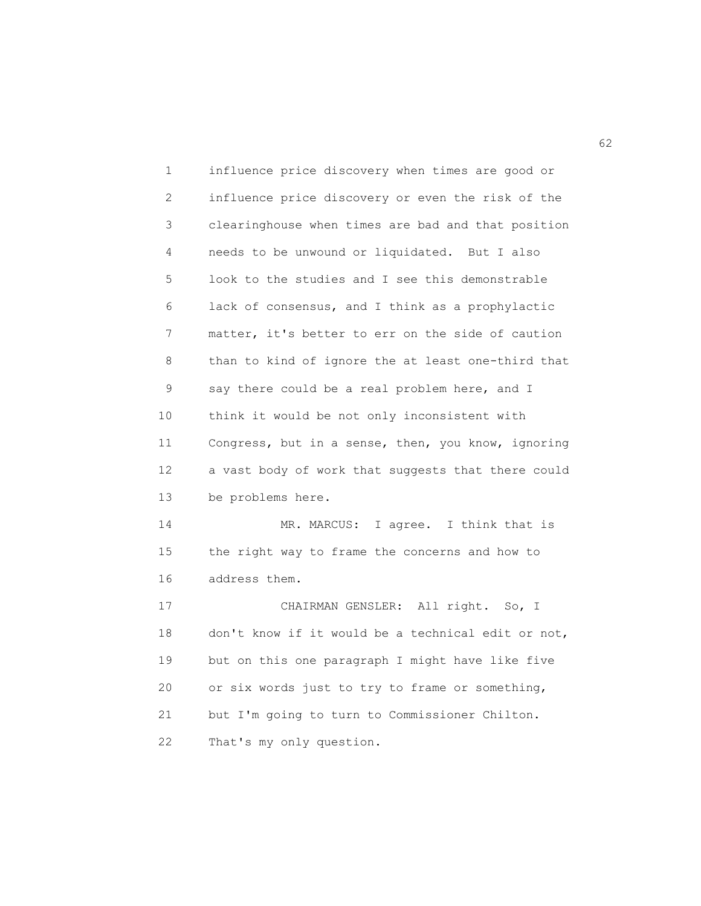influence price discovery when times are good or influence price discovery or even the risk of the clearinghouse when times are bad and that position needs to be unwound or liquidated. But I also look to the studies and I see this demonstrable lack of consensus, and I think as a prophylactic matter, it's better to err on the side of caution than to kind of ignore the at least one-third that say there could be a real problem here, and I think it would be not only inconsistent with Congress, but in a sense, then, you know, ignoring a vast body of work that suggests that there could be problems here.

MR. MARCUS: I agree. I think that is the right way to frame the concerns and how to address them.

CHAIRMAN GENSLER: All right. So, I don't know if it would be a technical edit or not, but on this one paragraph I might have like five or six words just to try to frame or something, but I'm going to turn to Commissioner Chilton. That's my only question.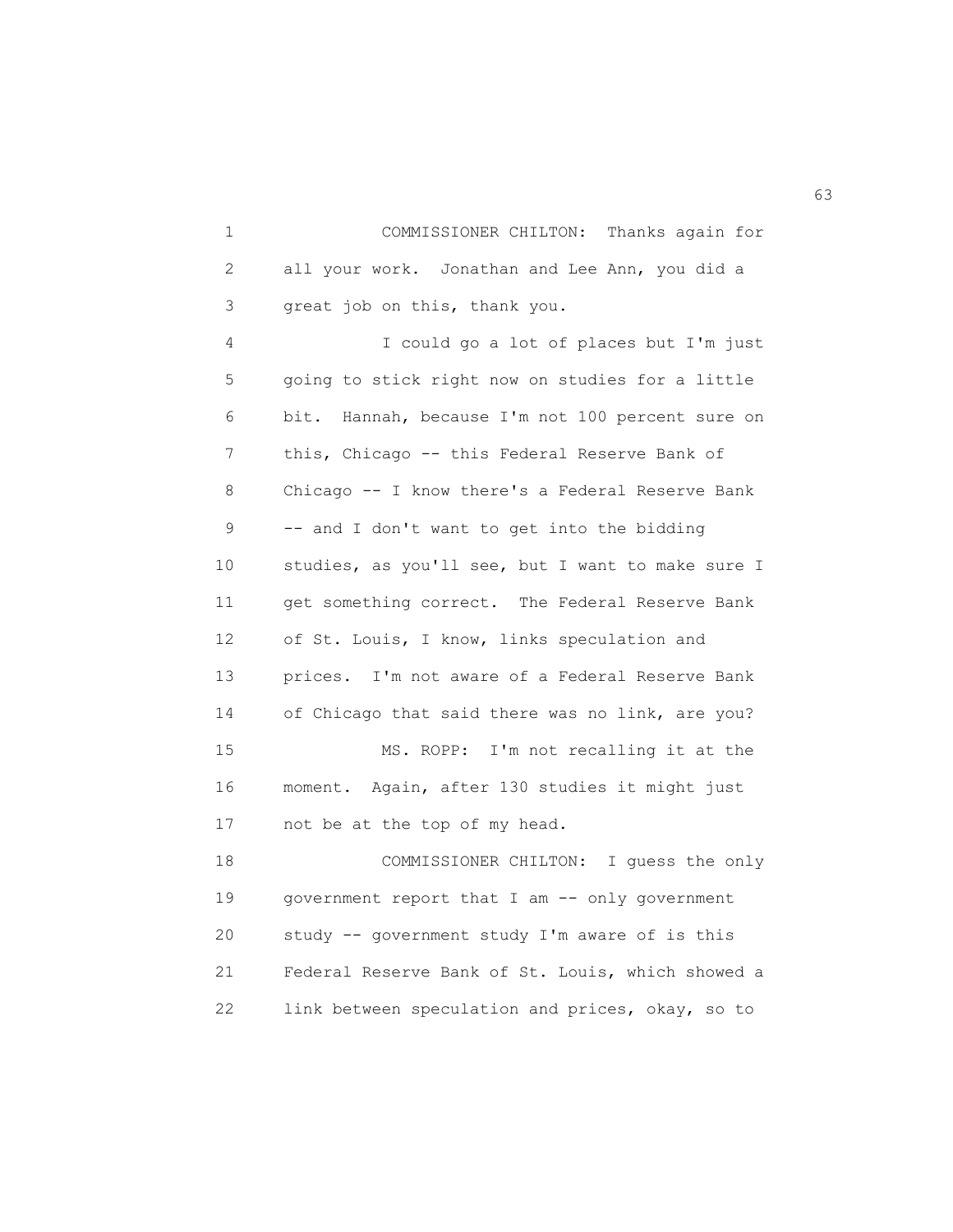COMMISSIONER CHILTON: Thanks again for all your work. Jonathan and Lee Ann, you did a great job on this, thank you.

I could go a lot of places but I'm just going to stick right now on studies for a little bit. Hannah, because I'm not 100 percent sure on this, Chicago -- this Federal Reserve Bank of Chicago -- I know there's a Federal Reserve Bank -- and I don't want to get into the bidding studies, as you'll see, but I want to make sure I get something correct. The Federal Reserve Bank of St. Louis, I know, links speculation and prices. I'm not aware of a Federal Reserve Bank of Chicago that said there was no link, are you?

MS. ROPP: I'm not recalling it at the moment. Again, after 130 studies it might just not be at the top of my head.

COMMISSIONER CHILTON: I guess the only government report that I am -- only government study -- government study I'm aware of is this Federal Reserve Bank of St. Louis, which showed a link between speculation and prices, okay, so to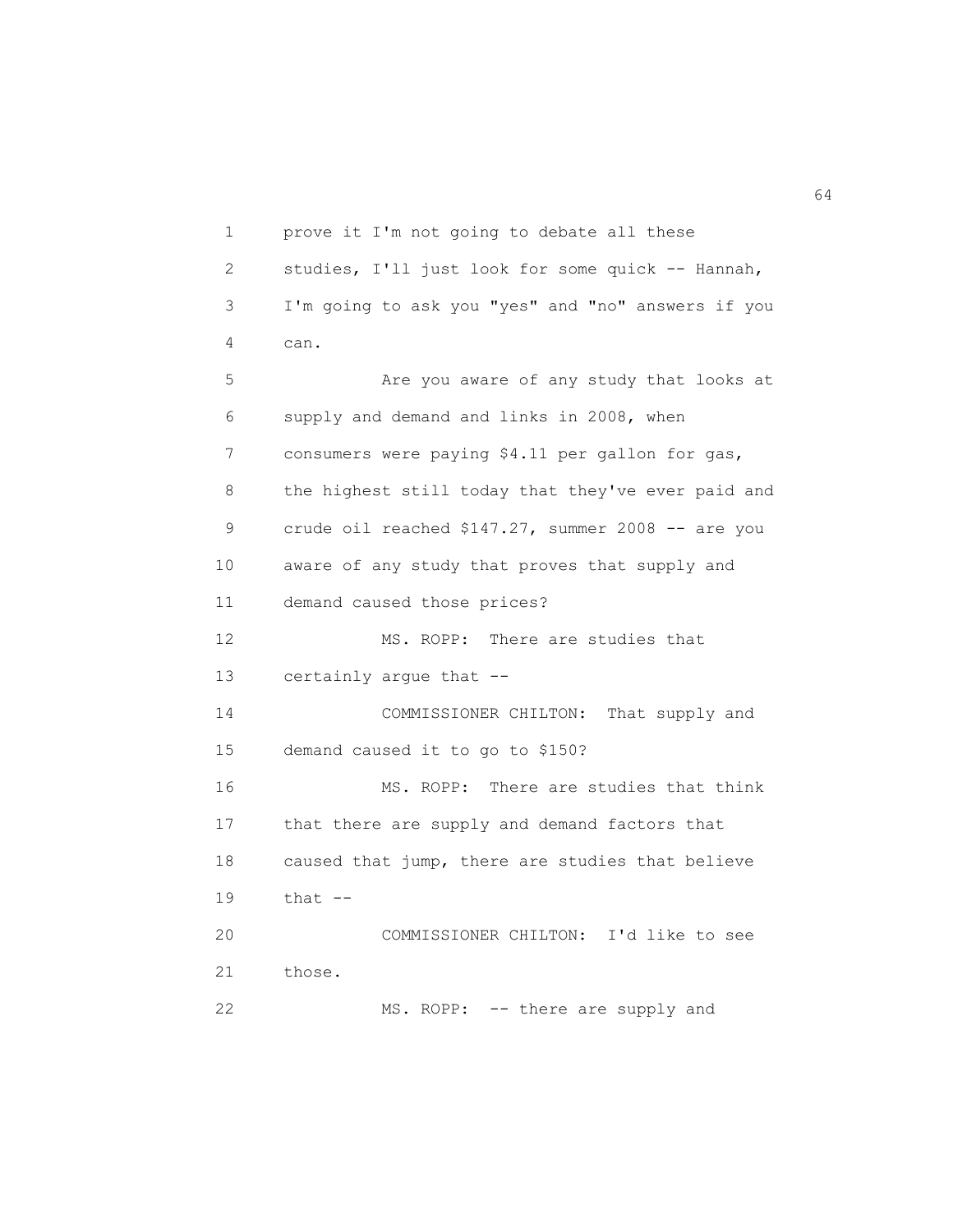prove it I'm not going to debate all these studies, I'll just look for some quick -- Hannah, I'm going to ask you "yes" and "no" answers if you can.

Are you aware of any study that looks at supply and demand and links in 2008, when consumers were paying $4.11 per gallon for gas, the highest still today that they've ever paid and crude oil reached $147.27, summer 2008 -- are you aware of any study that proves that supply and demand caused those prices?

MS. ROPP: There are studies that certainly argue that --

COMMISSIONER CHILTON: That supply and demand caused it to go to $150?

MS. ROPP: There are studies that think that there are supply and demand factors that caused that jump, there are studies that believe that --

COMMISSIONER CHILTON: I'd like to see those.

MS. ROPP: -- there are supply and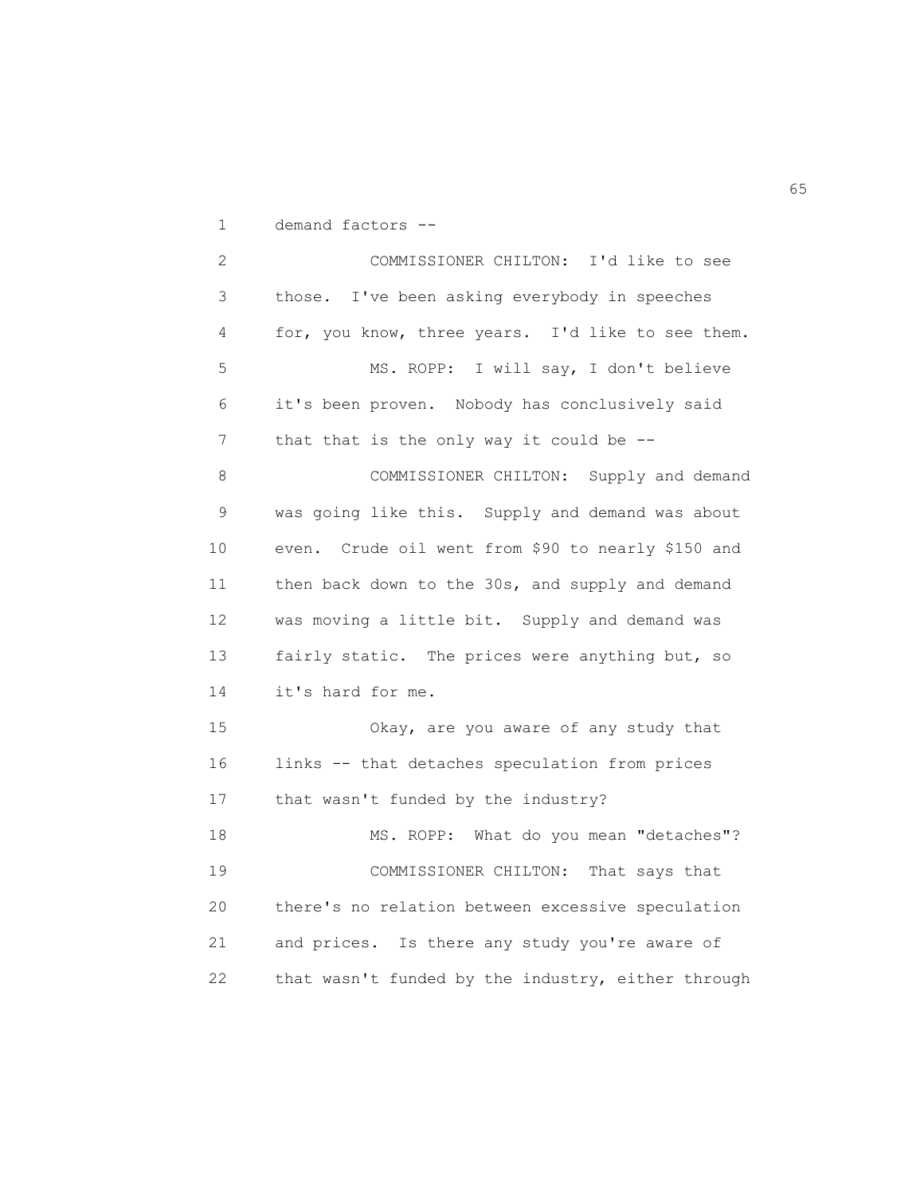demand factors --

COMMISSIONER CHILTON: I'd like to see those. I've been asking everybody in speeches for, you know, three years. I'd like to see them.

MS. ROPP: I will say, I don't believe it's been proven. Nobody has conclusively said that that is the only way it could be --

COMMISSIONER CHILTON: Supply and demand was going like this. Supply and demand was about even. Crude oil went from $90 to nearly $150 and then back down to the 30s, and supply and demand was moving a little bit. Supply and demand was fairly static. The prices were anything but, so it's hard for me.

Okay, are you aware of any study that links -- that detaches speculation from prices that wasn't funded by the industry?

MS. ROPP: What do you mean "detaches"?

COMMISSIONER CHILTON: That says that there's no relation between excessive speculation and prices. Is there any study you're aware of that wasn't funded by the industry, either through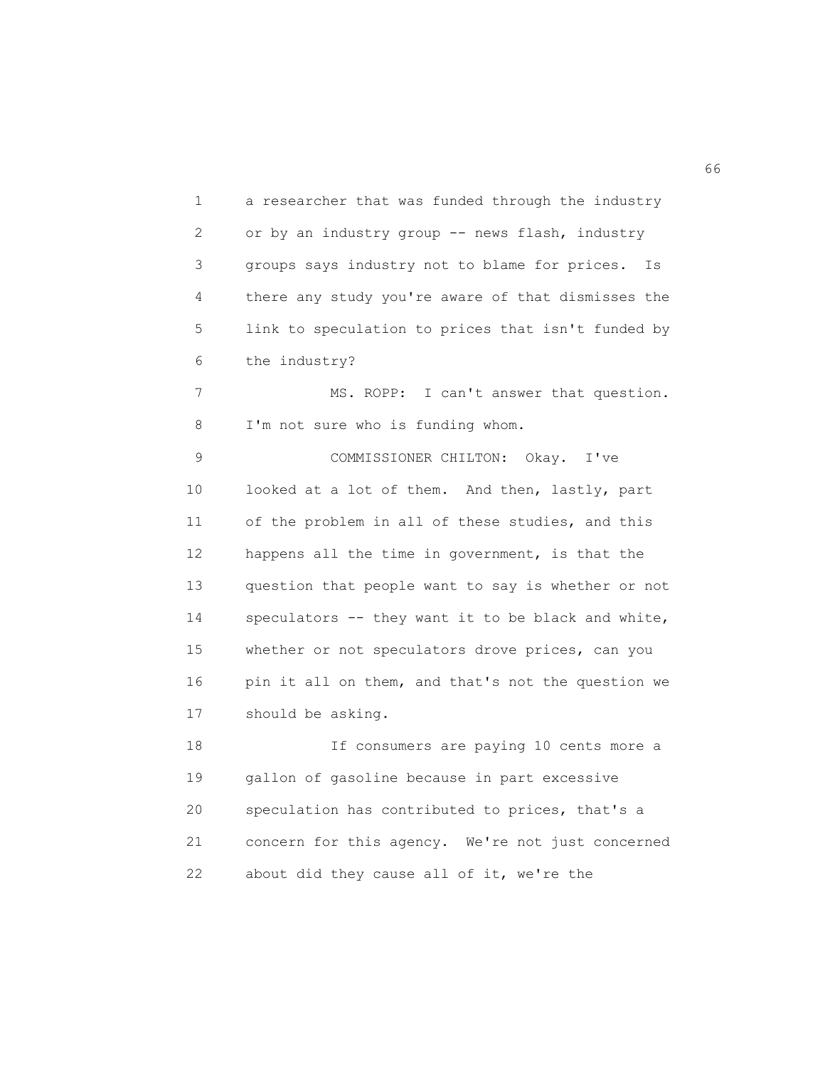a researcher that was funded through the industry or by an industry group -- news flash, industry groups says industry not to blame for prices. Is there any study you're aware of that dismisses the link to speculation to prices that isn't funded by the industry?

MS. ROPP: I can't answer that question. I'm not sure who is funding whom.

COMMISSIONER CHILTON: Okay. I've looked at a lot of them. And then, lastly, part of the problem in all of these studies, and this happens all the time in government, is that the question that people want to say is whether or not speculators -- they want it to be black and white, whether or not speculators drove prices, can you pin it all on them, and that's not the question we should be asking.

If consumers are paying 10 cents more a gallon of gasoline because in part excessive speculation has contributed to prices, that's a concern for this agency. We're not just concerned about did they cause all of it, we're the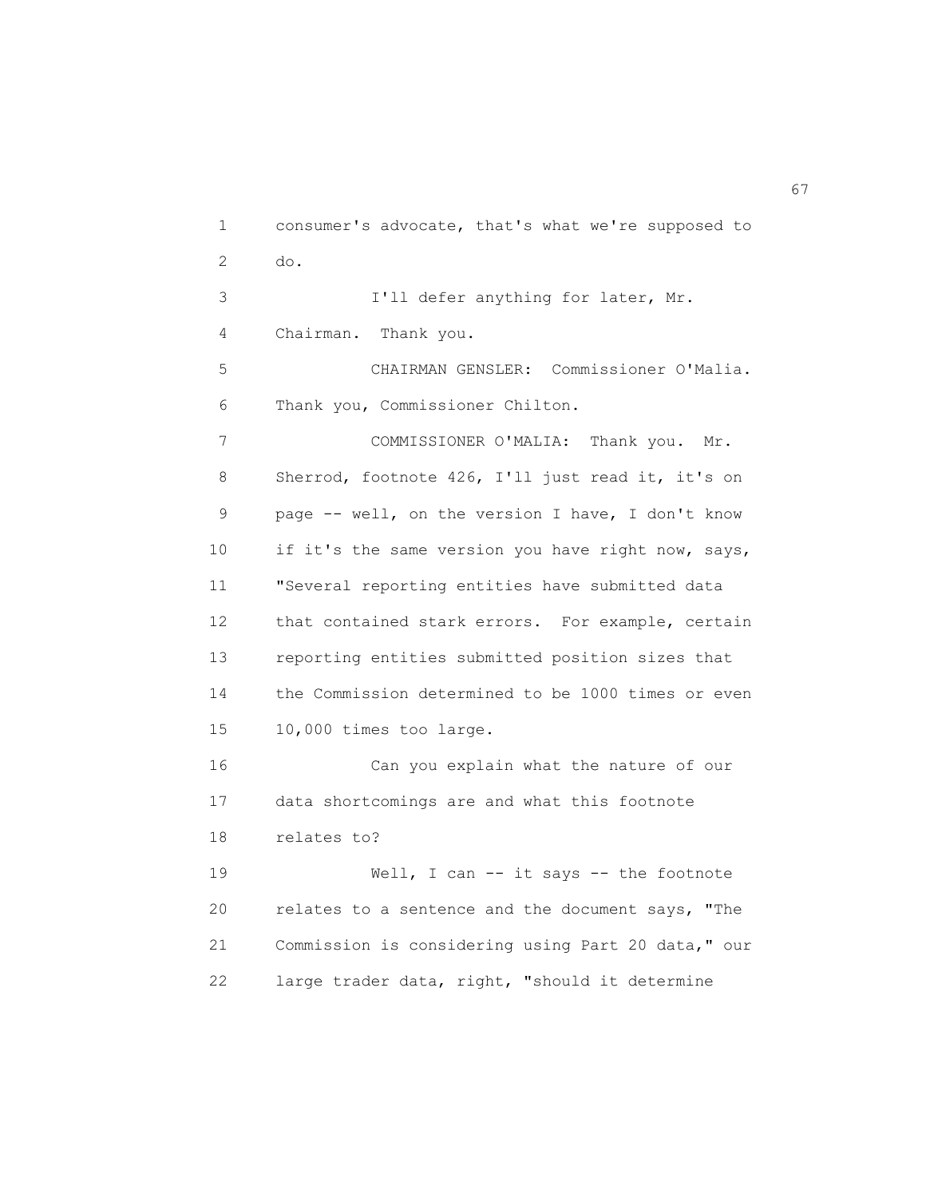consumer's advocate, that's what we're supposed to do.

I'll defer anything for later, Mr. Chairman. Thank you.

CHAIRMAN GENSLER: Commissioner O'Malia. Thank you, Commissioner Chilton.

COMMISSIONER O'MALIA: Thank you. Mr. Sherrod, footnote 426, I'll just read it, it's on page -- well, on the version I have, I don't know if it's the same version you have right now, says, "Several reporting entities have submitted data that contained stark errors. For example, certain reporting entities submitted position sizes that the Commission determined to be 1000 times or even 10,000 times too large.

Can you explain what the nature of our data shortcomings are and what this footnote relates to?

Well, I can -- it says -- the footnote relates to a sentence and the document says, "The Commission is considering using Part 20 data," our large trader data, right, "should it determine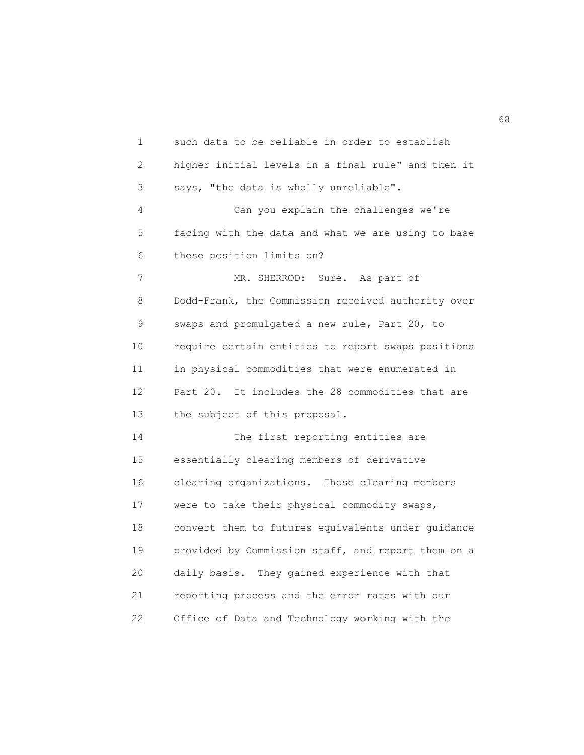such data to be reliable in order to establish higher initial levels in a final rule" and then it says, "the data is wholly unreliable".

Can you explain the challenges we're facing with the data and what we are using to base these position limits on?

MR. SHERROD: Sure. As part of Dodd-Frank, the Commission received authority over swaps and promulgated a new rule, Part 20, to require certain entities to report swaps positions in physical commodities that were enumerated in Part 20. It includes the 28 commodities that are the subject of this proposal.

The first reporting entities are essentially clearing members of derivative clearing organizations. Those clearing members were to take their physical commodity swaps, convert them to futures equivalents under guidance provided by Commission staff, and report them on a daily basis. They gained experience with that reporting process and the error rates with our Office of Data and Technology working with the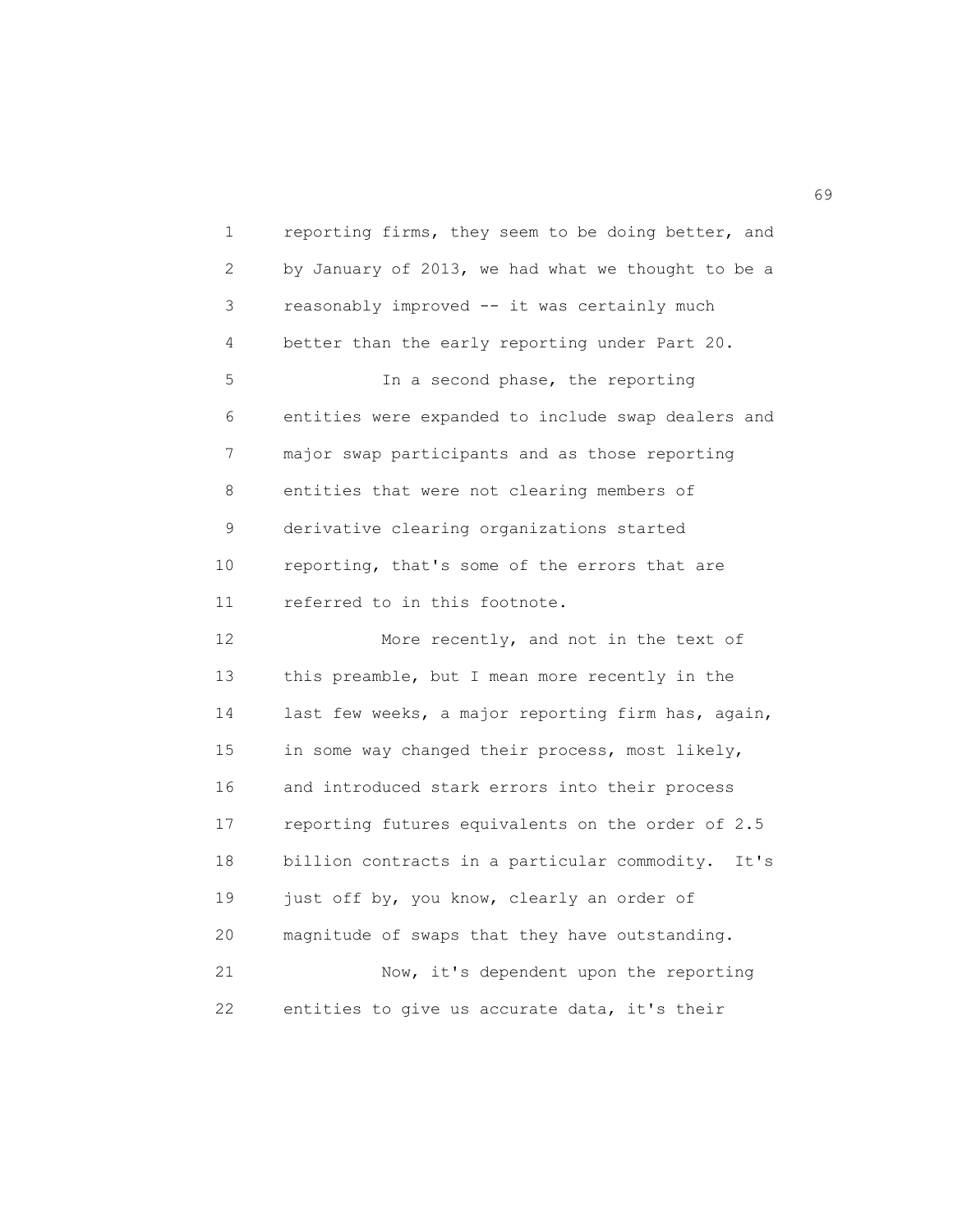reporting firms, they seem to be doing better, and by January of 2013, we had what we thought to be a reasonably improved -- it was certainly much better than the early reporting under Part 20.

In a second phase, the reporting entities were expanded to include swap dealers and major swap participants and as those reporting entities that were not clearing members of derivative clearing organizations started reporting, that's some of the errors that are referred to in this footnote.

More recently, and not in the text of this preamble, but I mean more recently in the last few weeks, a major reporting firm has, again, in some way changed their process, most likely, and introduced stark errors into their process reporting futures equivalents on the order of 2.5 billion contracts in a particular commodity. It's just off by, you know, clearly an order of magnitude of swaps that they have outstanding.

Now, it's dependent upon the reporting entities to give us accurate data, it's their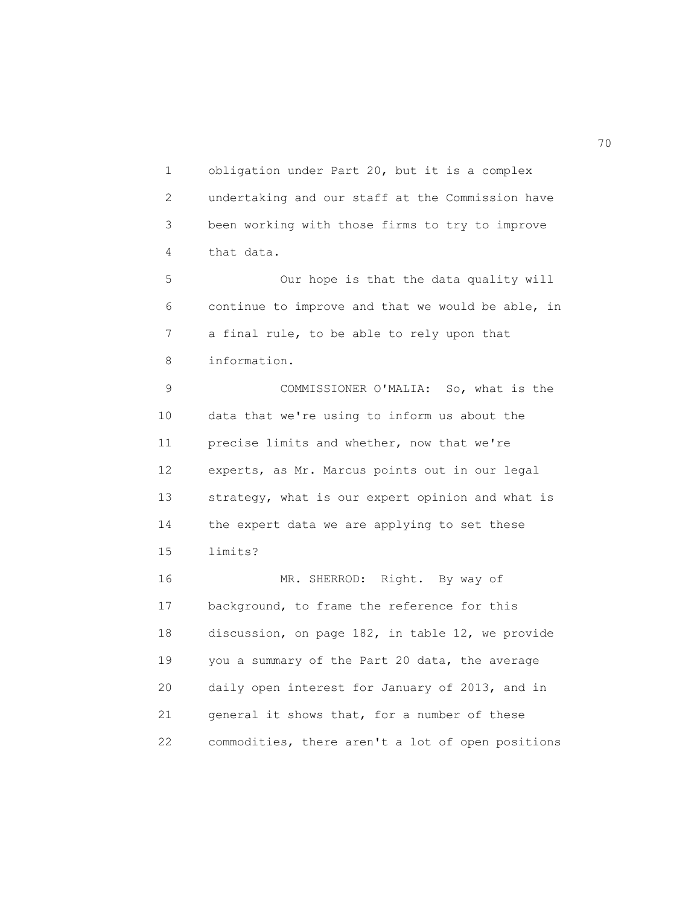obligation under Part 20, but it is a complex undertaking and our staff at the Commission have been working with those firms to try to improve that data.

Our hope is that the data quality will continue to improve and that we would be able, in a final rule, to be able to rely upon that information.

COMMISSIONER O'MALIA: So, what is the data that we're using to inform us about the precise limits and whether, now that we're experts, as Mr. Marcus points out in our legal strategy, what is our expert opinion and what is the expert data we are applying to set these limits?

MR. SHERROD: Right. By way of background, to frame the reference for this discussion, on page 182, in table 12, we provide you a summary of the Part 20 data, the average daily open interest for January of 2013, and in general it shows that, for a number of these commodities, there aren't a lot of open positions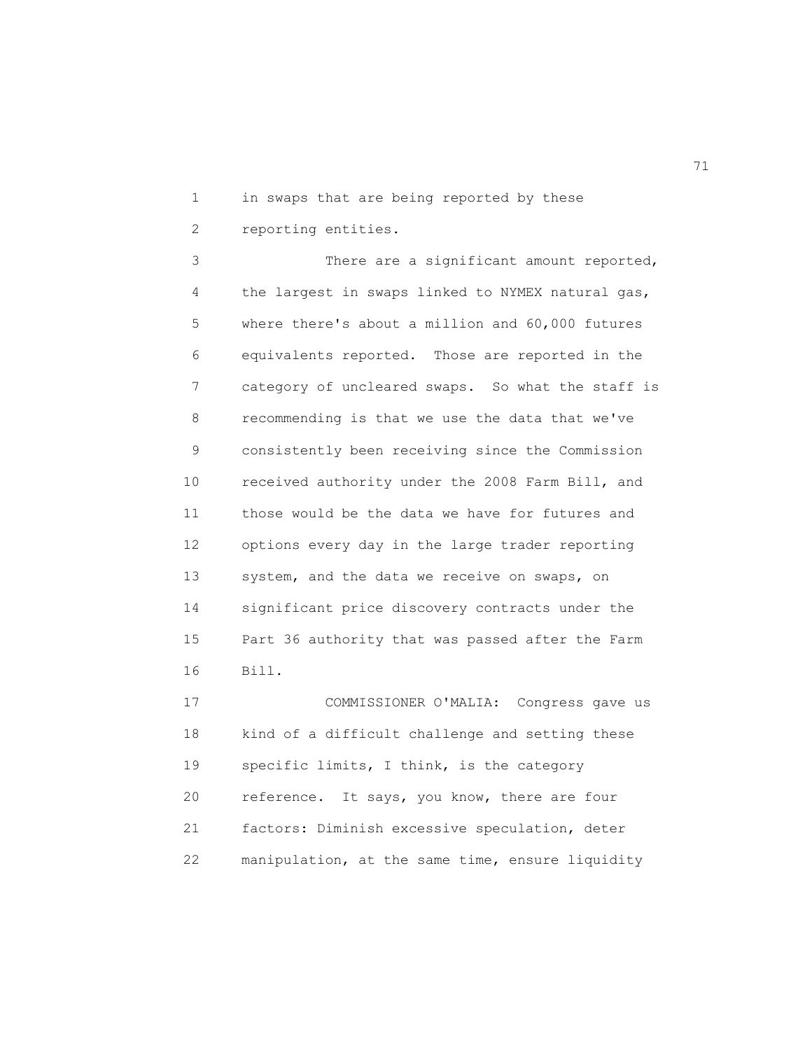in swaps that are being reported by these reporting entities.

There are a significant amount reported, the largest in swaps linked to NYMEX natural gas, where there's about a million and 60,000 futures equivalents reported. Those are reported in the category of uncleared swaps. So what the staff is recommending is that we use the data that we've consistently been receiving since the Commission received authority under the 2008 Farm Bill, and those would be the data we have for futures and options every day in the large trader reporting system, and the data we receive on swaps, on significant price discovery contracts under the Part 36 authority that was passed after the Farm Bill.

COMMISSIONER O'MALIA: Congress gave us kind of a difficult challenge and setting these specific limits, I think, is the category reference. It says, you know, there are four factors: Diminish excessive speculation, deter manipulation, at the same time, ensure liquidity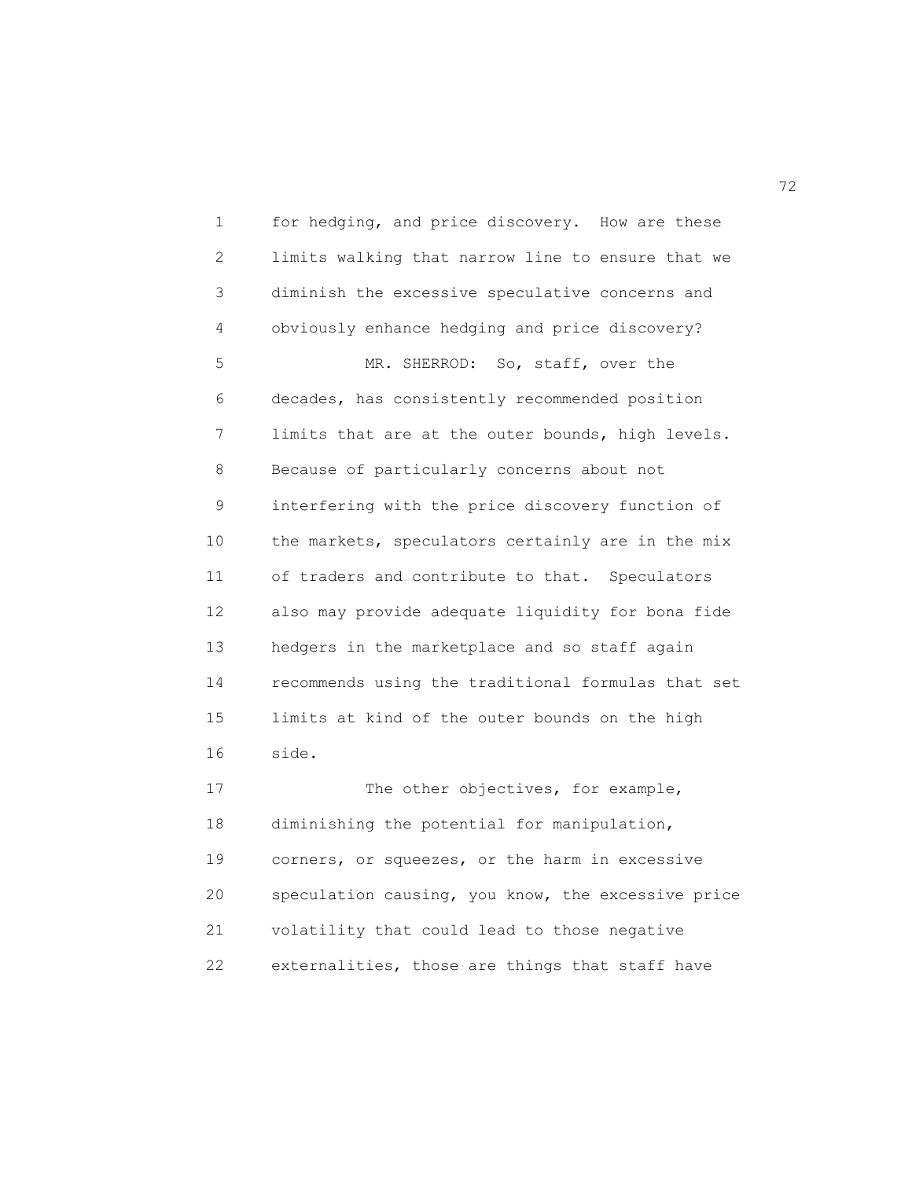for hedging, and price discovery. How are these limits walking that narrow line to ensure that we diminish the excessive speculative concerns and obviously enhance hedging and price discovery?

MR. SHERROD: So, staff, over the decades, has consistently recommended position limits that are at the outer bounds, high levels. Because of particularly concerns about not interfering with the price discovery function of the markets, speculators certainly are in the mix of traders and contribute to that. Speculators also may provide adequate liquidity for bona fide hedgers in the marketplace and so staff again recommends using the traditional formulas that set limits at kind of the outer bounds on the high side.

The other objectives, for example, diminishing the potential for manipulation, corners, or squeezes, or the harm in excessive speculation causing, you know, the excessive price volatility that could lead to those negative externalities, those are things that staff have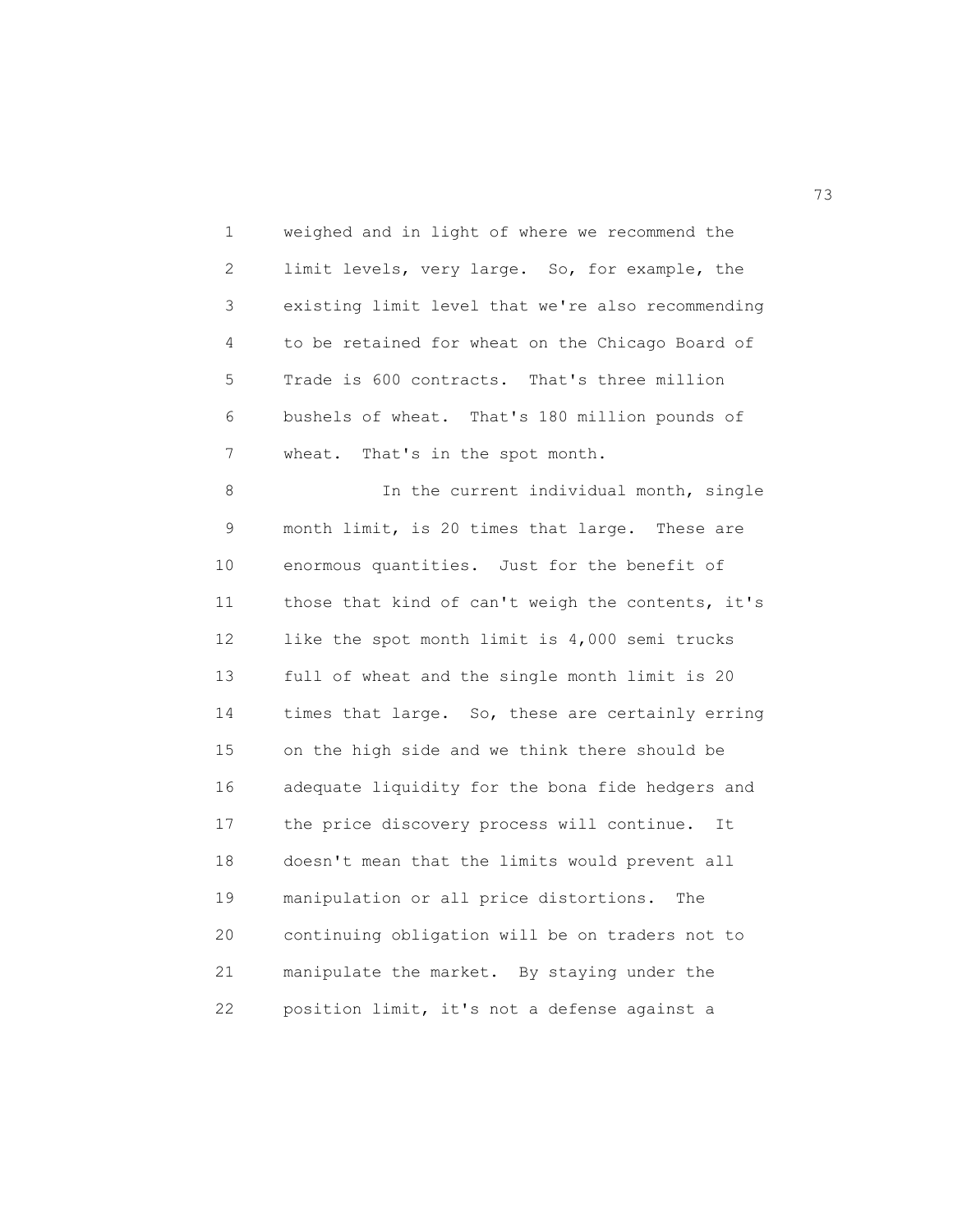weighed and in light of where we recommend the limit levels, very large. So, for example, the existing limit level that we're also recommending to be retained for wheat on the Chicago Board of Trade is 600 contracts. That's three million bushels of wheat. That's 180 million pounds of wheat. That's in the spot month.

In the current individual month, single month limit, is 20 times that large. These are enormous quantities. Just for the benefit of those that kind of can't weigh the contents, it's like the spot month limit is 4,000 semi trucks full of wheat and the single month limit is 20 times that large. So, these are certainly erring on the high side and we think there should be adequate liquidity for the bona fide hedgers and the price discovery process will continue. It doesn't mean that the limits would prevent all manipulation or all price distortions. The continuing obligation will be on traders not to manipulate the market. By staying under the position limit, it's not a defense against a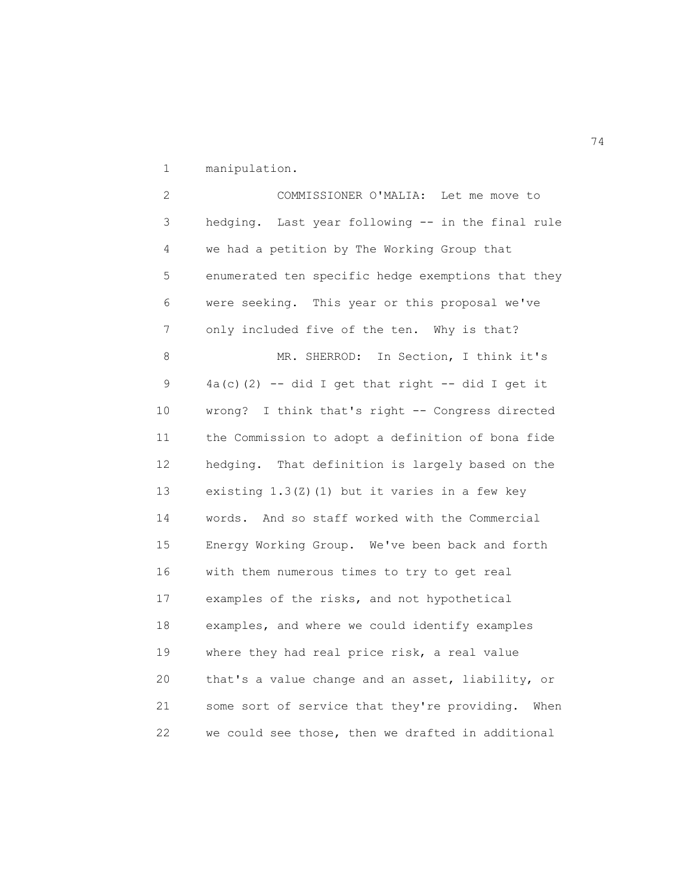manipulation.

COMMISSIONER O'MALIA: Let me move to hedging. Last year following -- in the final rule we had a petition by The Working Group that enumerated ten specific hedge exemptions that they were seeking. This year or this proposal we've only included five of the ten. Why is that?

MR. SHERROD: In Section, I think it's 4a(c)(2) -- did I get that right -- did I get it wrong? I think that's right -- Congress directed the Commission to adopt a definition of bona fide hedging. That definition is largely based on the existing 1.3(Z)(1) but it varies in a few key words. And so staff worked with the Commercial Energy Working Group. We've been back and forth with them numerous times to try to get real examples of the risks, and not hypothetical examples, and where we could identify examples where they had real price risk, a real value that's a value change and an asset, liability, or some sort of service that they're providing. When we could see those, then we drafted in additional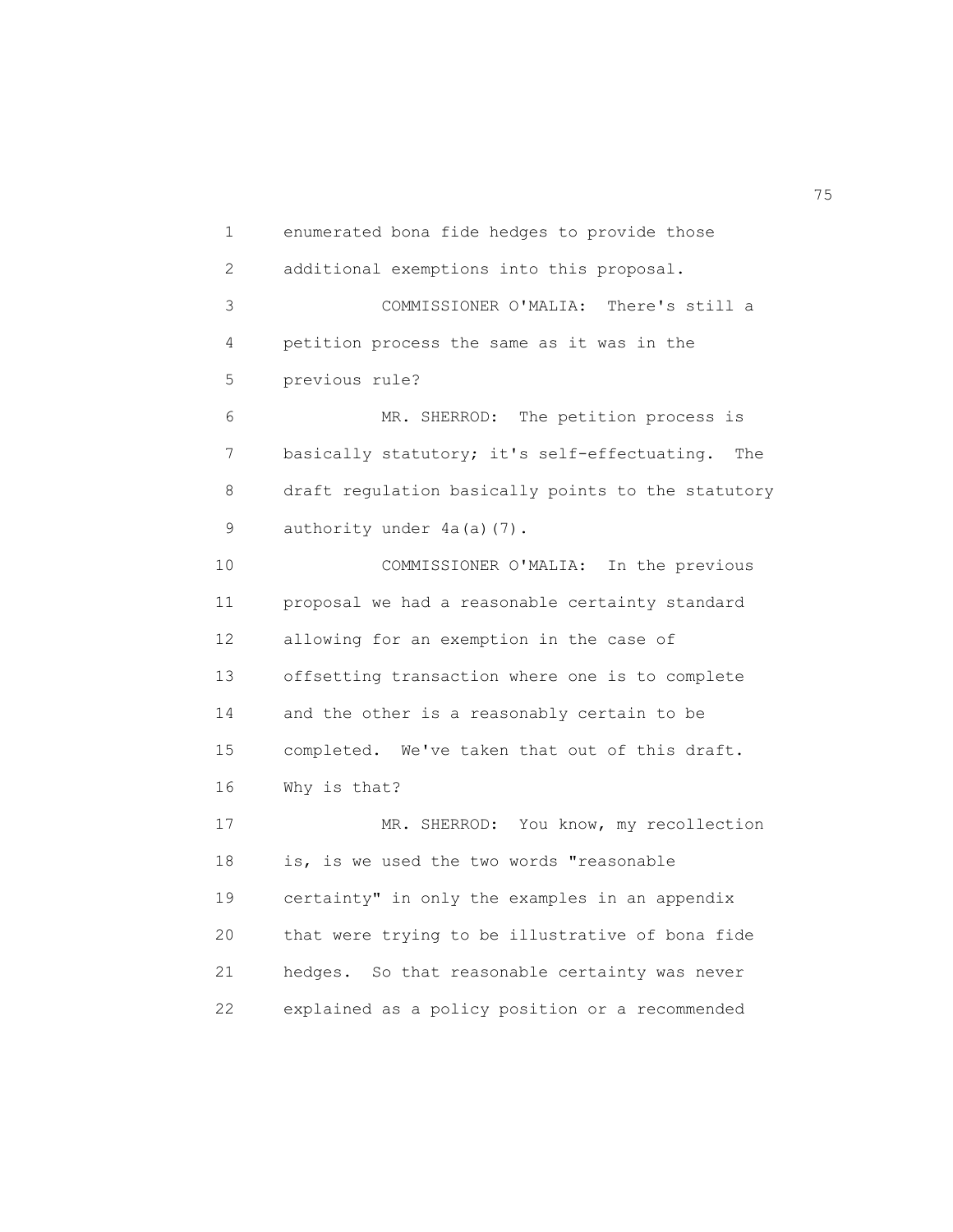enumerated bona fide hedges to provide those additional exemptions into this proposal.

COMMISSIONER O'MALIA: There's still a petition process the same as it was in the previous rule?

MR. SHERROD: The petition process is basically statutory; it's self-effectuating. The draft regulation basically points to the statutory authority under 4a(a)(7).

COMMISSIONER O'MALIA: In the previous proposal we had a reasonable certainty standard allowing for an exemption in the case of offsetting transaction where one is to complete and the other is a reasonably certain to be completed. We've taken that out of this draft. Why is that?

MR. SHERROD: You know, my recollection is, is we used the two words "reasonable certainty" in only the examples in an appendix that were trying to be illustrative of bona fide hedges. So that reasonable certainty was never explained as a policy position or a recommended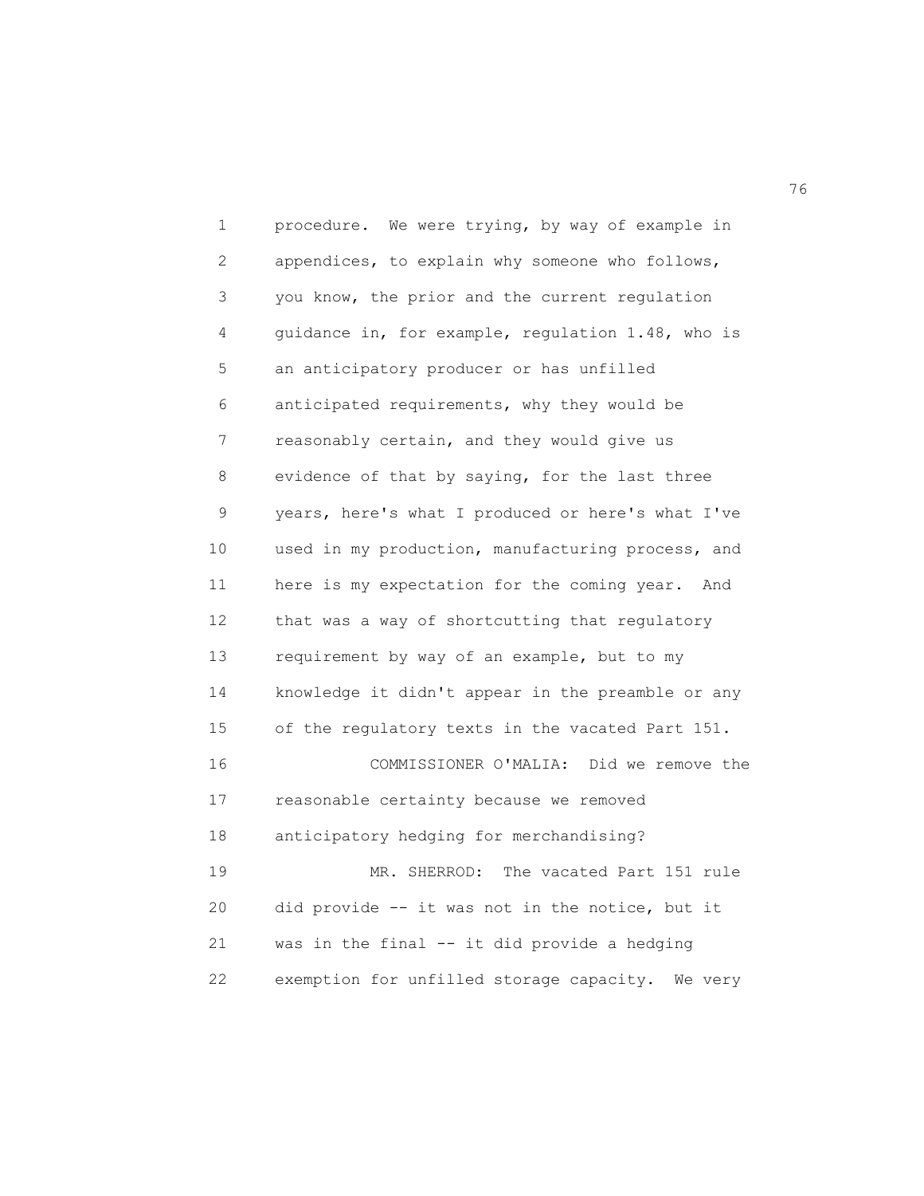procedure. We were trying, by way of example in appendices, to explain why someone who follows, you know, the prior and the current regulation guidance in, for example, regulation 1.48, who is an anticipatory producer or has unfilled anticipated requirements, why they would be reasonably certain, and they would give us evidence of that by saying, for the last three years, here's what I produced or here's what I've used in my production, manufacturing process, and here is my expectation for the coming year. And that was a way of shortcutting that regulatory requirement by way of an example, but to my knowledge it didn't appear in the preamble or any of the regulatory texts in the vacated Part 151.

COMMISSIONER O'MALIA: Did we remove the reasonable certainty because we removed anticipatory hedging for merchandising?

MR. SHERROD: The vacated Part 151 rule did provide -- it was not in the notice, but it was in the final -- it did provide a hedging exemption for unfilled storage capacity. We very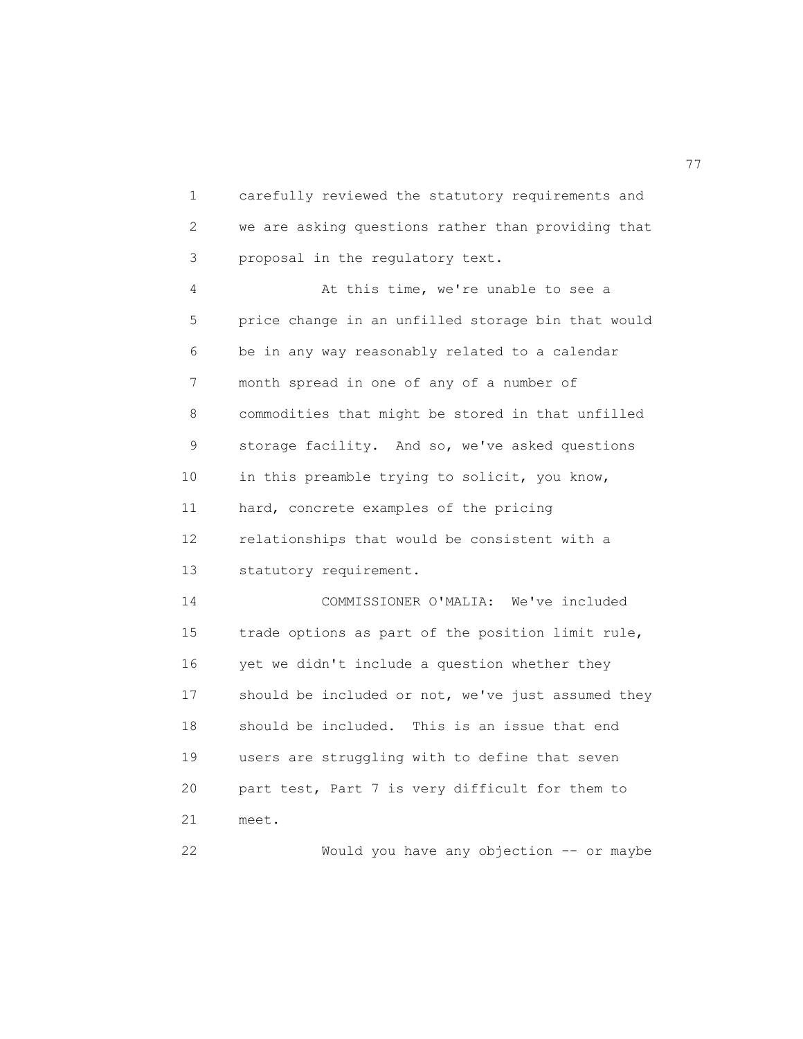carefully reviewed the statutory requirements and we are asking questions rather than providing that proposal in the regulatory text.

At this time, we're unable to see a price change in an unfilled storage bin that would be in any way reasonably related to a calendar month spread in one of any of a number of commodities that might be stored in that unfilled storage facility. And so, we've asked questions in this preamble trying to solicit, you know, hard, concrete examples of the pricing relationships that would be consistent with a statutory requirement.

COMMISSIONER O'MALIA: We've included trade options as part of the position limit rule, yet we didn't include a question whether they should be included or not, we've just assumed they should be included. This is an issue that end users are struggling with to define that seven part test, Part 7 is very difficult for them to meet.

Would you have any objection -- or maybe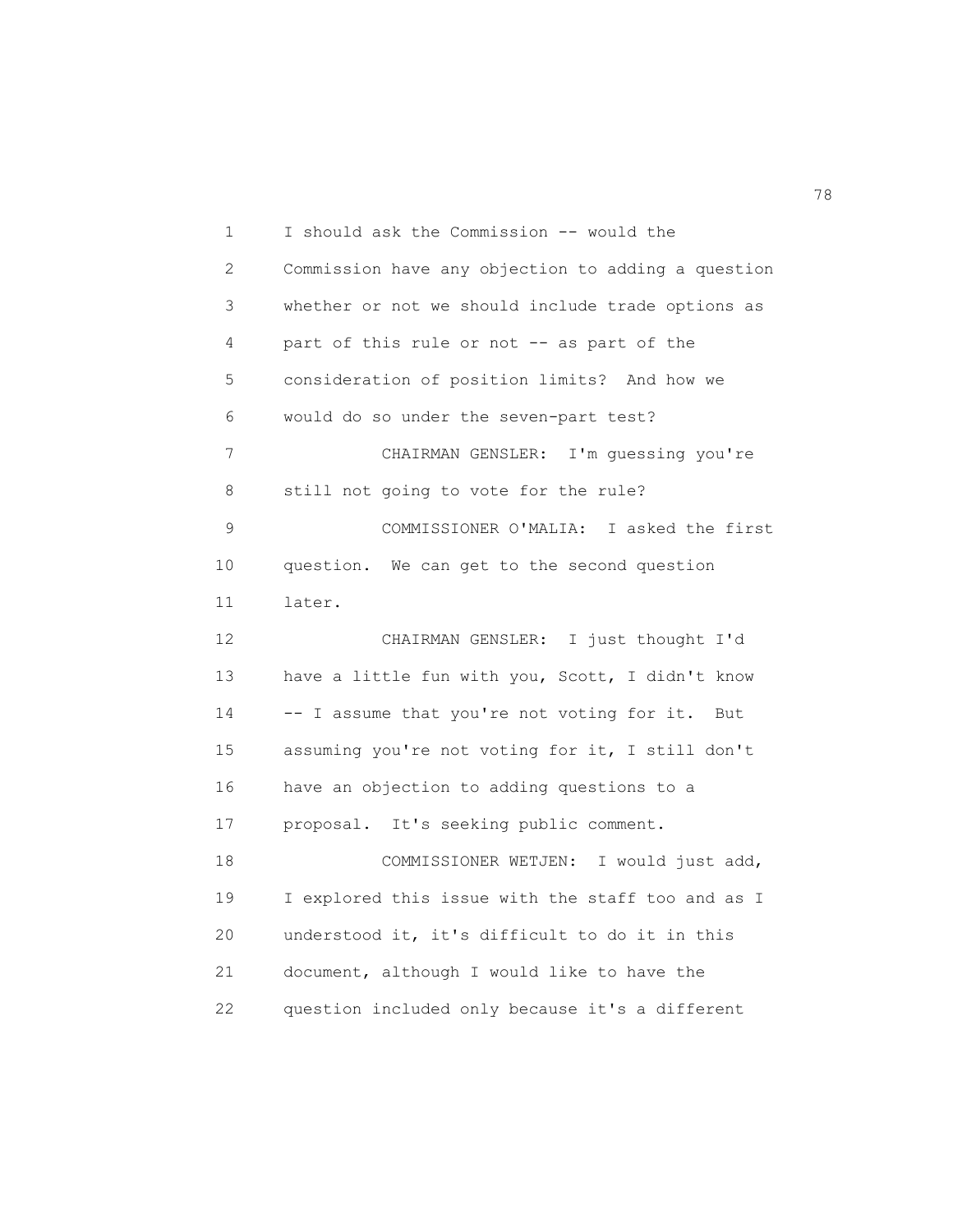I should ask the Commission -- would the Commission have any objection to adding a question whether or not we should include trade options as part of this rule or not -- as part of the consideration of position limits? And how we would do so under the seven-part test?

CHAIRMAN GENSLER: I'm guessing you're still not going to vote for the rule?

COMMISSIONER O'MALIA: I asked the first question. We can get to the second question later.

CHAIRMAN GENSLER: I just thought I'd have a little fun with you, Scott, I didn't know -- I assume that you're not voting for it. But assuming you're not voting for it, I still don't have an objection to adding questions to a proposal. It's seeking public comment.

COMMISSIONER WETJEN: I would just add, I explored this issue with the staff too and as I understood it, it's difficult to do it in this document, although I would like to have the question included only because it's a different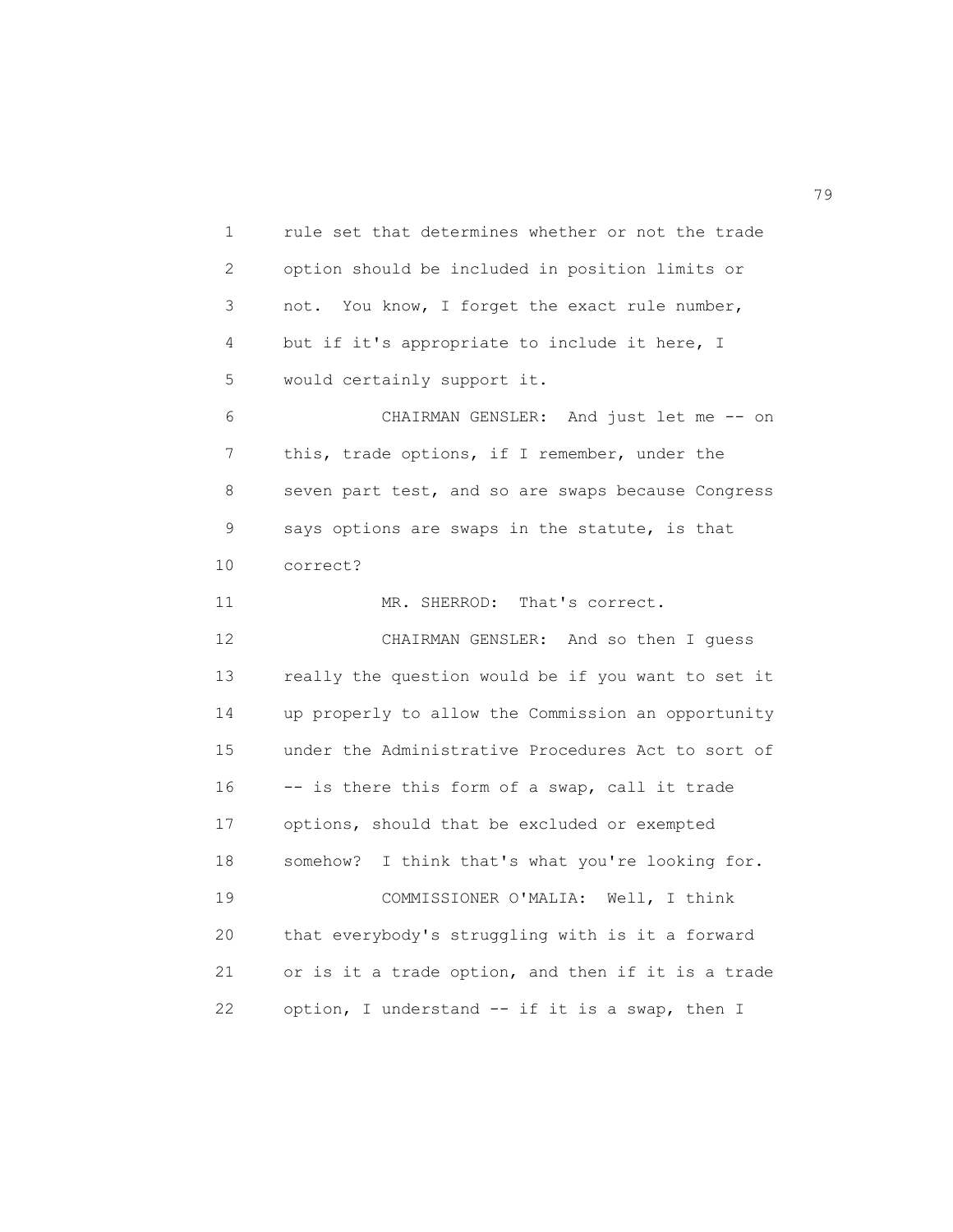rule set that determines whether or not the trade option should be included in position limits or not. You know, I forget the exact rule number, but if it's appropriate to include it here, I would certainly support it.

CHAIRMAN GENSLER: And just let me -- on this, trade options, if I remember, under the seven part test, and so are swaps because Congress says options are swaps in the statute, is that correct?

MR. SHERROD: That's correct.

CHAIRMAN GENSLER: And so then I guess really the question would be if you want to set it up properly to allow the Commission an opportunity under the Administrative Procedures Act to sort of -- is there this form of a swap, call it trade options, should that be excluded or exempted somehow? I think that's what you're looking for.

COMMISSIONER O'MALIA: Well, I think that everybody's struggling with is it a forward or is it a trade option, and then if it is a trade option, I understand -- if it is a swap, then I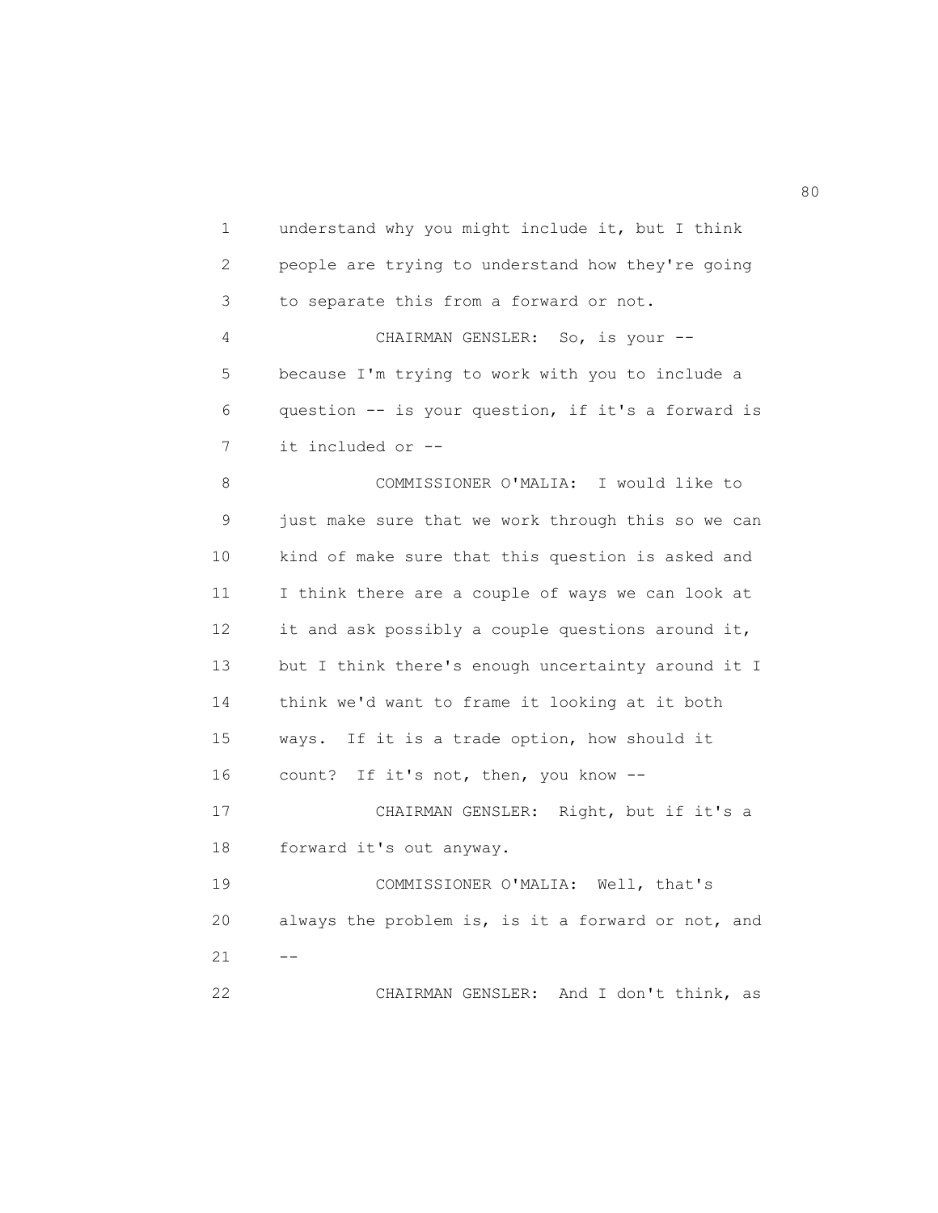understand why you might include it, but I think people are trying to understand how they're going to separate this from a forward or not.

CHAIRMAN GENSLER: So, is your -- because I'm trying to work with you to include a question -- is your question, if it's a forward is it included or --

COMMISSIONER O'MALIA: I would like to just make sure that we work through this so we can kind of make sure that this question is asked and I think there are a couple of ways we can look at it and ask possibly a couple questions around it, but I think there's enough uncertainty around it I think we'd want to frame it looking at it both ways. If it is a trade option, how should it count? If it's not, then, you know --

CHAIRMAN GENSLER: Right, but if it's a forward it's out anyway.

COMMISSIONER O'MALIA: Well, that's always the problem is, is it a forward or not, and --

CHAIRMAN GENSLER: And I don't think, as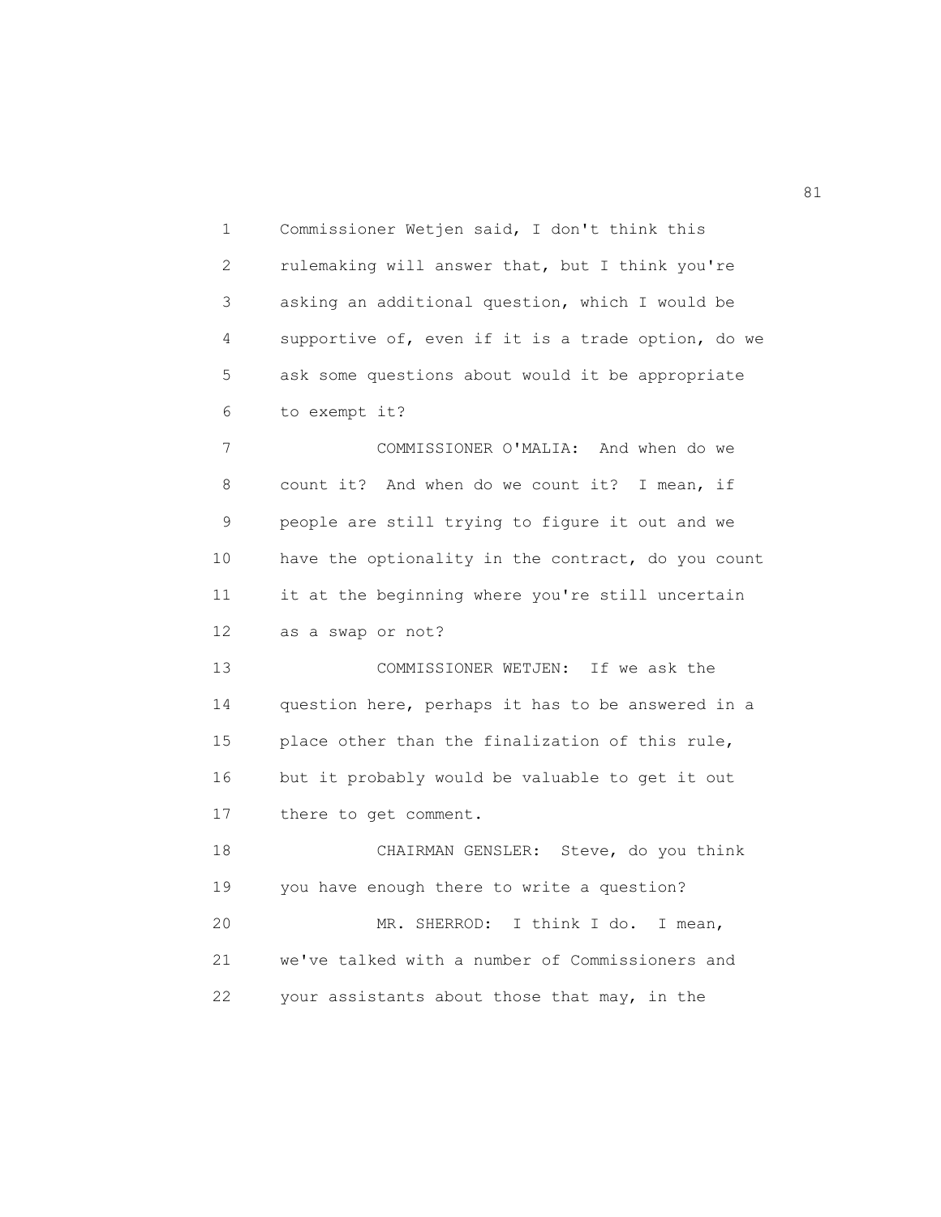Commissioner Wetjen said, I don't think this rulemaking will answer that, but I think you're asking an additional question, which I would be supportive of, even if it is a trade option, do we ask some questions about would it be appropriate to exempt it?

COMMISSIONER O'MALIA: And when do we count it? And when do we count it? I mean, if people are still trying to figure it out and we have the optionality in the contract, do you count it at the beginning where you're still uncertain as a swap or not?

COMMISSIONER WETJEN: If we ask the question here, perhaps it has to be answered in a place other than the finalization of this rule, but it probably would be valuable to get it out there to get comment.

CHAIRMAN GENSLER: Steve, do you think you have enough there to write a question?

MR. SHERROD: I think I do. I mean, we've talked with a number of Commissioners and your assistants about those that may, in the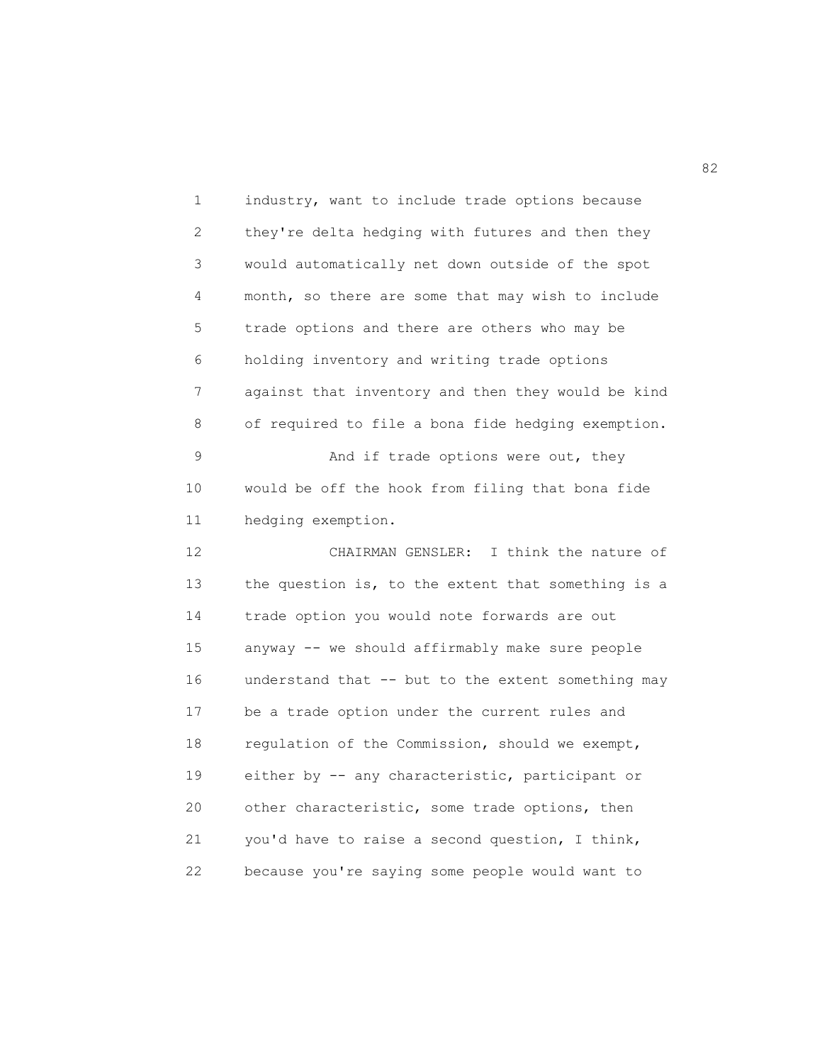industry, want to include trade options because they're delta hedging with futures and then they would automatically net down outside of the spot month, so there are some that may wish to include trade options and there are others who may be holding inventory and writing trade options against that inventory and then they would be kind of required to file a bona fide hedging exemption.

And if trade options were out, they would be off the hook from filing that bona fide hedging exemption.

CHAIRMAN GENSLER: I think the nature of the question is, to the extent that something is a trade option you would note forwards are out anyway -- we should affirmably make sure people understand that -- but to the extent something may be a trade option under the current rules and regulation of the Commission, should we exempt, either by -- any characteristic, participant or other characteristic, some trade options, then you'd have to raise a second question, I think, because you're saying some people would want to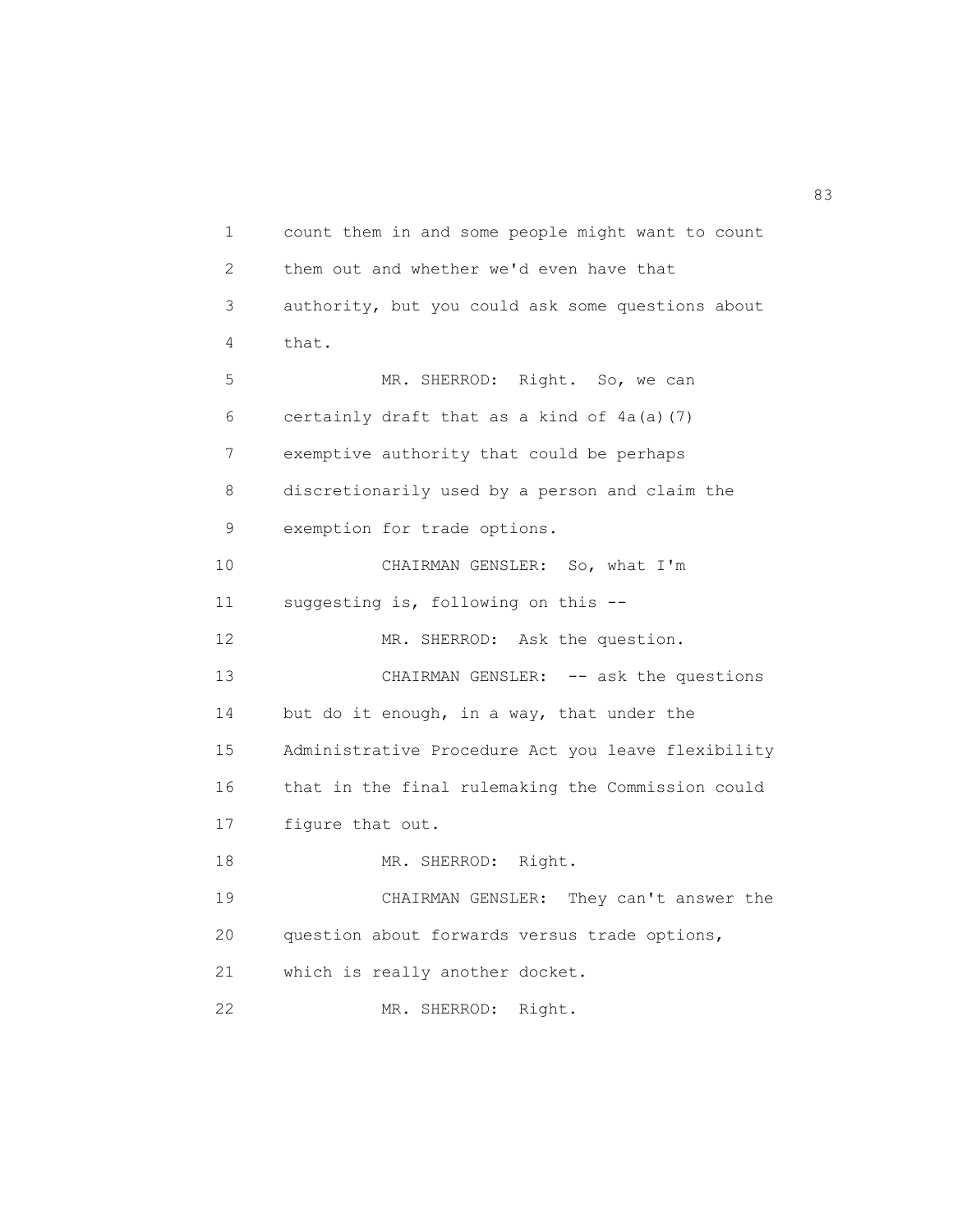count them in and some people might want to count them out and whether we'd even have that authority, but you could ask some questions about that.

MR. SHERROD: Right. So, we can certainly draft that as a kind of 4a(a)(7) exemptive authority that could be perhaps discretionarily used by a person and claim the exemption for trade options.

CHAIRMAN GENSLER: So, what I'm suggesting is, following on this --

MR. SHERROD: Ask the question.

CHAIRMAN GENSLER: -- ask the questions but do it enough, in a way, that under the Administrative Procedure Act you leave flexibility that in the final rulemaking the Commission could figure that out.

MR. SHERROD: Right.

CHAIRMAN GENSLER: They can't answer the question about forwards versus trade options, which is really another docket.

MR. SHERROD: Right.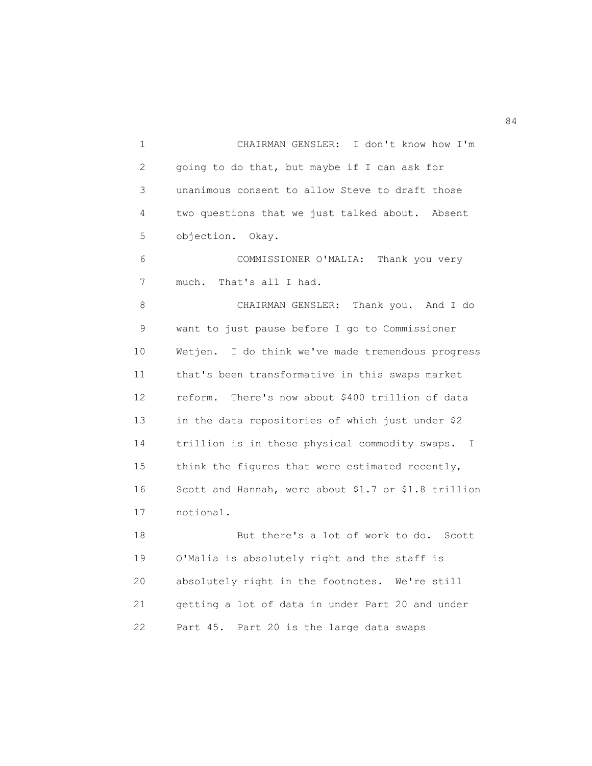CHAIRMAN GENSLER: I don't know how I'm going to do that, but maybe if I can ask for unanimous consent to allow Steve to draft those two questions that we just talked about. Absent objection. Okay.

COMMISSIONER O'MALIA: Thank you very much. That's all I had.

CHAIRMAN GENSLER: Thank you. And I do want to just pause before I go to Commissioner Wetjen. I do think we've made tremendous progress that's been transformative in this swaps market reform. There's now about $400 trillion of data in the data repositories of which just under $2 trillion is in these physical commodity swaps. I think the figures that were estimated recently, Scott and Hannah, were about $1.7 or $1.8 trillion notional.

But there's a lot of work to do. Scott O'Malia is absolutely right and the staff is absolutely right in the footnotes. We're still getting a lot of data in under Part 20 and under Part 45. Part 20 is the large data swaps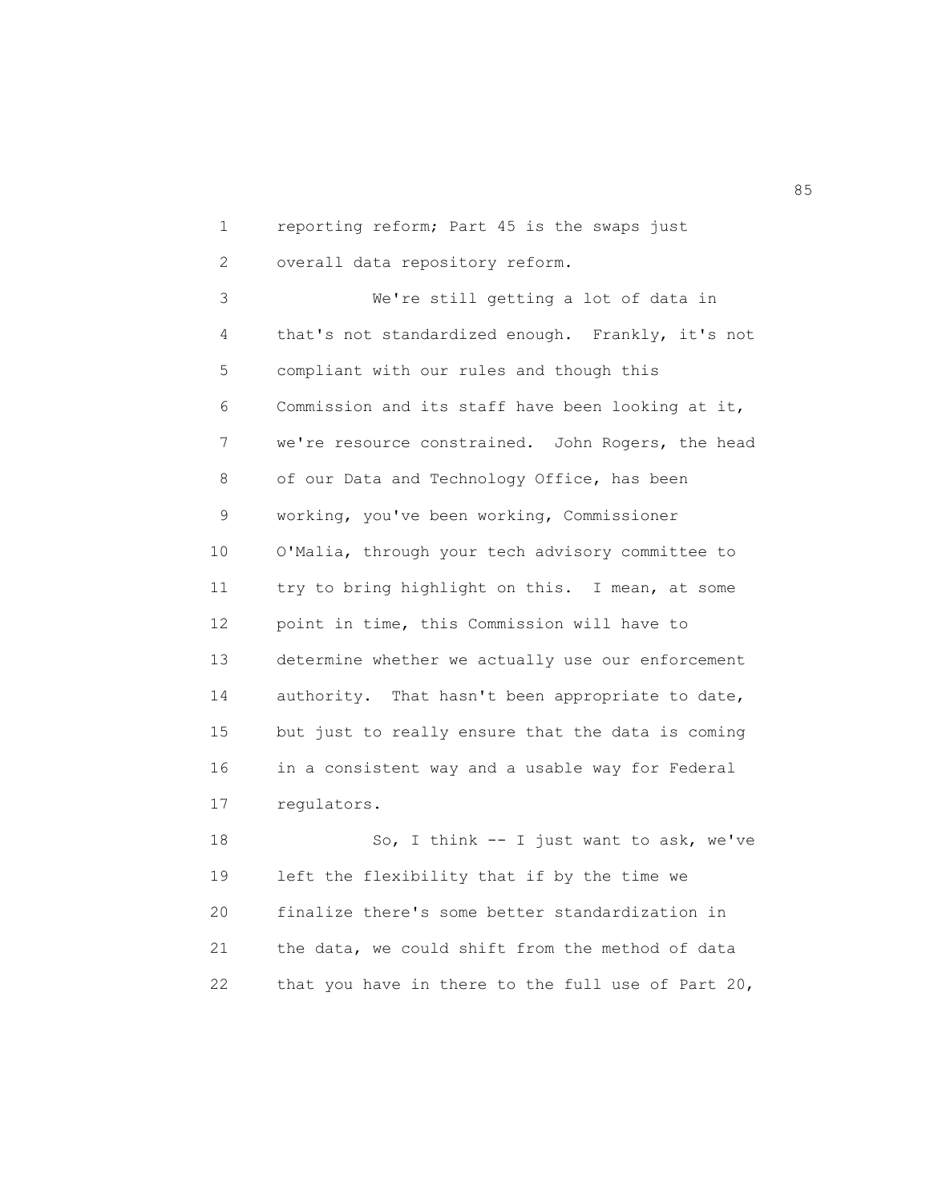reporting reform; Part 45 is the swaps just overall data repository reform.

We're still getting a lot of data in that's not standardized enough. Frankly, it's not compliant with our rules and though this Commission and its staff have been looking at it, we're resource constrained. John Rogers, the head of our Data and Technology Office, has been working, you've been working, Commissioner O'Malia, through your tech advisory committee to try to bring highlight on this. I mean, at some point in time, this Commission will have to determine whether we actually use our enforcement authority. That hasn't been appropriate to date, but just to really ensure that the data is coming in a consistent way and a usable way for Federal regulators.

So, I think -- I just want to ask, we've left the flexibility that if by the time we finalize there's some better standardization in the data, we could shift from the method of data that you have in there to the full use of Part 20,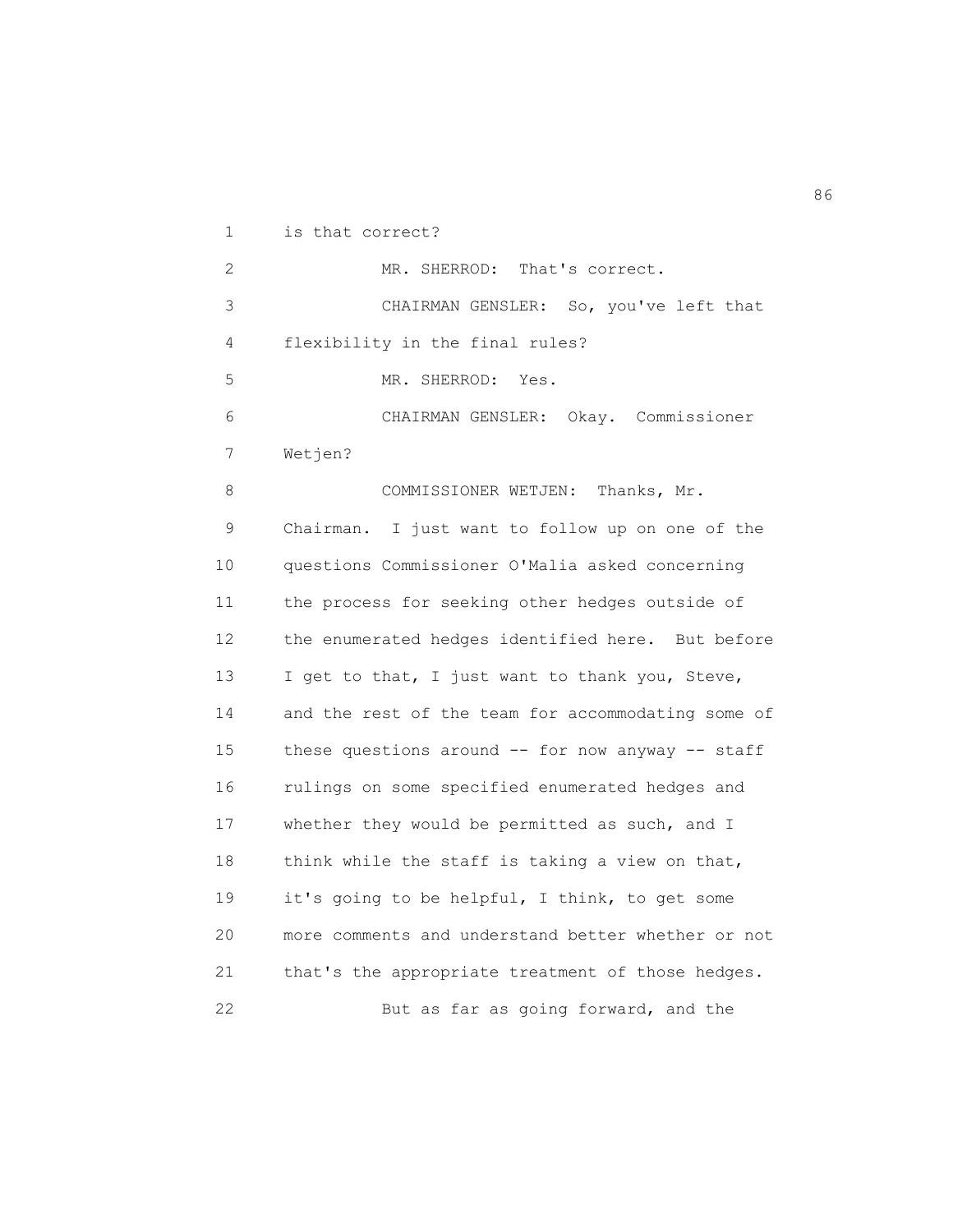is that correct?

MR. SHERROD: That's correct.

CHAIRMAN GENSLER: So, you've left that flexibility in the final rules?

MR. SHERROD: Yes.

CHAIRMAN GENSLER: Okay. Commissioner Wetjen?

COMMISSIONER WETJEN: Thanks, Mr. Chairman. I just want to follow up on one of the questions Commissioner O'Malia asked concerning the process for seeking other hedges outside of the enumerated hedges identified here. But before I get to that, I just want to thank you, Steve, and the rest of the team for accommodating some of these questions around -- for now anyway -- staff rulings on some specified enumerated hedges and whether they would be permitted as such, and I think while the staff is taking a view on that, it's going to be helpful, I think, to get some more comments and understand better whether or not that's the appropriate treatment of those hedges.

But as far as going forward, and the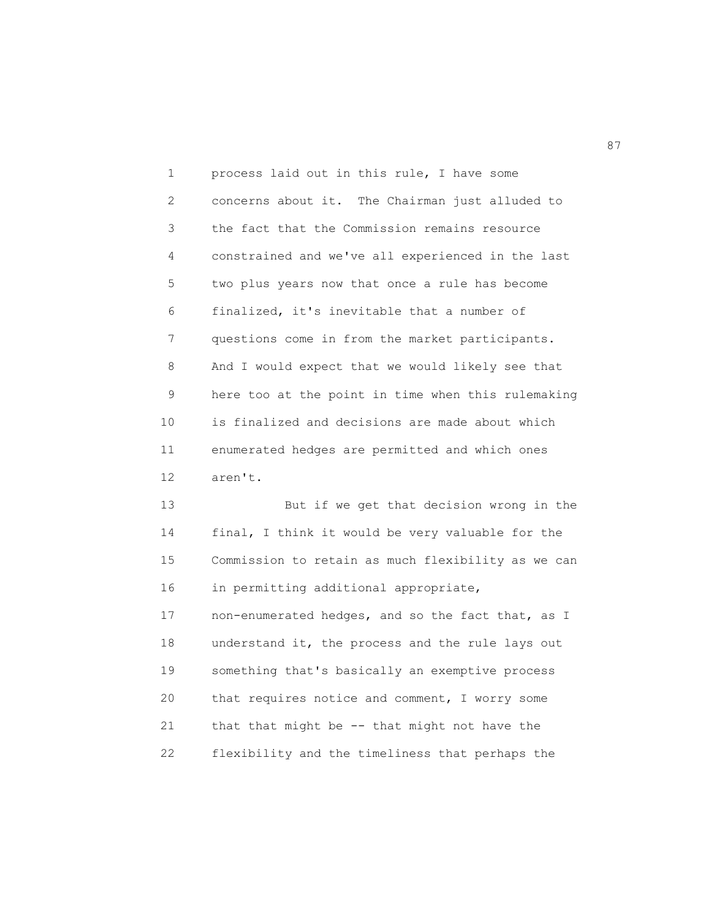process laid out in this rule, I have some concerns about it. The Chairman just alluded to the fact that the Commission remains resource constrained and we've all experienced in the last two plus years now that once a rule has become finalized, it's inevitable that a number of questions come in from the market participants. And I would expect that we would likely see that here too at the point in time when this rulemaking is finalized and decisions are made about which enumerated hedges are permitted and which ones aren't.

But if we get that decision wrong in the final, I think it would be very valuable for the Commission to retain as much flexibility as we can in permitting additional appropriate, non-enumerated hedges, and so the fact that, as I understand it, the process and the rule lays out something that's basically an exemptive process that requires notice and comment, I worry some that that might be -- that might not have the flexibility and the timeliness that perhaps the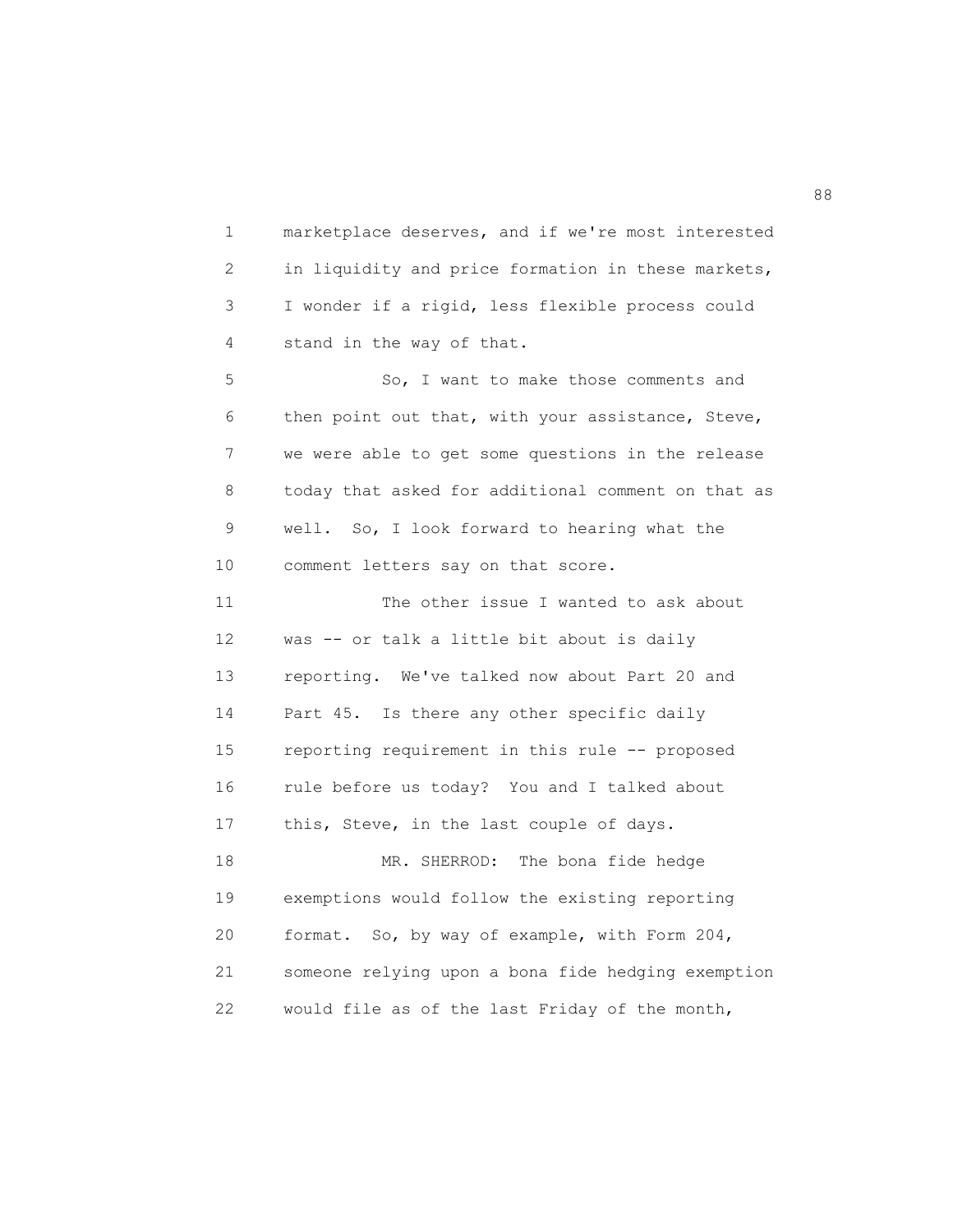marketplace deserves, and if we're most interested in liquidity and price formation in these markets, I wonder if a rigid, less flexible process could stand in the way of that.

So, I want to make those comments and then point out that, with your assistance, Steve, we were able to get some questions in the release today that asked for additional comment on that as well. So, I look forward to hearing what the comment letters say on that score.

The other issue I wanted to ask about was -- or talk a little bit about is daily reporting. We've talked now about Part 20 and Part 45. Is there any other specific daily reporting requirement in this rule -- proposed rule before us today? You and I talked about this, Steve, in the last couple of days.

MR. SHERROD: The bona fide hedge exemptions would follow the existing reporting format. So, by way of example, with Form 204, someone relying upon a bona fide hedging exemption would file as of the last Friday of the month,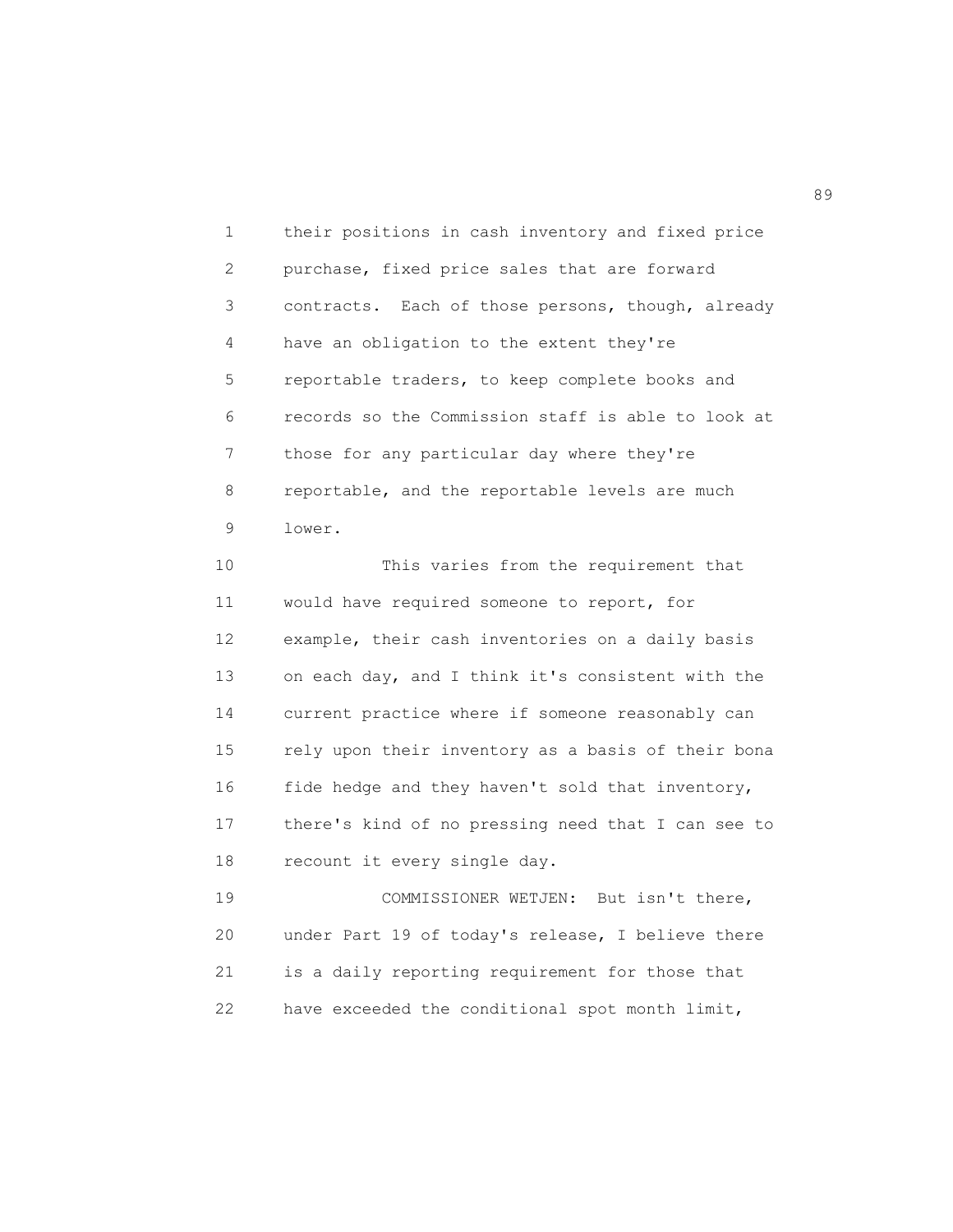their positions in cash inventory and fixed price purchase, fixed price sales that are forward contracts. Each of those persons, though, already have an obligation to the extent they're reportable traders, to keep complete books and records so the Commission staff is able to look at those for any particular day where they're reportable, and the reportable levels are much lower.

This varies from the requirement that would have required someone to report, for example, their cash inventories on a daily basis on each day, and I think it's consistent with the current practice where if someone reasonably can rely upon their inventory as a basis of their bona fide hedge and they haven't sold that inventory, there's kind of no pressing need that I can see to recount it every single day.

COMMISSIONER WETJEN: But isn't there, under Part 19 of today's release, I believe there is a daily reporting requirement for those that have exceeded the conditional spot month limit,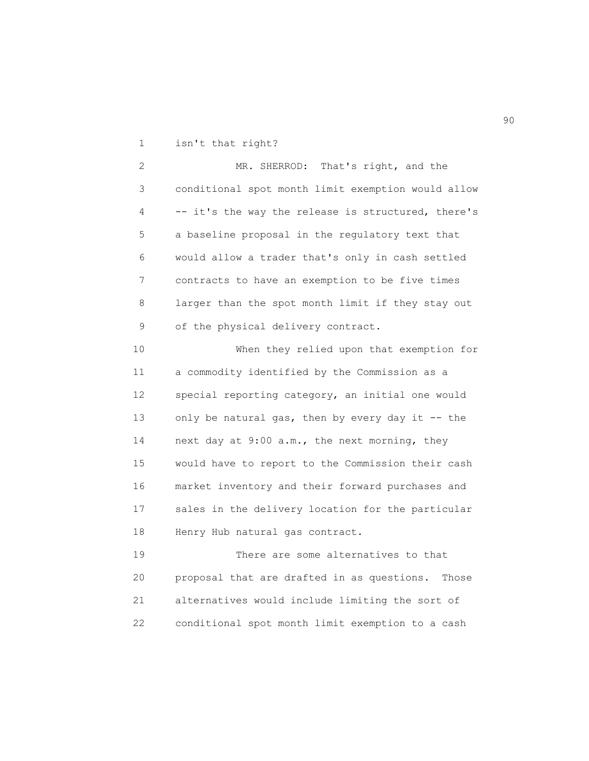isn't that right?

MR. SHERROD: That's right, and the conditional spot month limit exemption would allow -- it's the way the release is structured, there's a baseline proposal in the regulatory text that would allow a trader that's only in cash settled contracts to have an exemption to be five times larger than the spot month limit if they stay out of the physical delivery contract.

When they relied upon that exemption for a commodity identified by the Commission as a special reporting category, an initial one would only be natural gas, then by every day it -- the next day at 9:00 a.m., the next morning, they would have to report to the Commission their cash market inventory and their forward purchases and sales in the delivery location for the particular Henry Hub natural gas contract.

There are some alternatives to that proposal that are drafted in as questions. Those alternatives would include limiting the sort of conditional spot month limit exemption to a cash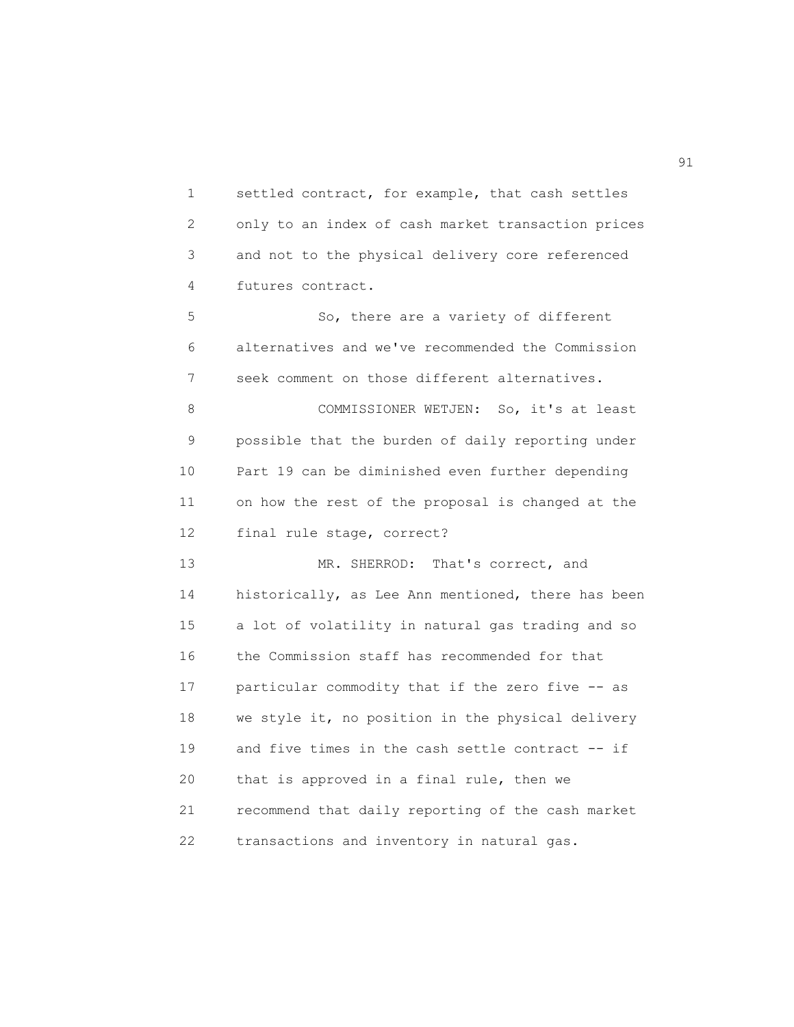settled contract, for example, that cash settles only to an index of cash market transaction prices and not to the physical delivery core referenced futures contract.

So, there are a variety of different alternatives and we've recommended the Commission seek comment on those different alternatives.

COMMISSIONER WETJEN: So, it's at least possible that the burden of daily reporting under Part 19 can be diminished even further depending on how the rest of the proposal is changed at the final rule stage, correct?

MR. SHERROD: That's correct, and historically, as Lee Ann mentioned, there has been a lot of volatility in natural gas trading and so the Commission staff has recommended for that particular commodity that if the zero five -- as we style it, no position in the physical delivery and five times in the cash settle contract -- if that is approved in a final rule, then we recommend that daily reporting of the cash market transactions and inventory in natural gas.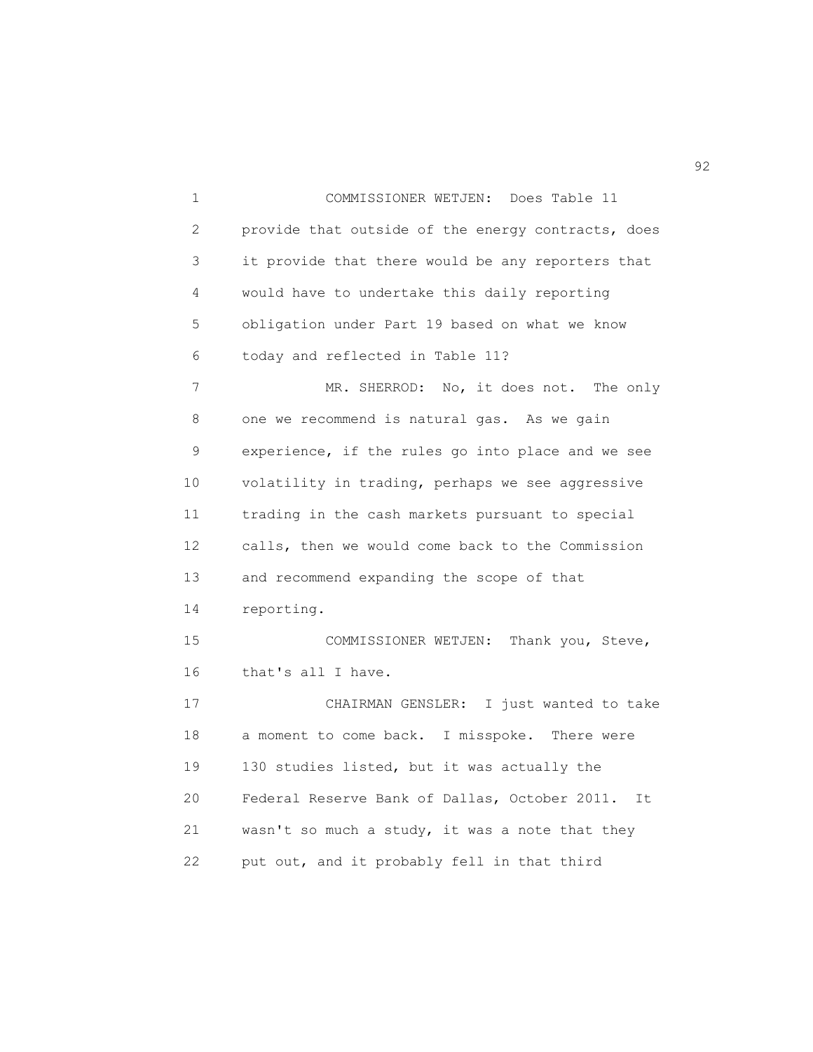COMMISSIONER WETJEN: Does Table 11 provide that outside of the energy contracts, does it provide that there would be any reporters that would have to undertake this daily reporting obligation under Part 19 based on what we know today and reflected in Table 11?

MR. SHERROD: No, it does not. The only one we recommend is natural gas. As we gain experience, if the rules go into place and we see volatility in trading, perhaps we see aggressive trading in the cash markets pursuant to special calls, then we would come back to the Commission and recommend expanding the scope of that reporting.

COMMISSIONER WETJEN: Thank you, Steve, that's all I have.

CHAIRMAN GENSLER: I just wanted to take a moment to come back. I misspoke. There were 130 studies listed, but it was actually the Federal Reserve Bank of Dallas, October 2011. It wasn't so much a study, it was a note that they put out, and it probably fell in that third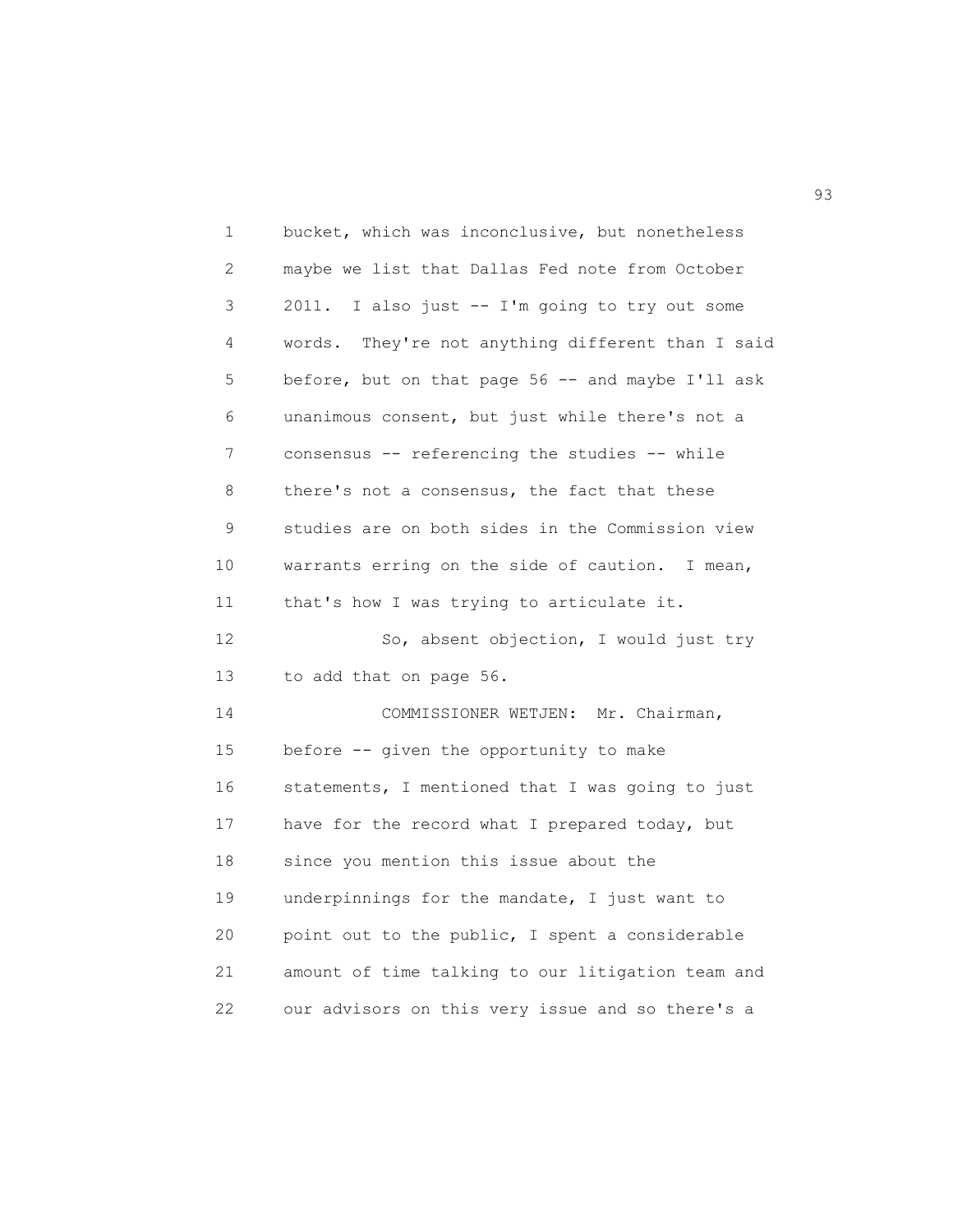bucket, which was inconclusive, but nonetheless maybe we list that Dallas Fed note from October 2011. I also just -- I'm going to try out some words. They're not anything different than I said before, but on that page 56 -- and maybe I'll ask unanimous consent, but just while there's not a consensus -- referencing the studies -- while there's not a consensus, the fact that these studies are on both sides in the Commission view warrants erring on the side of caution. I mean, that's how I was trying to articulate it.

So, absent objection, I would just try to add that on page 56.

COMMISSIONER WETJEN: Mr. Chairman, before -- given the opportunity to make statements, I mentioned that I was going to just have for the record what I prepared today, but since you mention this issue about the underpinnings for the mandate, I just want to point out to the public, I spent a considerable amount of time talking to our litigation team and our advisors on this very issue and so there's a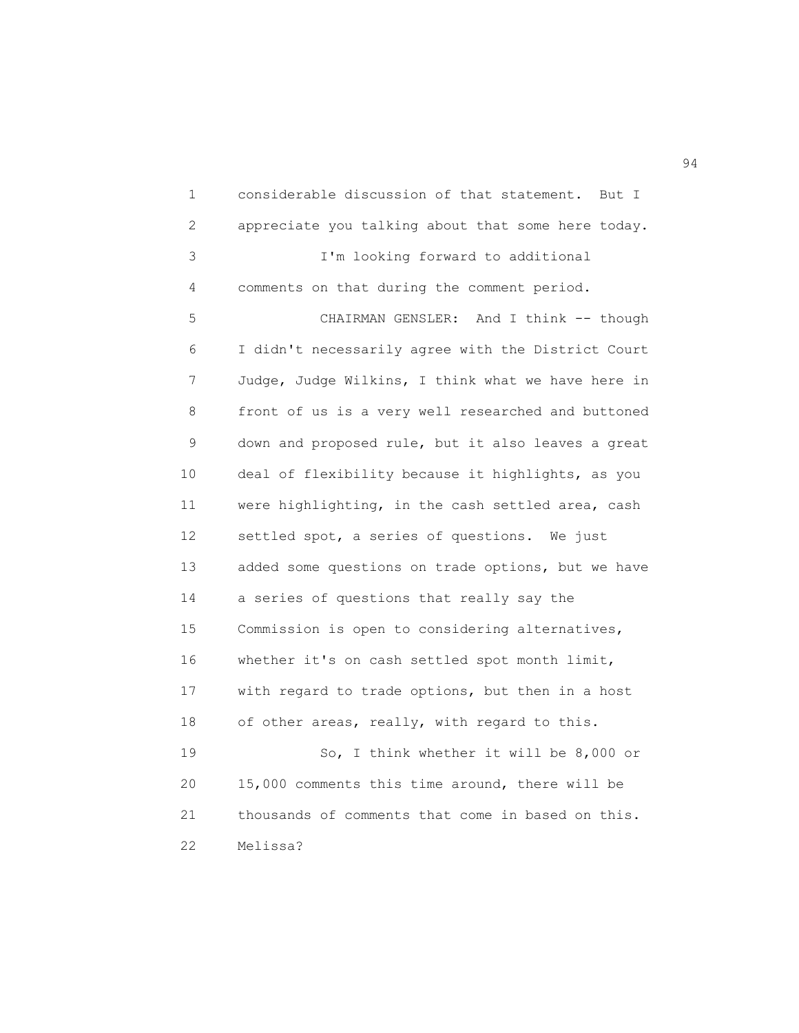considerable discussion of that statement. But I appreciate you talking about that some here today.

I'm looking forward to additional comments on that during the comment period.

CHAIRMAN GENSLER: And I think -- though I didn't necessarily agree with the District Court Judge, Judge Wilkins, I think what we have here in front of us is a very well researched and buttoned down and proposed rule, but it also leaves a great deal of flexibility because it highlights, as you were highlighting, in the cash settled area, cash settled spot, a series of questions. We just added some questions on trade options, but we have a series of questions that really say the Commission is open to considering alternatives, whether it's on cash settled spot month limit, with regard to trade options, but then in a host of other areas, really, with regard to this.

So, I think whether it will be 8,000 or 15,000 comments this time around, there will be thousands of comments that come in based on this. Melissa?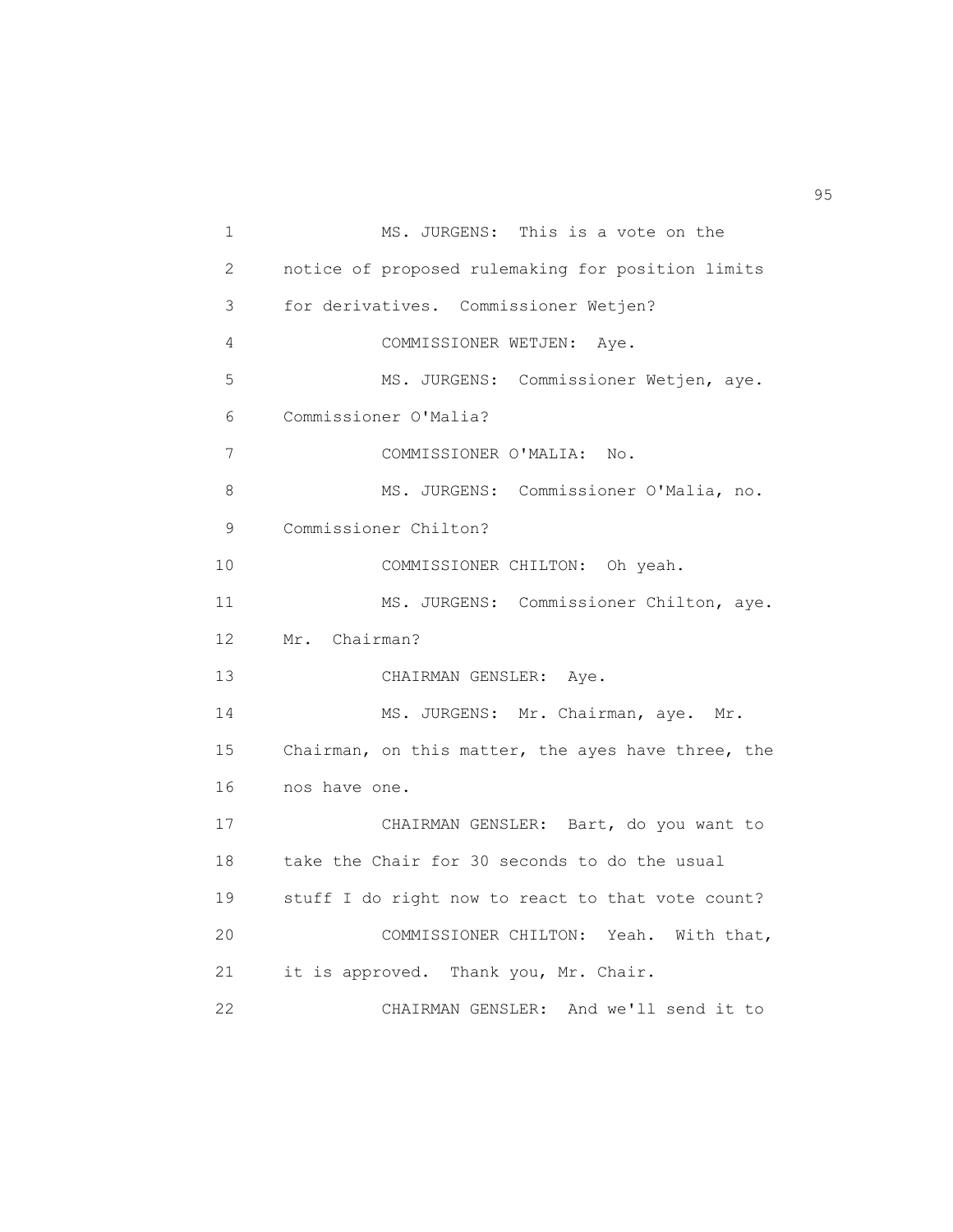1 MS. JURGENS: This is a vote on the
2 notice of proposed rulemaking for position limits
3 for derivatives. Commissioner Wetjen?
4 COMMISSIONER WETJEN: Aye.
5 MS. JURGENS: Commissioner Wetjen, aye.
6 Commissioner O'Malia?
7 COMMISSIONER O'MALIA: No.
8 MS. JURGENS: Commissioner O'Malia, no.
9 Commissioner Chilton?
10 COMMISSIONER CHILTON: Oh yeah.
11 MS. JURGENS: Commissioner Chilton, aye.
12 Mr. Chairman?
13 CHAIRMAN GENSLER: Aye.
14 MS. JURGENS: Mr. Chairman, aye. Mr.
15 Chairman, on this matter, the ayes have three, the
16 nos have one.
17 CHAIRMAN GENSLER: Bart, do you want to
18 take the Chair for 30 seconds to do the usual
19 stuff I do right now to react to that vote count?
20 COMMISSIONER CHILTON: Yeah. With that,
21 it is approved. Thank you, Mr. Chair.
22 CHAIRMAN GENSLER: And we'll send it to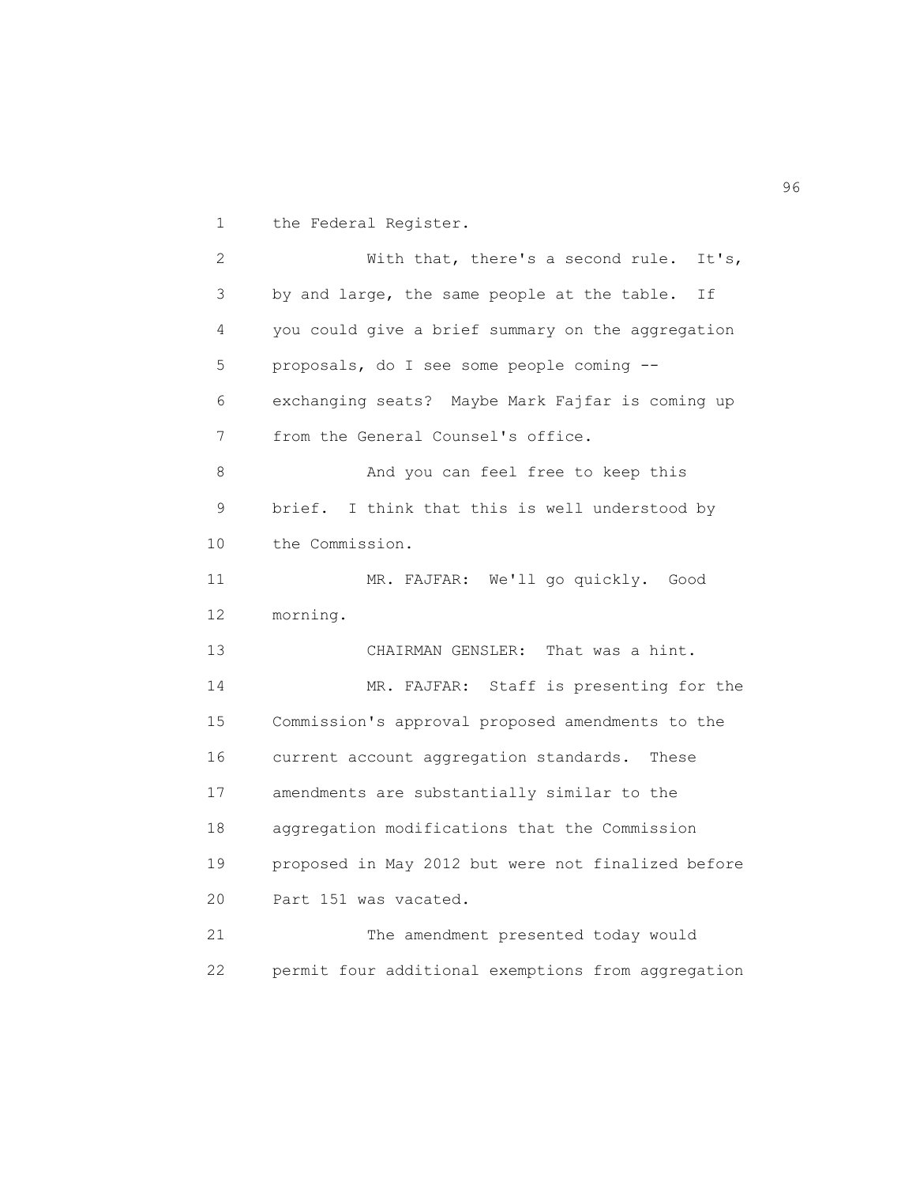the Federal Register.

With that, there's a second rule. It's, by and large, the same people at the table. If you could give a brief summary on the aggregation proposals, do I see some people coming -- exchanging seats? Maybe Mark Fajfar is coming up from the General Counsel's office.

And you can feel free to keep this brief. I think that this is well understood by the Commission.

MR. FAJFAR: We'll go quickly. Good morning.

CHAIRMAN GENSLER: That was a hint.

MR. FAJFAR: Staff is presenting for the Commission's approval proposed amendments to the current account aggregation standards. These amendments are substantially similar to the aggregation modifications that the Commission proposed in May 2012 but were not finalized before Part 151 was vacated.

The amendment presented today would permit four additional exemptions from aggregation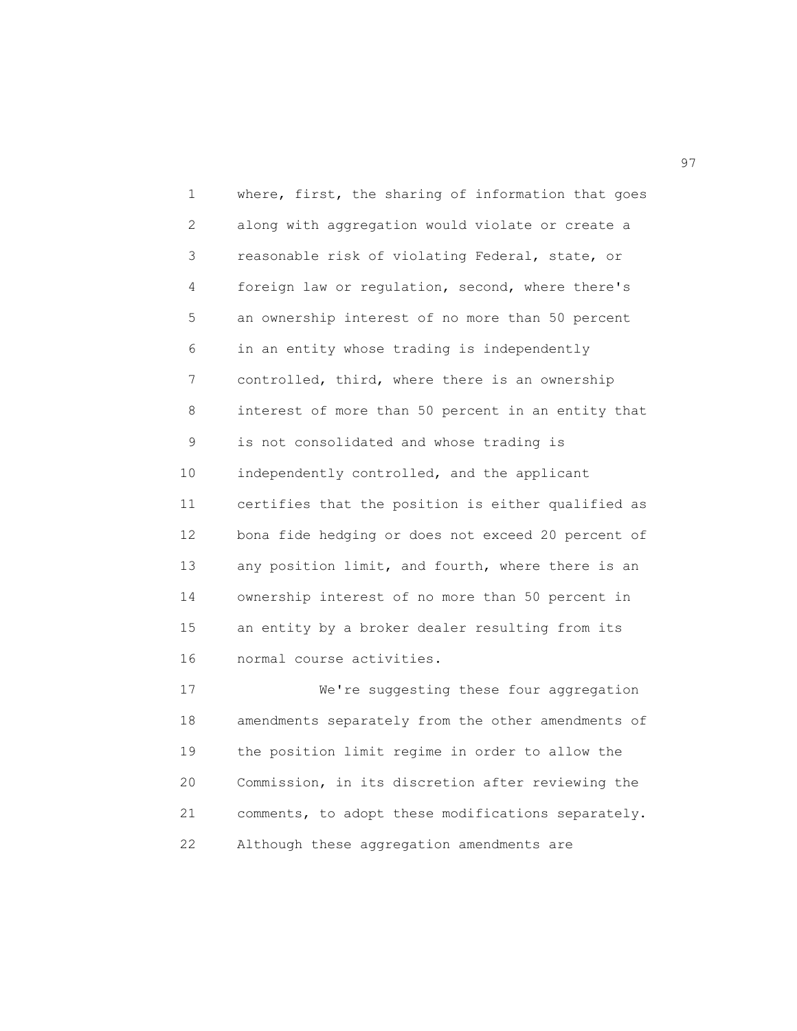where, first, the sharing of information that goes along with aggregation would violate or create a reasonable risk of violating Federal, state, or foreign law or regulation, second, where there's an ownership interest of no more than 50 percent in an entity whose trading is independently controlled, third, where there is an ownership interest of more than 50 percent in an entity that is not consolidated and whose trading is independently controlled, and the applicant certifies that the position is either qualified as bona fide hedging or does not exceed 20 percent of any position limit, and fourth, where there is an ownership interest of no more than 50 percent in an entity by a broker dealer resulting from its normal course activities.

We're suggesting these four aggregation amendments separately from the other amendments of the position limit regime in order to allow the Commission, in its discretion after reviewing the comments, to adopt these modifications separately. Although these aggregation amendments are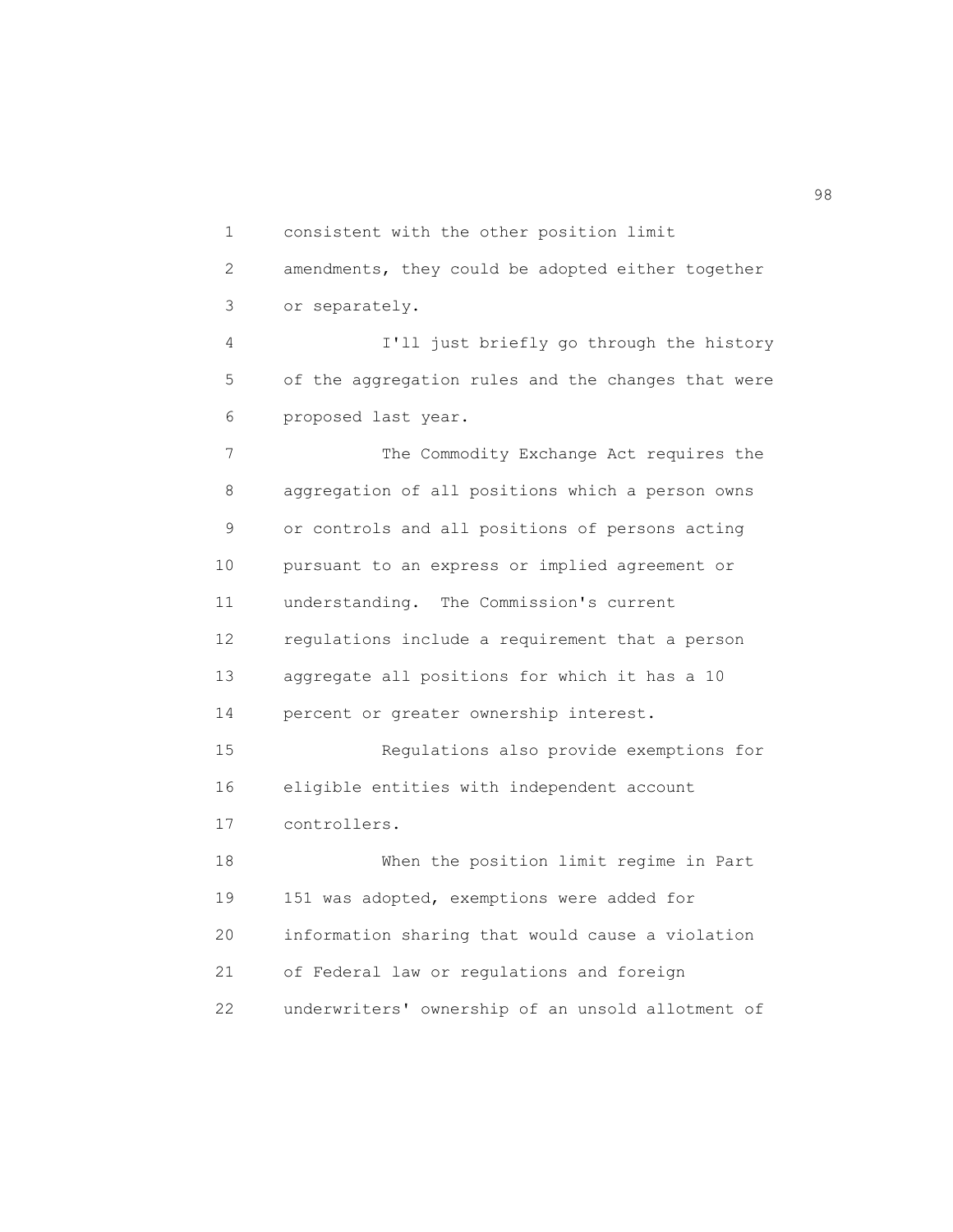consistent with the other position limit amendments, they could be adopted either together or separately.

I'll just briefly go through the history of the aggregation rules and the changes that were proposed last year.

The Commodity Exchange Act requires the aggregation of all positions which a person owns or controls and all positions of persons acting pursuant to an express or implied agreement or understanding. The Commission's current regulations include a requirement that a person aggregate all positions for which it has a 10 percent or greater ownership interest.

Regulations also provide exemptions for eligible entities with independent account controllers.

When the position limit regime in Part 151 was adopted, exemptions were added for information sharing that would cause a violation of Federal law or regulations and foreign underwriters' ownership of an unsold allotment of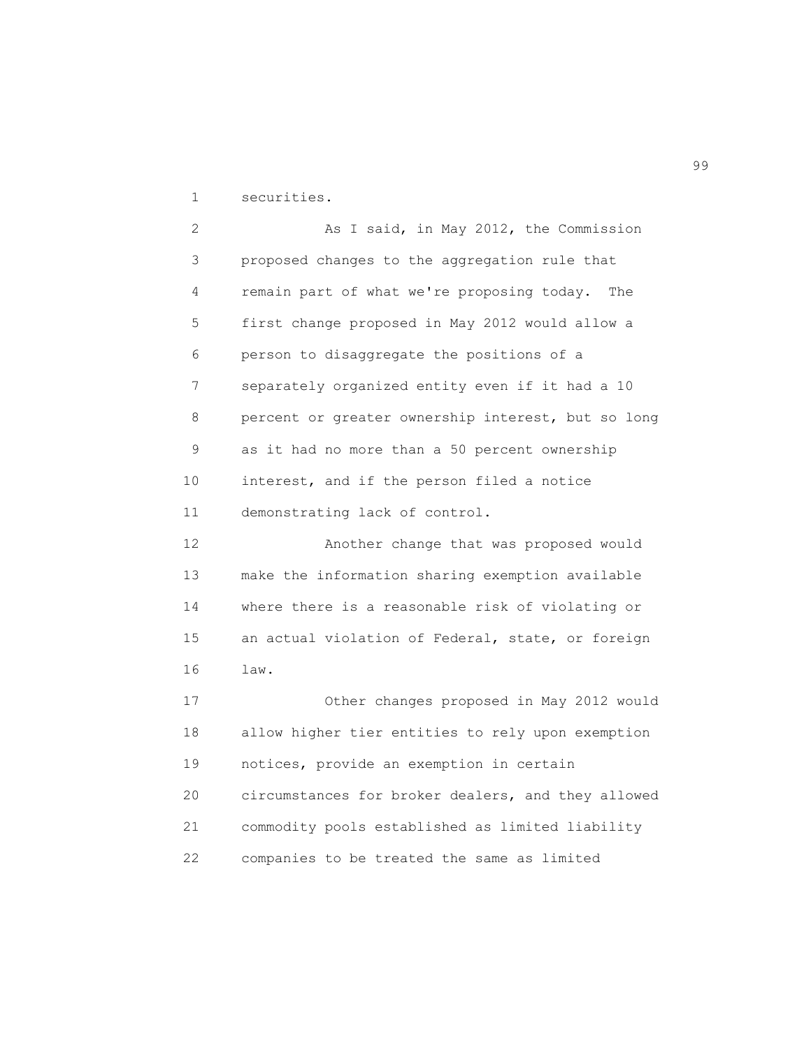securities.

As I said, in May 2012, the Commission proposed changes to the aggregation rule that remain part of what we're proposing today. The first change proposed in May 2012 would allow a person to disaggregate the positions of a separately organized entity even if it had a 10 percent or greater ownership interest, but so long as it had no more than a 50 percent ownership interest, and if the person filed a notice demonstrating lack of control.

Another change that was proposed would make the information sharing exemption available where there is a reasonable risk of violating or an actual violation of Federal, state, or foreign law.

Other changes proposed in May 2012 would allow higher tier entities to rely upon exemption notices, provide an exemption in certain circumstances for broker dealers, and they allowed commodity pools established as limited liability companies to be treated the same as limited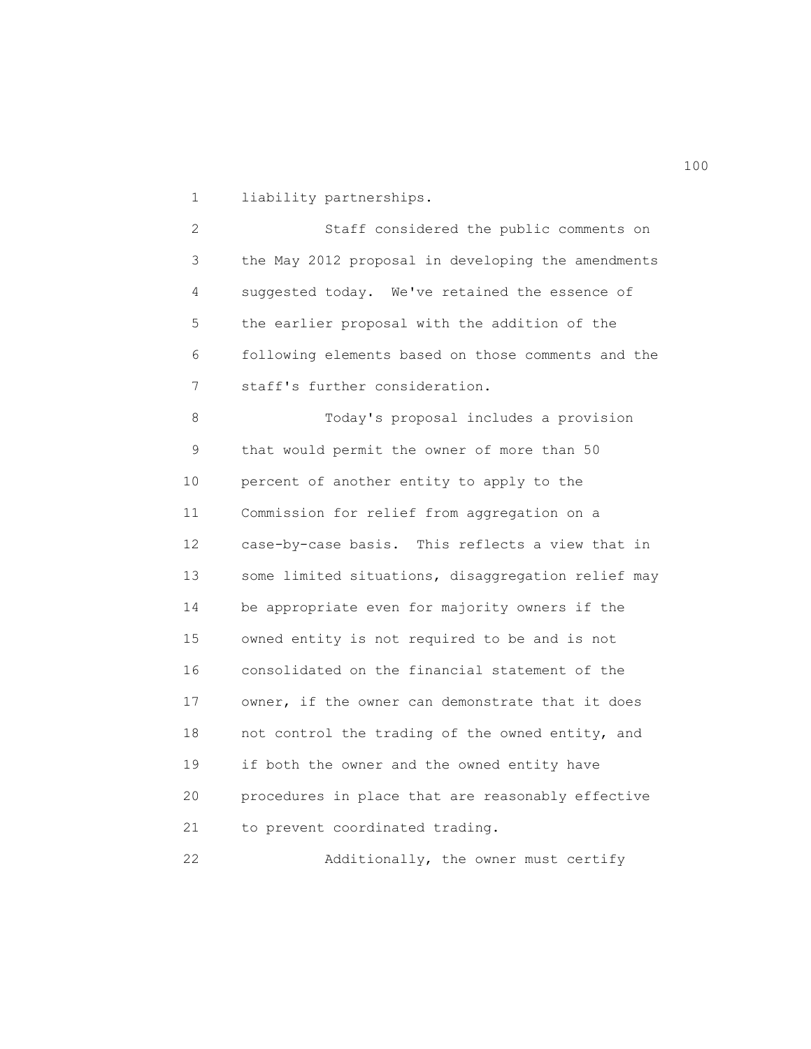liability partnerships.

Staff considered the public comments on the May 2012 proposal in developing the amendments suggested today. We've retained the essence of the earlier proposal with the addition of the following elements based on those comments and the staff's further consideration.

Today's proposal includes a provision that would permit the owner of more than 50 percent of another entity to apply to the Commission for relief from aggregation on a case-by-case basis. This reflects a view that in some limited situations, disaggregation relief may be appropriate even for majority owners if the owned entity is not required to be and is not consolidated on the financial statement of the owner, if the owner can demonstrate that it does not control the trading of the owned entity, and if both the owner and the owned entity have procedures in place that are reasonably effective to prevent coordinated trading.

Additionally, the owner must certify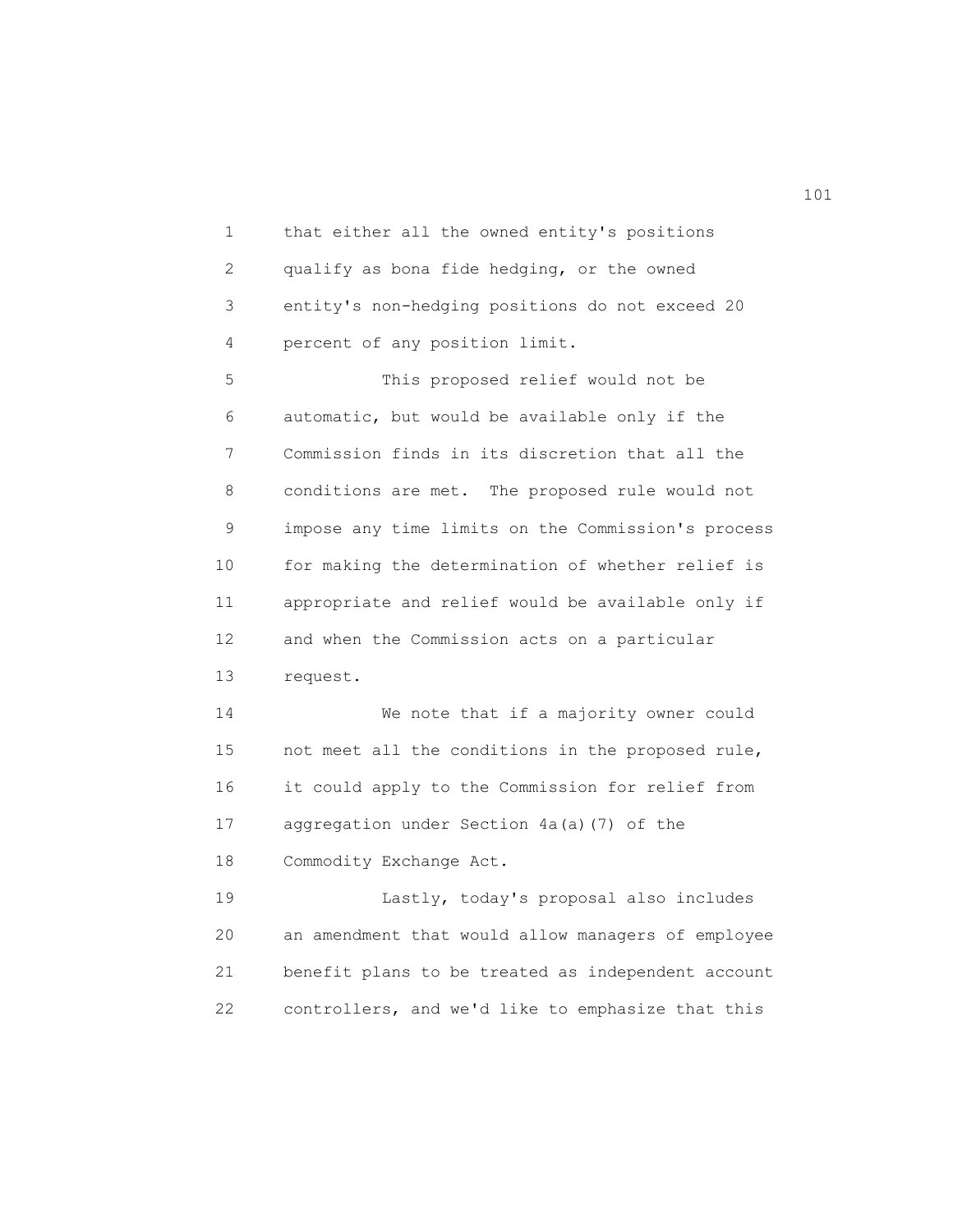that either all the owned entity's positions qualify as bona fide hedging, or the owned entity's non-hedging positions do not exceed 20 percent of any position limit.

This proposed relief would not be automatic, but would be available only if the Commission finds in its discretion that all the conditions are met. The proposed rule would not impose any time limits on the Commission's process for making the determination of whether relief is appropriate and relief would be available only if and when the Commission acts on a particular request.

We note that if a majority owner could not meet all the conditions in the proposed rule, it could apply to the Commission for relief from aggregation under Section 4a(a)(7) of the Commodity Exchange Act.

Lastly, today's proposal also includes an amendment that would allow managers of employee benefit plans to be treated as independent account controllers, and we'd like to emphasize that this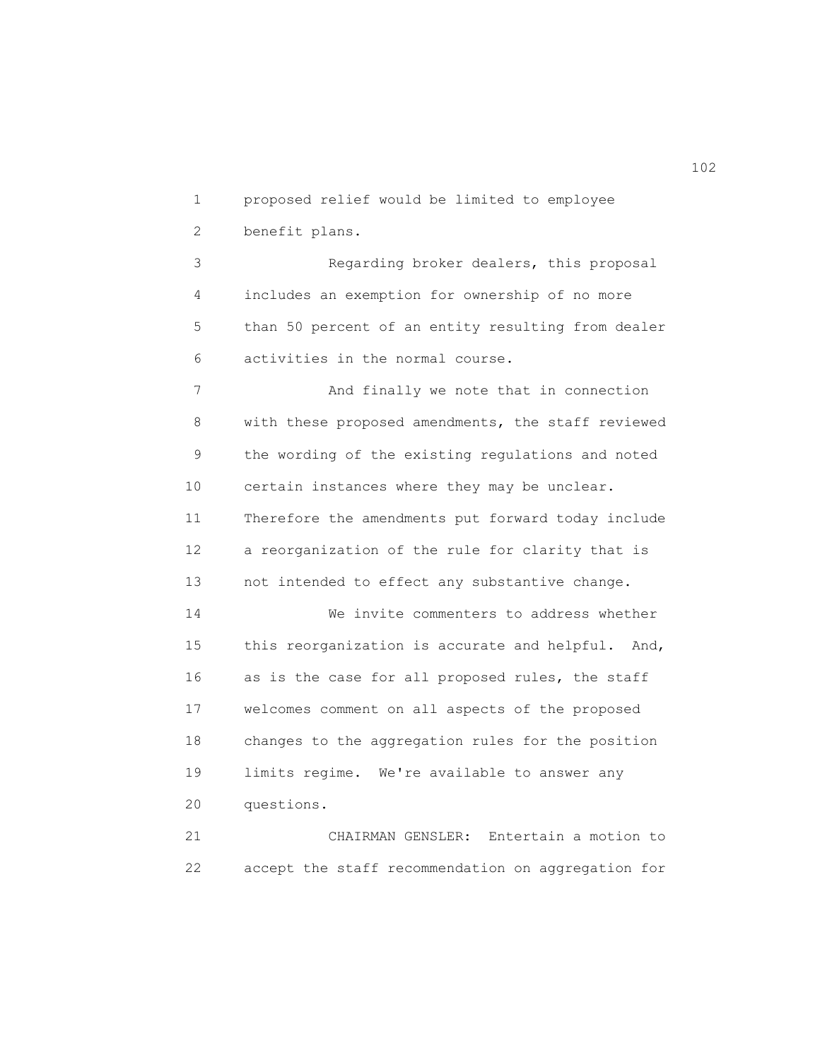proposed relief would be limited to employee benefit plans.

Regarding broker dealers, this proposal includes an exemption for ownership of no more than 50 percent of an entity resulting from dealer activities in the normal course.

And finally we note that in connection with these proposed amendments, the staff reviewed the wording of the existing regulations and noted certain instances where they may be unclear. Therefore the amendments put forward today include a reorganization of the rule for clarity that is not intended to effect any substantive change.

We invite commenters to address whether this reorganization is accurate and helpful. And, as is the case for all proposed rules, the staff welcomes comment on all aspects of the proposed changes to the aggregation rules for the position limits regime. We're available to answer any questions.

CHAIRMAN GENSLER: Entertain a motion to accept the staff recommendation on aggregation for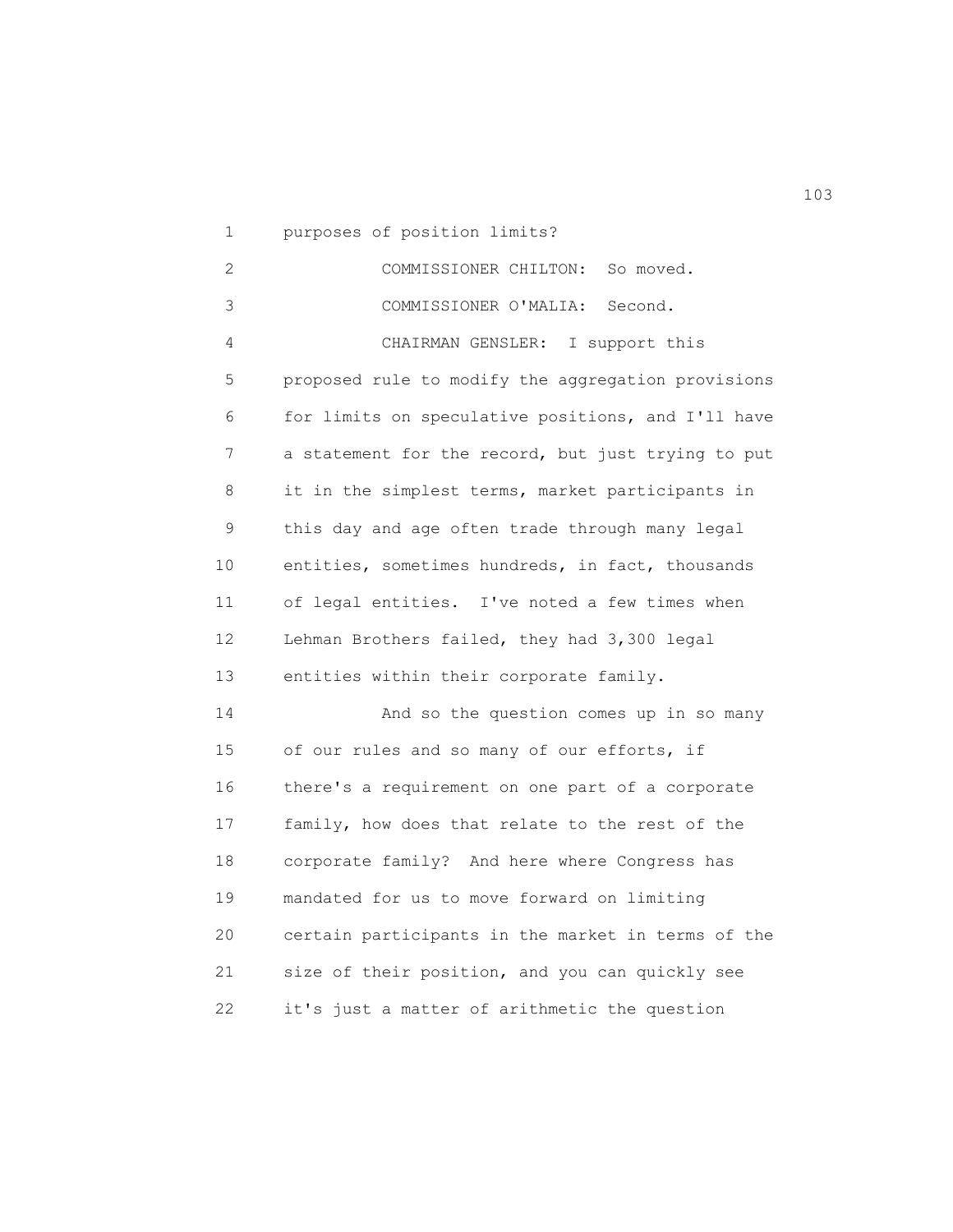purposes of position limits?

COMMISSIONER CHILTON: So moved.

COMMISSIONER O'MALIA: Second.

CHAIRMAN GENSLER: I support this proposed rule to modify the aggregation provisions for limits on speculative positions, and I'll have a statement for the record, but just trying to put it in the simplest terms, market participants in this day and age often trade through many legal entities, sometimes hundreds, in fact, thousands of legal entities. I've noted a few times when Lehman Brothers failed, they had 3,300 legal entities within their corporate family.

And so the question comes up in so many of our rules and so many of our efforts, if there's a requirement on one part of a corporate family, how does that relate to the rest of the corporate family? And here where Congress has mandated for us to move forward on limiting certain participants in the market in terms of the size of their position, and you can quickly see it's just a matter of arithmetic the question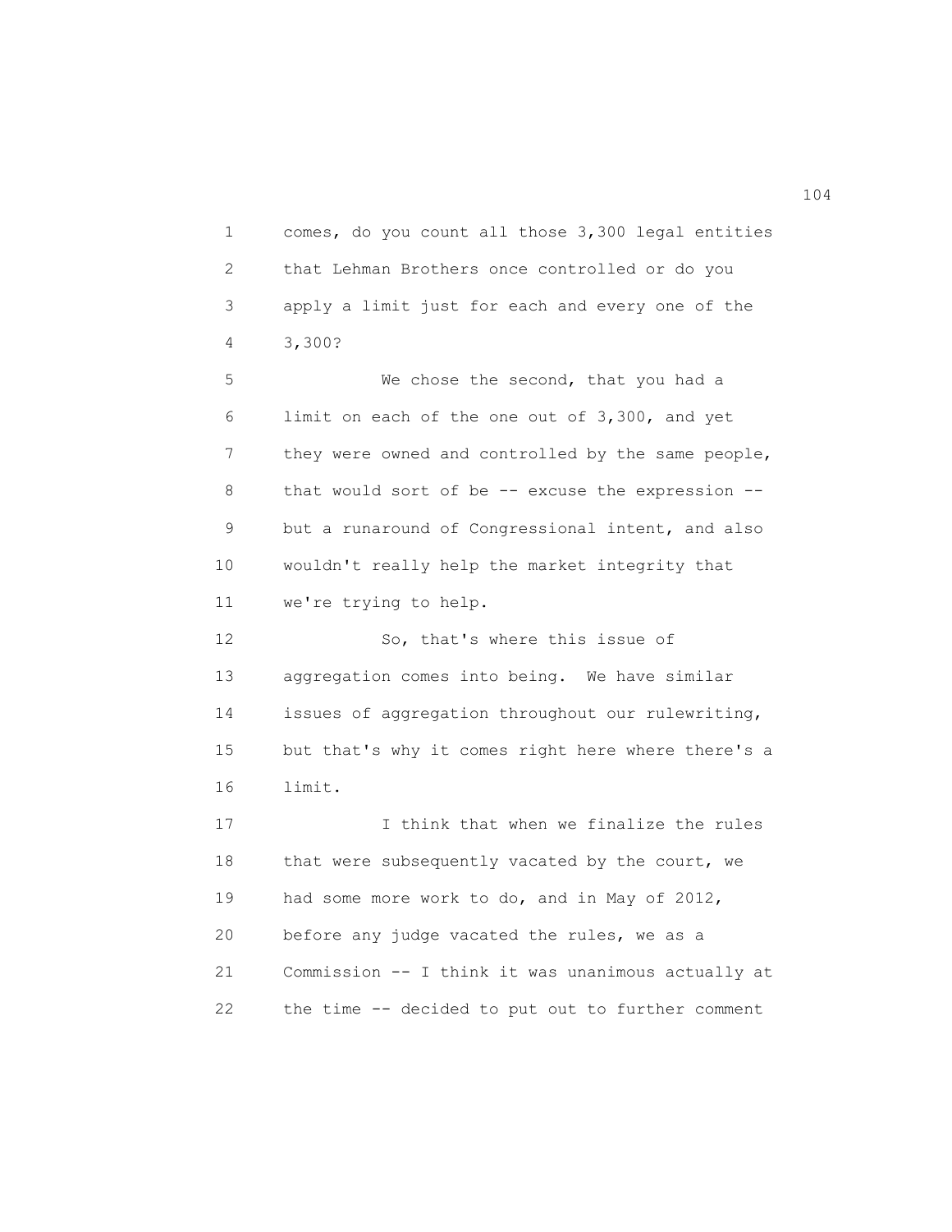comes, do you count all those 3,300 legal entities that Lehman Brothers once controlled or do you apply a limit just for each and every one of the 3,300?

We chose the second, that you had a limit on each of the one out of 3,300, and yet they were owned and controlled by the same people, that would sort of be -- excuse the expression -- but a runaround of Congressional intent, and also wouldn't really help the market integrity that we're trying to help.

So, that's where this issue of aggregation comes into being. We have similar issues of aggregation throughout our rulewriting, but that's why it comes right here where there's a limit.

I think that when we finalize the rules that were subsequently vacated by the court, we had some more work to do, and in May of 2012, before any judge vacated the rules, we as a Commission -- I think it was unanimous actually at the time -- decided to put out to further comment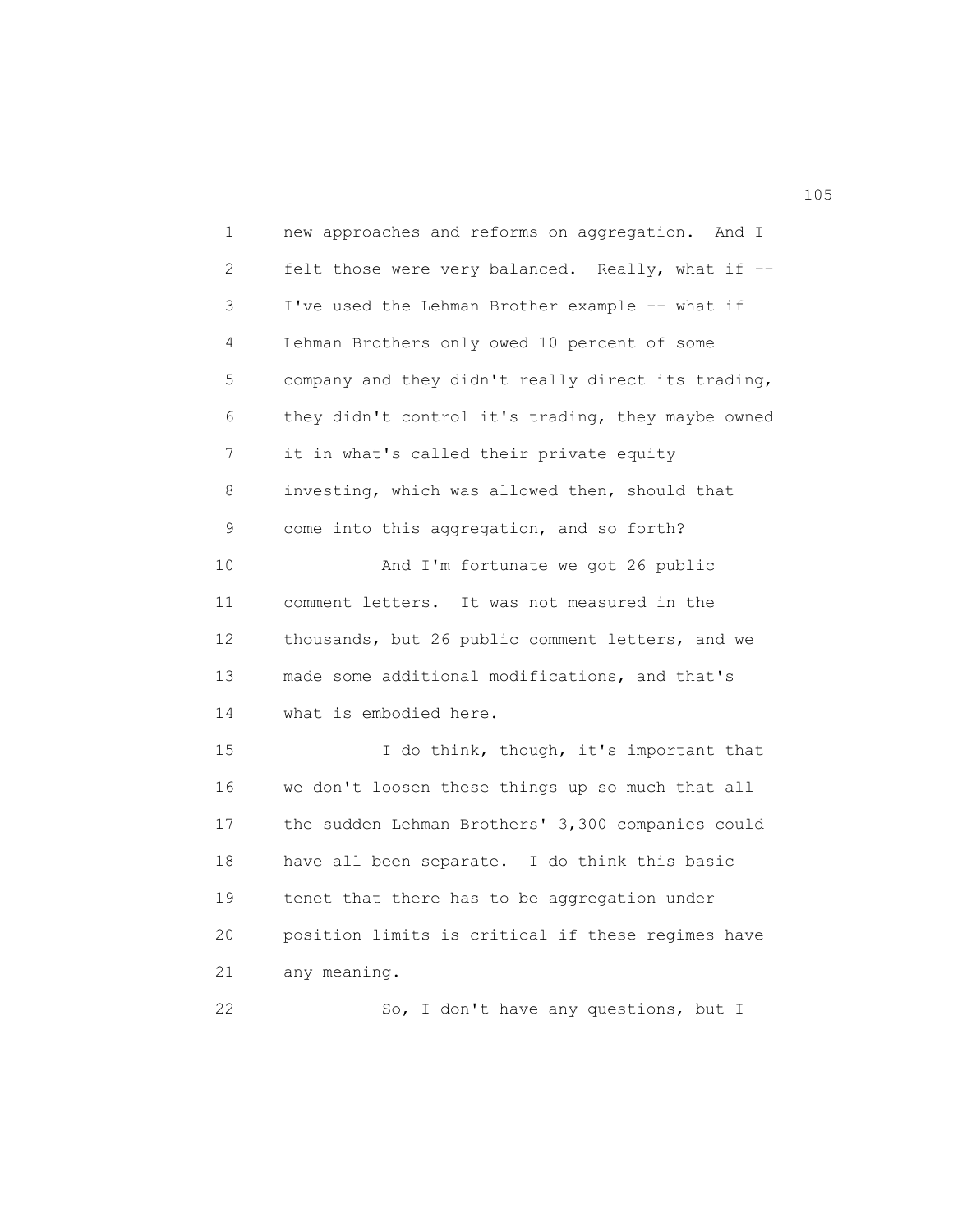new approaches and reforms on aggregation. And I felt those were very balanced. Really, what if -- I've used the Lehman Brother example -- what if Lehman Brothers only owed 10 percent of some company and they didn't really direct its trading, they didn't control it's trading, they maybe owned it in what's called their private equity investing, which was allowed then, should that come into this aggregation, and so forth?

And I'm fortunate we got 26 public comment letters. It was not measured in the thousands, but 26 public comment letters, and we made some additional modifications, and that's what is embodied here.

I do think, though, it's important that we don't loosen these things up so much that all the sudden Lehman Brothers' 3,300 companies could have all been separate. I do think this basic tenet that there has to be aggregation under position limits is critical if these regimes have any meaning.

So, I don't have any questions, but I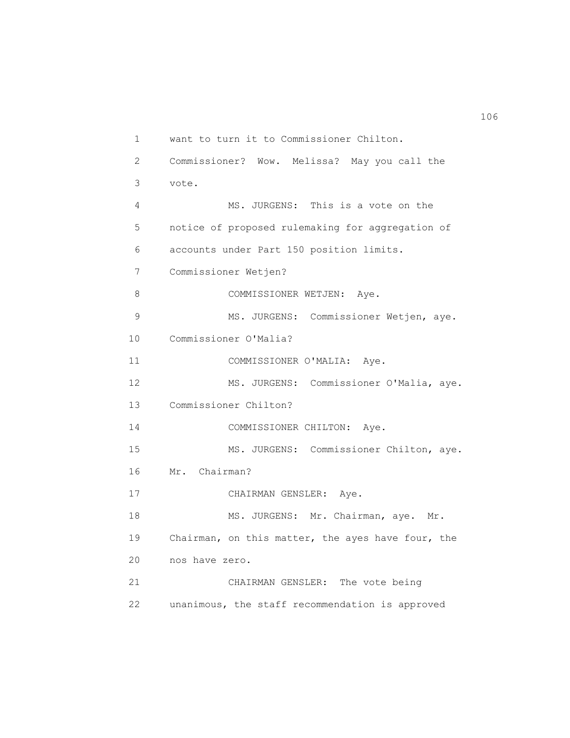want to turn it to Commissioner Chilton. Commissioner? Wow. Melissa? May you call the vote.

MS. JURGENS: This is a vote on the notice of proposed rulemaking for aggregation of accounts under Part 150 position limits. Commissioner Wetjen?

COMMISSIONER WETJEN: Aye.

MS. JURGENS: Commissioner Wetjen, aye. Commissioner O'Malia?

COMMISSIONER O'MALIA: Aye.

MS. JURGENS: Commissioner O'Malia, aye. Commissioner Chilton?

COMMISSIONER CHILTON: Aye.

MS. JURGENS: Commissioner Chilton, aye. Mr. Chairman?

CHAIRMAN GENSLER: Aye.

MS. JURGENS: Mr. Chairman, aye. Mr. Chairman, on this matter, the ayes have four, the nos have zero.

CHAIRMAN GENSLER: The vote being unanimous, the staff recommendation is approved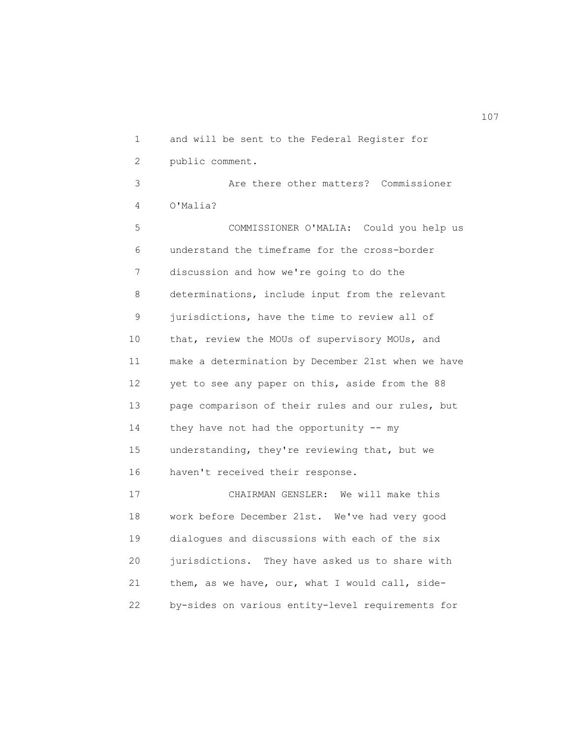and will be sent to the Federal Register for public comment.

Are there other matters? Commissioner O'Malia?

COMMISSIONER O'MALIA: Could you help us understand the timeframe for the cross-border discussion and how we're going to do the determinations, include input from the relevant jurisdictions, have the time to review all of that, review the MOUs of supervisory MOUs, and make a determination by December 21st when we have yet to see any paper on this, aside from the 88 page comparison of their rules and our rules, but they have not had the opportunity -- my understanding, they're reviewing that, but we haven't received their response.

CHAIRMAN GENSLER: We will make this work before December 21st. We've had very good dialogues and discussions with each of the six jurisdictions. They have asked us to share with them, as we have, our, what I would call, side-by-sides on various entity-level requirements for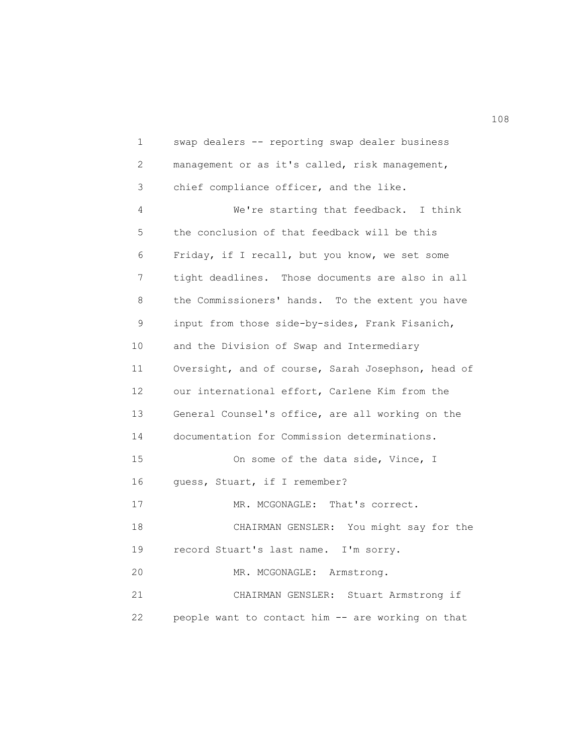swap dealers -- reporting swap dealer business management or as it's called, risk management, chief compliance officer, and the like.

We're starting that feedback. I think the conclusion of that feedback will be this Friday, if I recall, but you know, we set some tight deadlines. Those documents are also in all the Commissioners' hands. To the extent you have input from those side-by-sides, Frank Fisanich, and the Division of Swap and Intermediary Oversight, and of course, Sarah Josephson, head of our international effort, Carlene Kim from the General Counsel's office, are all working on the documentation for Commission determinations.

On some of the data side, Vince, I guess, Stuart, if I remember?

MR. MCGONAGLE: That's correct.

CHAIRMAN GENSLER: You might say for the record Stuart's last name. I'm sorry.

MR. MCGONAGLE: Armstrong.

CHAIRMAN GENSLER: Stuart Armstrong if people want to contact him -- are working on that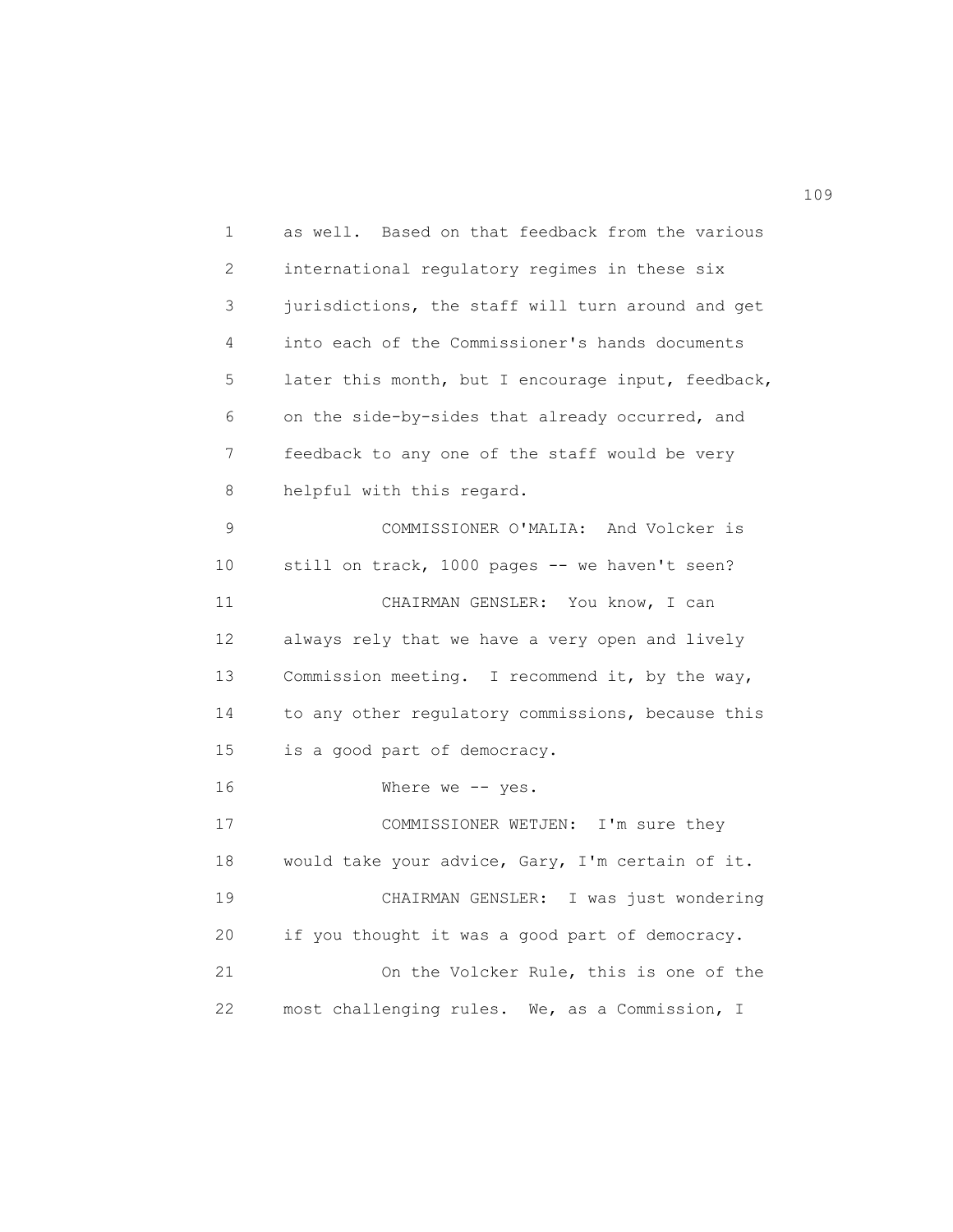as well. Based on that feedback from the various international regulatory regimes in these six jurisdictions, the staff will turn around and get into each of the Commissioner's hands documents later this month, but I encourage input, feedback, on the side-by-sides that already occurred, and feedback to any one of the staff would be very helpful with this regard.

COMMISSIONER O'MALIA: And Volcker is still on track, 1000 pages -- we haven't seen?

CHAIRMAN GENSLER: You know, I can always rely that we have a very open and lively Commission meeting. I recommend it, by the way, to any other regulatory commissions, because this is a good part of democracy.

Where we -- yes.

COMMISSIONER WETJEN: I'm sure they would take your advice, Gary, I'm certain of it.

CHAIRMAN GENSLER: I was just wondering if you thought it was a good part of democracy.

On the Volcker Rule, this is one of the most challenging rules. We, as a Commission, I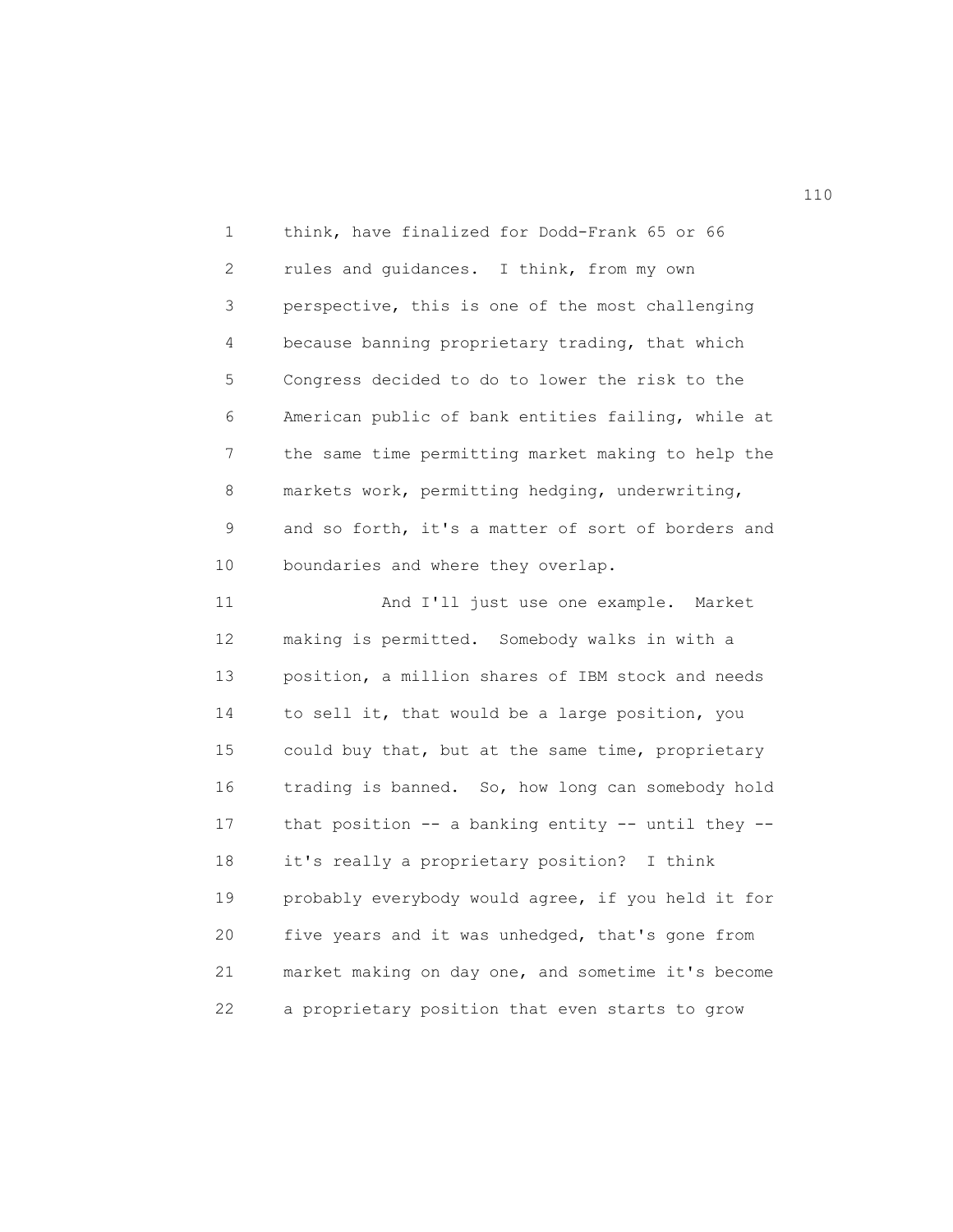think, have finalized for Dodd-Frank 65 or 66 rules and guidances. I think, from my own perspective, this is one of the most challenging because banning proprietary trading, that which Congress decided to do to lower the risk to the American public of bank entities failing, while at the same time permitting market making to help the markets work, permitting hedging, underwriting, and so forth, it's a matter of sort of borders and boundaries and where they overlap.

And I'll just use one example. Market making is permitted. Somebody walks in with a position, a million shares of IBM stock and needs to sell it, that would be a large position, you could buy that, but at the same time, proprietary trading is banned. So, how long can somebody hold that position -- a banking entity -- until they -- it's really a proprietary position? I think probably everybody would agree, if you held it for five years and it was unhedged, that's gone from market making on day one, and sometime it's become a proprietary position that even starts to grow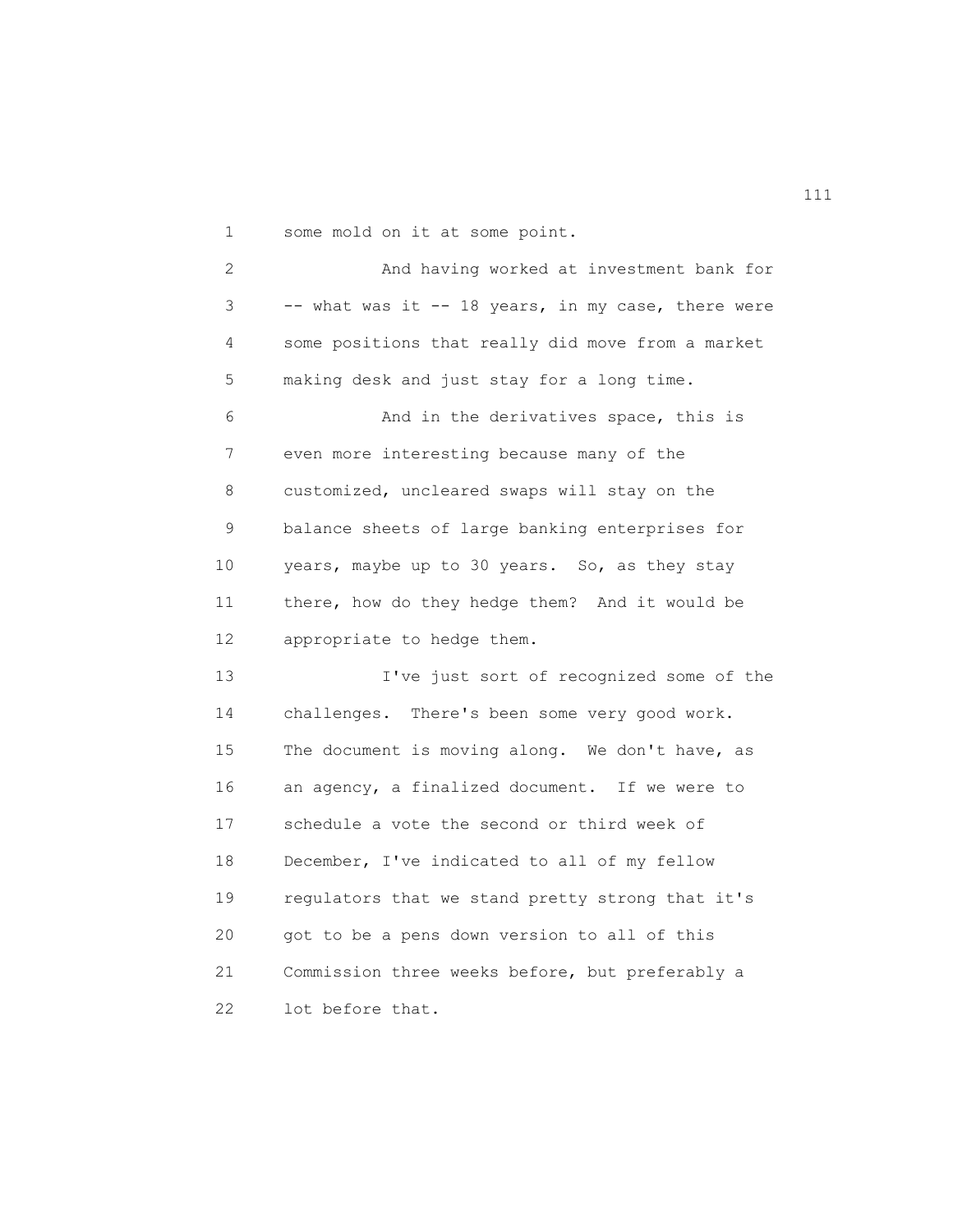some mold on it at some point.

And having worked at investment bank for -- what was it -- 18 years, in my case, there were some positions that really did move from a market making desk and just stay for a long time.

And in the derivatives space, this is even more interesting because many of the customized, uncleared swaps will stay on the balance sheets of large banking enterprises for years, maybe up to 30 years. So, as they stay there, how do they hedge them? And it would be appropriate to hedge them.

I've just sort of recognized some of the challenges. There's been some very good work. The document is moving along. We don't have, as an agency, a finalized document. If we were to schedule a vote the second or third week of December, I've indicated to all of my fellow regulators that we stand pretty strong that it's got to be a pens down version to all of this Commission three weeks before, but preferably a lot before that.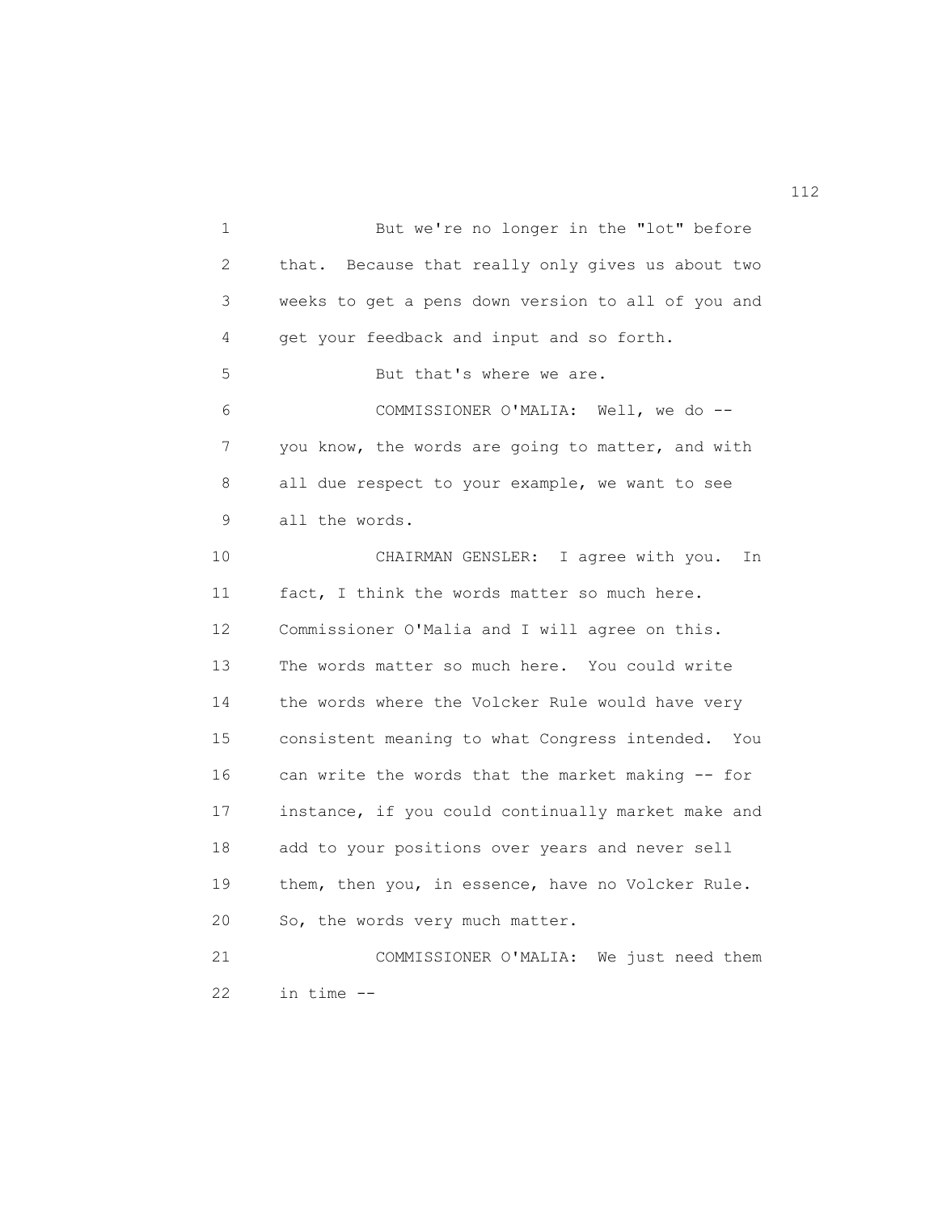But we're no longer in the "lot" before that. Because that really only gives us about two weeks to get a pens down version to all of you and get your feedback and input and so forth.

But that's where we are.

COMMISSIONER O'MALIA: Well, we do -- you know, the words are going to matter, and with all due respect to your example, we want to see all the words.

CHAIRMAN GENSLER: I agree with you. In fact, I think the words matter so much here. Commissioner O'Malia and I will agree on this. The words matter so much here. You could write the words where the Volcker Rule would have very consistent meaning to what Congress intended. You can write the words that the market making -- for instance, if you could continually market make and add to your positions over years and never sell them, then you, in essence, have no Volcker Rule. So, the words very much matter.

COMMISSIONER O'MALIA: We just need them in time --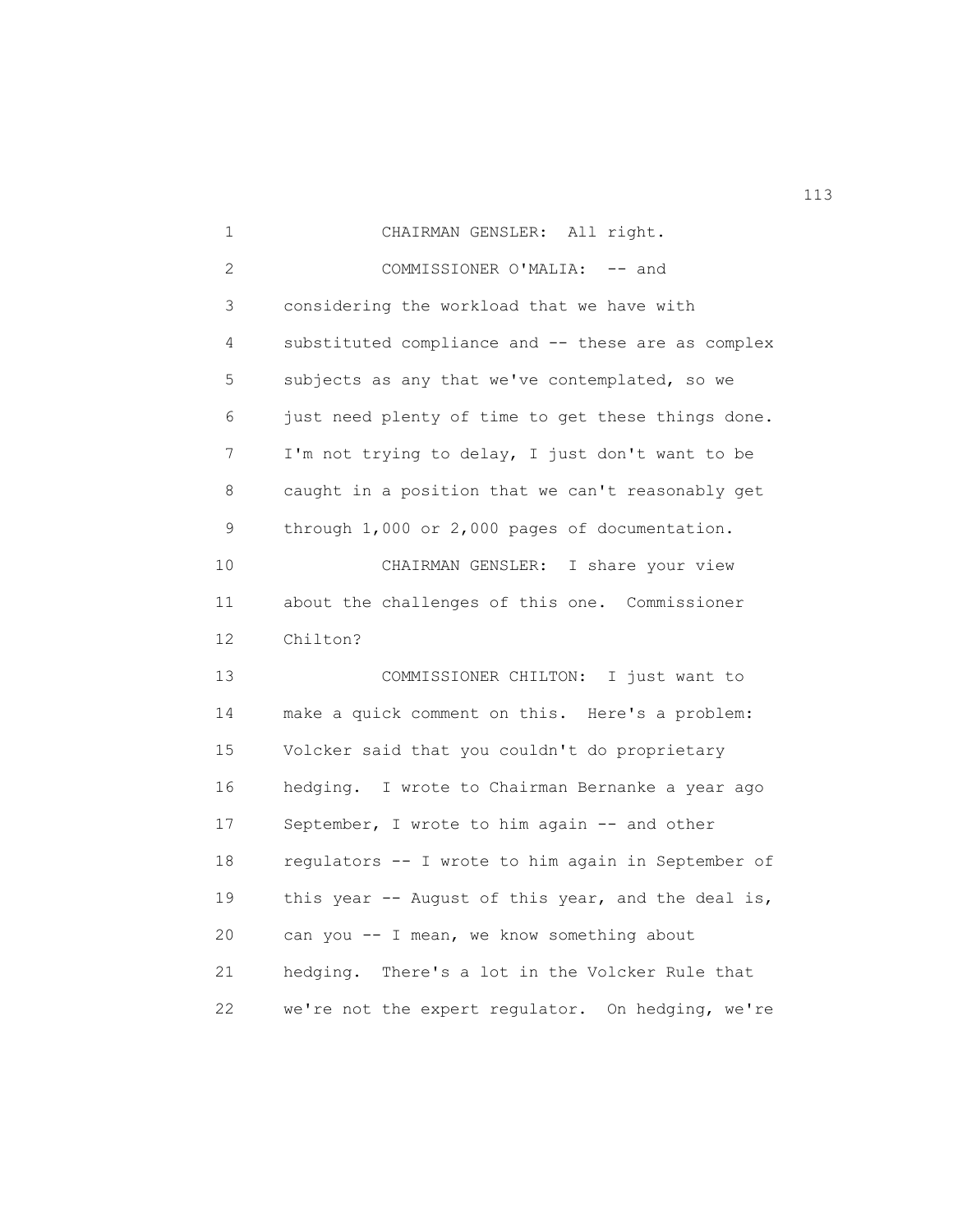CHAIRMAN GENSLER: All right.

COMMISSIONER O'MALIA: -- and considering the workload that we have with substituted compliance and -- these are as complex subjects as any that we've contemplated, so we just need plenty of time to get these things done. I'm not trying to delay, I just don't want to be caught in a position that we can't reasonably get through 1,000 or 2,000 pages of documentation.

CHAIRMAN GENSLER: I share your view about the challenges of this one. Commissioner Chilton?

COMMISSIONER CHILTON: I just want to make a quick comment on this. Here's a problem: Volcker said that you couldn't do proprietary hedging. I wrote to Chairman Bernanke a year ago September, I wrote to him again -- and other regulators -- I wrote to him again in September of this year -- August of this year, and the deal is, can you -- I mean, we know something about hedging. There's a lot in the Volcker Rule that we're not the expert regulator. On hedging, we're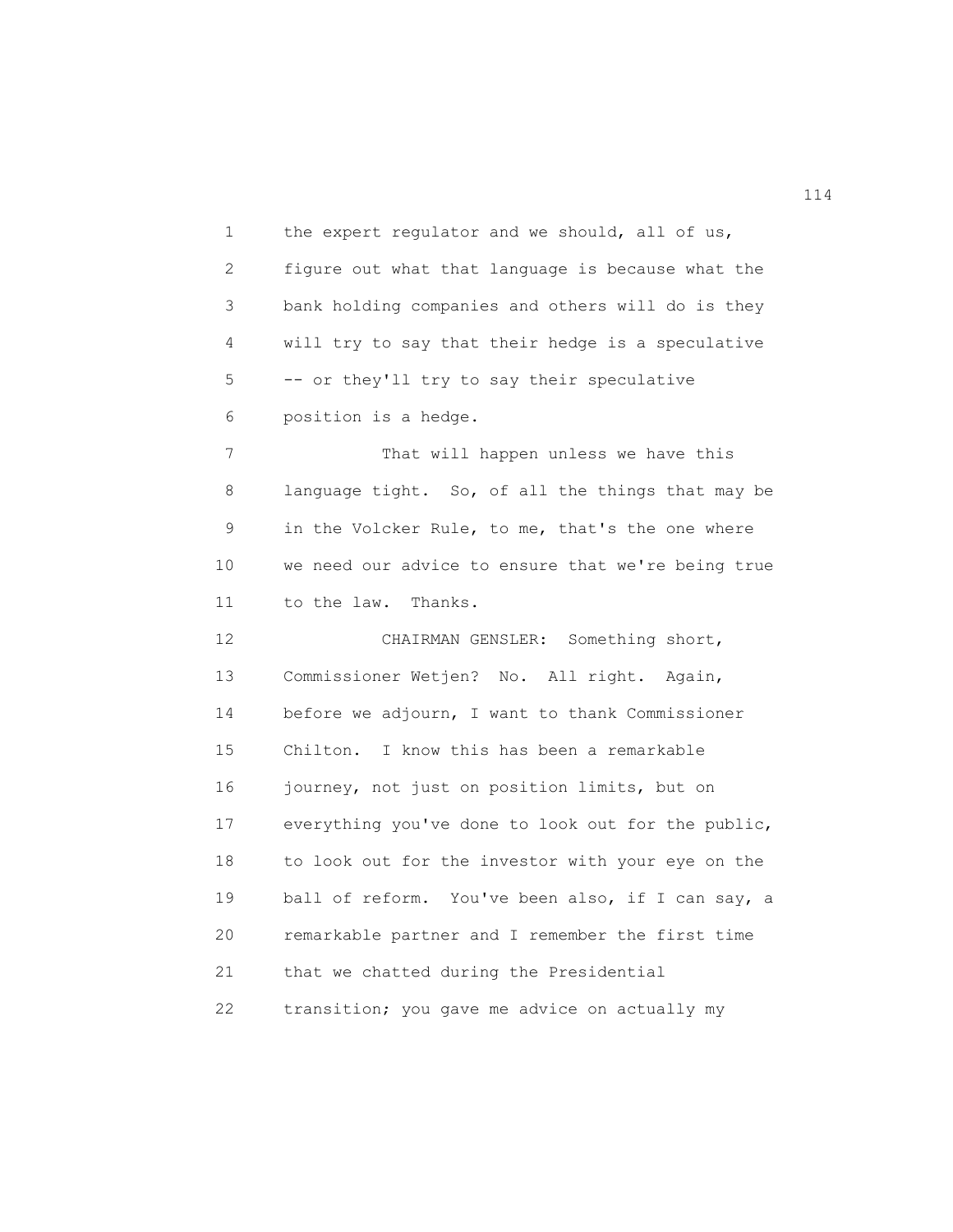the expert regulator and we should, all of us, figure out what that language is because what the bank holding companies and others will do is they will try to say that their hedge is a speculative -- or they'll try to say their speculative position is a hedge.

That will happen unless we have this language tight. So, of all the things that may be in the Volcker Rule, to me, that's the one where we need our advice to ensure that we're being true to the law. Thanks.

CHAIRMAN GENSLER: Something short, Commissioner Wetjen? No. All right. Again, before we adjourn, I want to thank Commissioner Chilton. I know this has been a remarkable journey, not just on position limits, but on everything you've done to look out for the public, to look out for the investor with your eye on the ball of reform. You've been also, if I can say, a remarkable partner and I remember the first time that we chatted during the Presidential transition; you gave me advice on actually my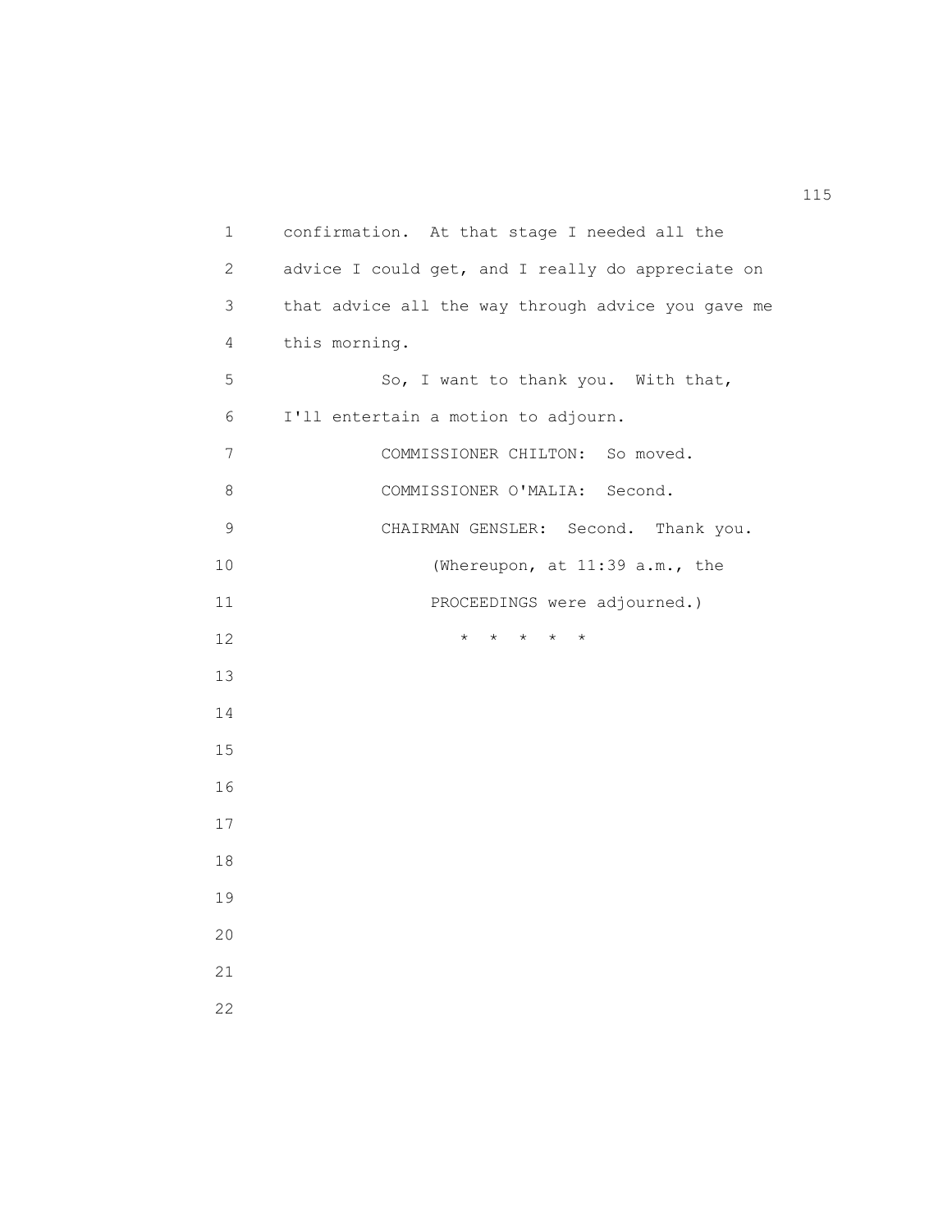confirmation. At that stage I needed all the advice I could get, and I really do appreciate on that advice all the way through advice you gave me this morning.

So, I want to thank you. With that, I'll entertain a motion to adjourn.

COMMISSIONER CHILTON: So moved.

COMMISSIONER O'MALIA: Second.

CHAIRMAN GENSLER: Second. Thank you.

(Whereupon, at 11:39 a.m., the PROCEEDINGS were adjourned.)

* * * * *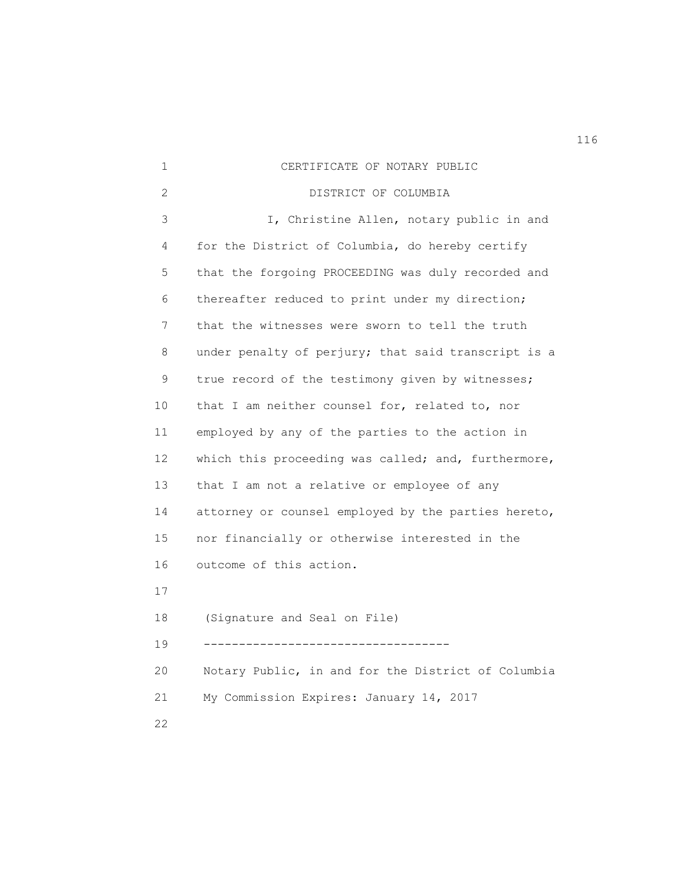# CERTIFICATE OF NOTARY PUBLIC

## DISTRICT OF COLUMBIA

I, Christine Allen, notary public in and for the District of Columbia, do hereby certify that the forgoing PROCEEDING was duly recorded and thereafter reduced to print under my direction; that the witnesses were sworn to tell the truth under penalty of perjury; that said transcript is a true record of the testimony given by witnesses; that I am neither counsel for, related to, nor employed by any of the parties to the action in which this proceeding was called; and, furthermore, that I am not a relative or employee of any attorney or counsel employed by the parties hereto, nor financially or otherwise interested in the outcome of this action.

(Signature and Seal on File)

-----------------------------------

Notary Public, in and for the District of Columbia

My Commission Expires: January 14, 2017